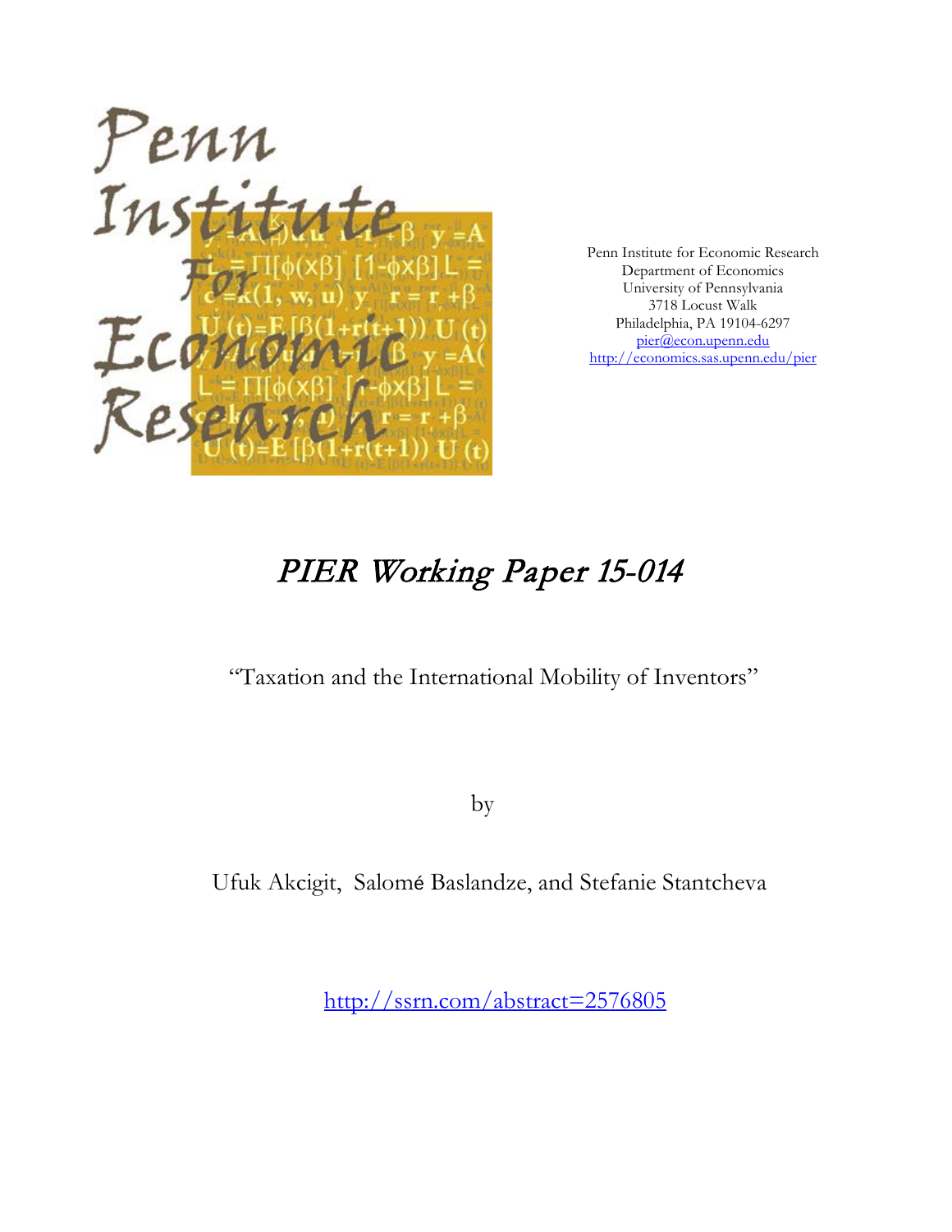Penn Institute for Economic Research
Department of Economics
University of Pennsylvania
3718 Locust Walk
Philadelphia, PA 19104-6297
pier@econ.upenn.edu
http://economics.sas.upenn.edu/pier

# *PIER Working Paper 15-014*

"Taxation and the International Mobility of Inventors"

by

Ufuk Akcigit, Salomé Baslandze, and Stefanie Stantcheva

http://ssrn.com/abstract=2576805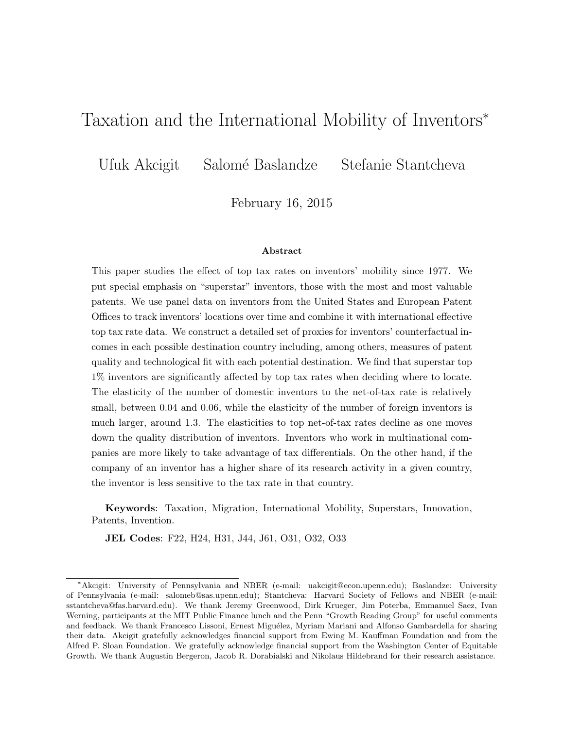# Taxation and the International Mobility of Inventors*

Ufuk Akcigit     Salomé Baslandze     Stefanie Stantcheva

February 16, 2015

### Abstract

This paper studies the effect of top tax rates on inventors' mobility since 1977. We put special emphasis on "superstar" inventors, those with the most and most valuable patents. We use panel data on inventors from the United States and European Patent Offices to track inventors' locations over time and combine it with international effective top tax rate data. We construct a detailed set of proxies for inventors' counterfactual incomes in each possible destination country including, among others, measures of patent quality and technological fit with each potential destination. We find that superstar top 1% inventors are significantly affected by top tax rates when deciding where to locate. The elasticity of the number of domestic inventors to the net-of-tax rate is relatively small, between 0.04 and 0.06, while the elasticity of the number of foreign inventors is much larger, around 1.3. The elasticities to top net-of-tax rates decline as one moves down the quality distribution of inventors. Inventors who work in multinational companies are more likely to take advantage of tax differentials. On the other hand, if the company of an inventor has a higher share of its research activity in a given country, the inventor is less sensitive to the tax rate in that country.

**Keywords**: Taxation, Migration, International Mobility, Superstars, Innovation, Patents, Invention.

**JEL Codes**: F22, H24, H31, J44, J61, O31, O32, O33

---

*Akcigit: University of Pennsylvania and NBER (e-mail: uakcigit@econ.upenn.edu); Baslandze: University of Pennsylvania (e-mail: salomeb@sas.upenn.edu); Stantcheva: Harvard Society of Fellows and NBER (e-mail: sstantcheva@fas.harvard.edu). We thank Jeremy Greenwood, Dirk Krueger, Jim Poterba, Emmanuel Saez, Ivan Werning, participants at the MIT Public Finance lunch and the Penn "Growth Reading Group" for useful comments and feedback. We thank Francesco Lissoni, Ernest Miguélez, Myriam Mariani and Alfonso Gambardella for sharing their data. Akcigit gratefully acknowledges financial support from Ewing M. Kauffman Foundation and from the Alfred P. Sloan Foundation. We gratefully acknowledge financial support from the Washington Center of Equitable Growth. We thank Augustin Bergeron, Jacob R. Dorabialski and Nikolaus Hildebrand for their research assistance.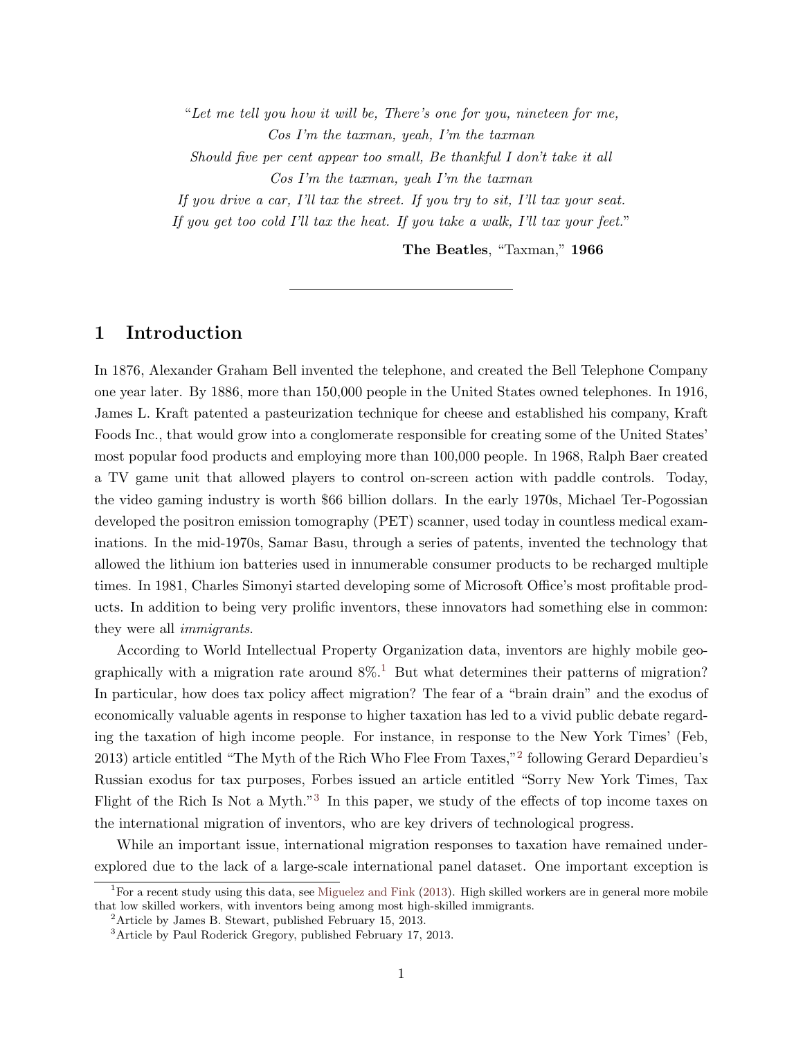"*Let me tell you how it will be, There's one for you, nineteen for me,*
*Cos I'm the taxman, yeah, I'm the taxman*
*Should five per cent appear too small, Be thankful I don't take it all*
*Cos I'm the taxman, yeah I'm the taxman*
*If you drive a car, I'll tax the street. If you try to sit, I'll tax your seat.*
*If you get too cold I'll tax the heat. If you take a walk, I'll tax your feet.*"

**The Beatles**, "Taxman," **1966**

---

## 1 Introduction

In 1876, Alexander Graham Bell invented the telephone, and created the Bell Telephone Company one year later. By 1886, more than 150,000 people in the United States owned telephones. In 1916, James L. Kraft patented a pasteurization technique for cheese and established his company, Kraft Foods Inc., that would grow into a conglomerate responsible for creating some of the United States' most popular food products and employing more than 100,000 people. In 1968, Ralph Baer created a TV game unit that allowed players to control on-screen action with paddle controls. Today, the video gaming industry is worth $66 billion dollars. In the early 1970s, Michael Ter-Pogossian developed the positron emission tomography (PET) scanner, used today in countless medical examinations. In the mid-1970s, Samar Basu, through a series of patents, invented the technology that allowed the lithium ion batteries used in innumerable consumer products to be recharged multiple times. In 1981, Charles Simonyi started developing some of Microsoft Office's most profitable products. In addition to being very prolific inventors, these innovators had something else in common: they were all *immigrants*.

According to World Intellectual Property Organization data, inventors are highly mobile geographically with a migration rate around 8%.[1] But what determines their patterns of migration? In particular, how does tax policy affect migration? The fear of a "brain drain" and the exodus of economically valuable agents in response to higher taxation has led to a vivid public debate regarding the taxation of high income people. For instance, in response to the New York Times' (Feb, 2013) article entitled "The Myth of the Rich Who Flee From Taxes,"[2] following Gerard Depardieu's Russian exodus for tax purposes, Forbes issued an article entitled "Sorry New York Times, Tax Flight of the Rich Is Not a Myth."[3] In this paper, we study of the effects of top income taxes on the international migration of inventors, who are key drivers of technological progress.

While an important issue, international migration responses to taxation have remained under-explored due to the lack of a large-scale international panel dataset. One important exception is

[1] For a recent study using this data, see Miguelez and Fink (2013). High skilled workers are in general more mobile that low skilled workers, with inventors being among most high-skilled immigrants.

[2] Article by James B. Stewart, published February 15, 2013.

[3] Article by Paul Roderick Gregory, published February 17, 2013.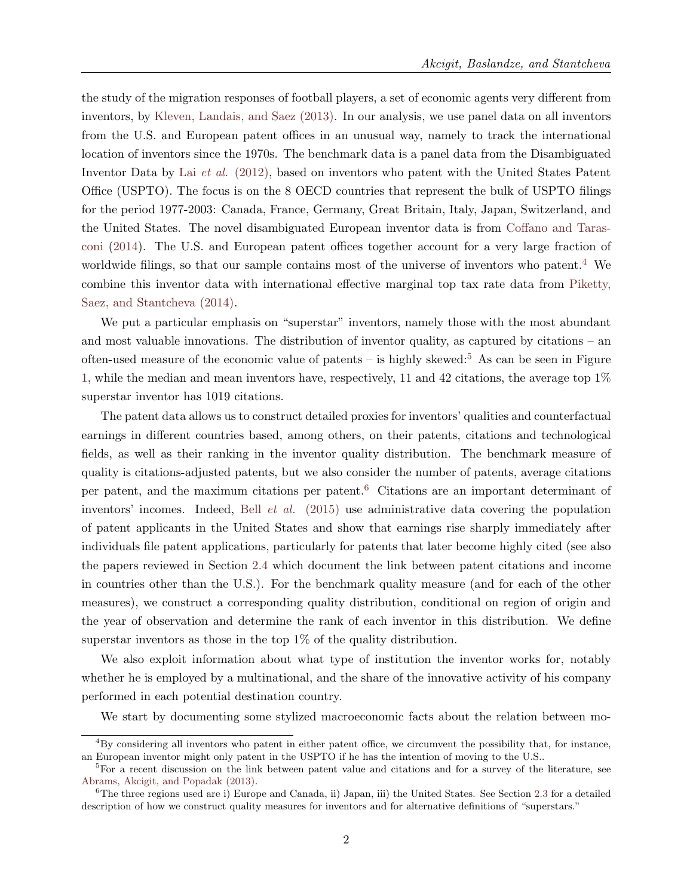the study of the migration responses of football players, a set of economic agents very different from inventors, by Kleven, Landais, and Saez (2013). In our analysis, we use panel data on all inventors from the U.S. and European patent offices in an unusual way, namely to track the international location of inventors since the 1970s. The benchmark data is a panel data from the Disambiguated Inventor Data by Lai *et al.* (2012), based on inventors who patent with the United States Patent Office (USPTO). The focus is on the 8 OECD countries that represent the bulk of USPTO filings for the period 1977-2003: Canada, France, Germany, Great Britain, Italy, Japan, Switzerland, and the United States. The novel disambiguated European inventor data is from Coffano and Tarasconi (2014). The U.S. and European patent offices together account for a very large fraction of worldwide filings, so that our sample contains most of the universe of inventors who patent.[4] We combine this inventor data with international effective marginal top tax rate data from Piketty, Saez, and Stantcheva (2014).

We put a particular emphasis on "superstar" inventors, namely those with the most abundant and most valuable innovations. The distribution of inventor quality, as captured by citations – an often-used measure of the economic value of patents – is highly skewed:[5] As can be seen in Figure 1, while the median and mean inventors have, respectively, 11 and 42 citations, the average top 1% superstar inventor has 1019 citations.

The patent data allows us to construct detailed proxies for inventors' qualities and counterfactual earnings in different countries based, among others, on their patents, citations and technological fields, as well as their ranking in the inventor quality distribution. The benchmark measure of quality is citations-adjusted patents, but we also consider the number of patents, average citations per patent, and the maximum citations per patent.[6] Citations are an important determinant of inventors' incomes. Indeed, Bell *et al.* (2015) use administrative data covering the population of patent applicants in the United States and show that earnings rise sharply immediately after individuals file patent applications, particularly for patents that later become highly cited (see also the papers reviewed in Section 2.4 which document the link between patent citations and income in countries other than the U.S.). For the benchmark quality measure (and for each of the other measures), we construct a corresponding quality distribution, conditional on region of origin and the year of observation and determine the rank of each inventor in this distribution. We define superstar inventors as those in the top 1% of the quality distribution.

We also exploit information about what type of institution the inventor works for, notably whether he is employed by a multinational, and the share of the innovative activity of his company performed in each potential destination country.

We start by documenting some stylized macroeconomic facts about the relation between mo-

[4] By considering all inventors who patent in either patent office, we circumvent the possibility that, for instance, an European inventor might only patent in the USPTO if he has the intention of moving to the U.S..

[5] For a recent discussion on the link between patent value and citations and for a survey of the literature, see Abrams, Akcigit, and Popadak (2013).

[6] The three regions used are i) Europe and Canada, ii) Japan, iii) the United States. See Section 2.3 for a detailed description of how we construct quality measures for inventors and for alternative definitions of "superstars."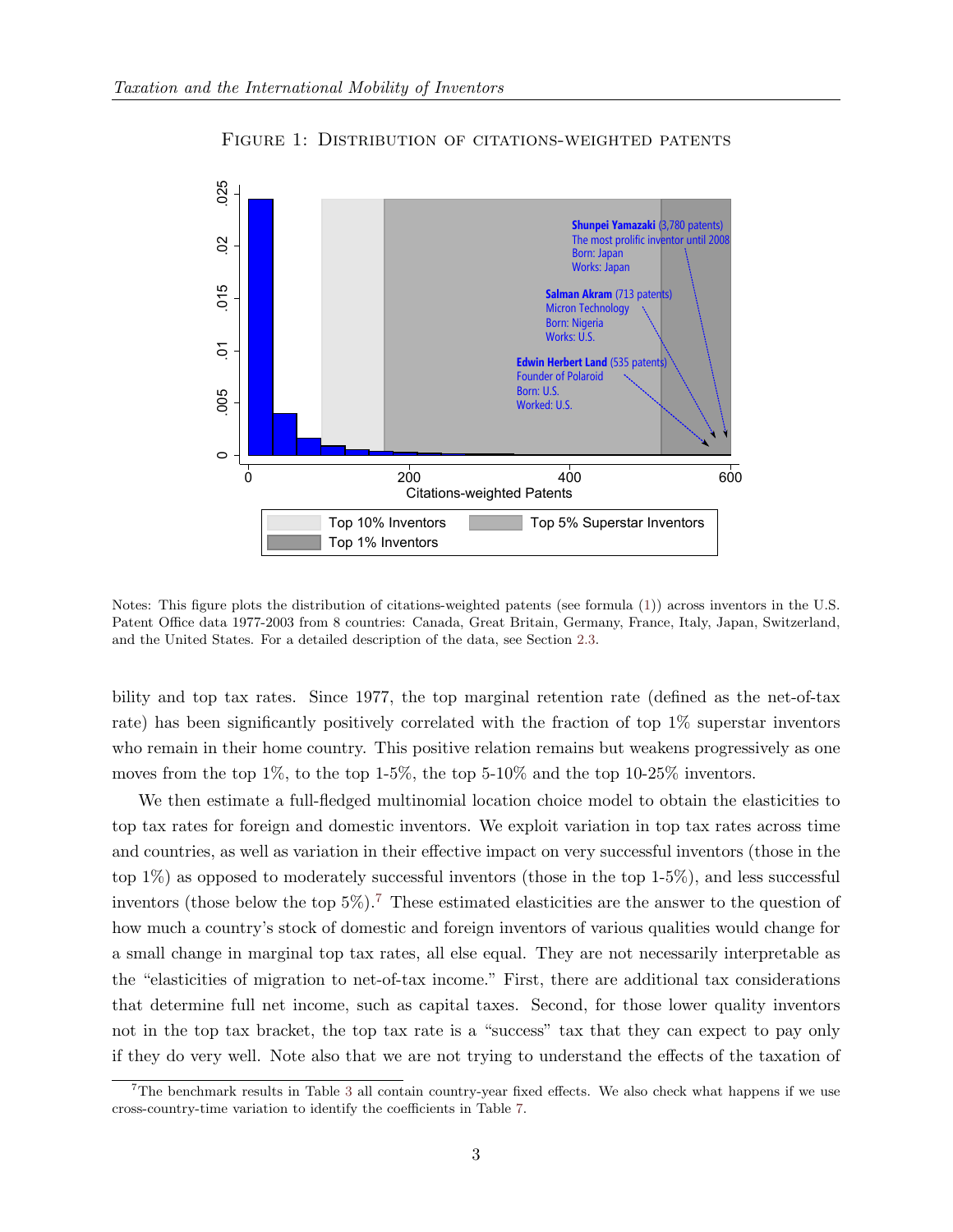FIGURE 1: DISTRIBUTION OF CITATIONS-WEIGHTED PATENTS

Notes: This figure plots the distribution of citations-weighted patents (see formula (1)) across inventors in the U.S. Patent Office data 1977-2003 from 8 countries: Canada, Great Britain, Germany, France, Italy, Japan, Switzerland, and the United States. For a detailed description of the data, see Section 2.3.

bility and top tax rates. Since 1977, the top marginal retention rate (defined as the net-of-tax rate) has been significantly positively correlated with the fraction of top 1% superstar inventors who remain in their home country. This positive relation remains but weakens progressively as one moves from the top 1%, to the top 1-5%, the top 5-10% and the top 10-25% inventors.

We then estimate a full-fledged multinomial location choice model to obtain the elasticities to top tax rates for foreign and domestic inventors. We exploit variation in top tax rates across time and countries, as well as variation in their effective impact on very successful inventors (those in the top 1%) as opposed to moderately successful inventors (those in the top 1-5%), and less successful inventors (those below the top 5%).[7] These estimated elasticities are the answer to the question of how much a country's stock of domestic and foreign inventors of various qualities would change for a small change in marginal top tax rates, all else equal. They are not necessarily interpretable as the "elasticities of migration to net-of-tax income." First, there are additional tax considerations that determine full net income, such as capital taxes. Second, for those lower quality inventors not in the top tax bracket, the top tax rate is a "success" tax that they can expect to pay only if they do very well. Note also that we are not trying to understand the effects of the taxation of

[7] The benchmark results in Table 3 all contain country-year fixed effects. We also check what happens if we use cross-country-time variation to identify the coefficients in Table 7.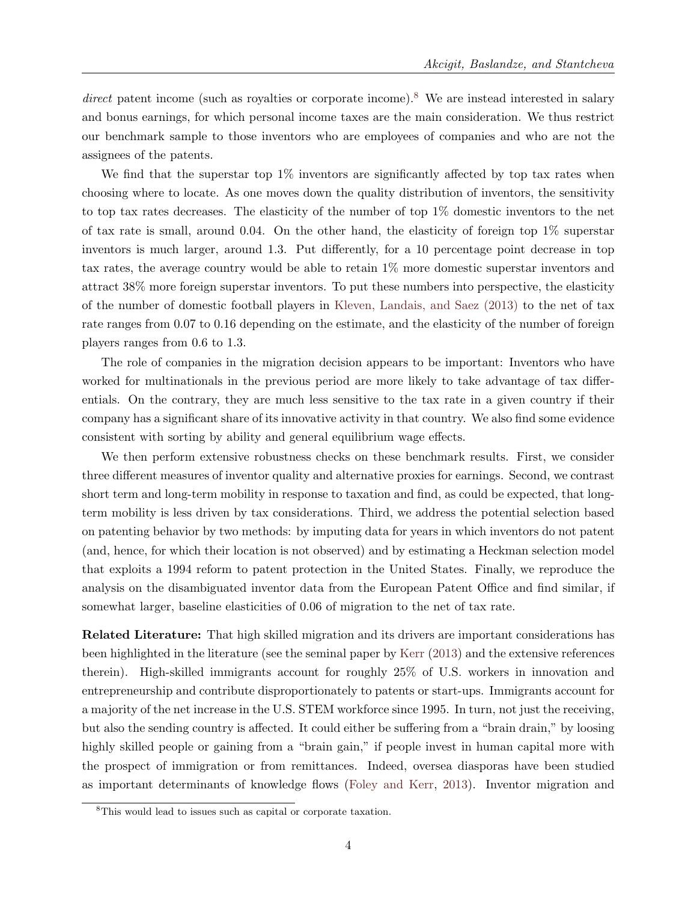*direct* patent income (such as royalties or corporate income).[8] We are instead interested in salary and bonus earnings, for which personal income taxes are the main consideration. We thus restrict our benchmark sample to those inventors who are employees of companies and who are not the assignees of the patents.

We find that the superstar top 1% inventors are significantly affected by top tax rates when choosing where to locate. As one moves down the quality distribution of inventors, the sensitivity to top tax rates decreases. The elasticity of the number of top 1% domestic inventors to the net of tax rate is small, around 0.04. On the other hand, the elasticity of foreign top 1% superstar inventors is much larger, around 1.3. Put differently, for a 10 percentage point decrease in top tax rates, the average country would be able to retain 1% more domestic superstar inventors and attract 38% more foreign superstar inventors. To put these numbers into perspective, the elasticity of the number of domestic football players in Kleven, Landais, and Saez (2013) to the net of tax rate ranges from 0.07 to 0.16 depending on the estimate, and the elasticity of the number of foreign players ranges from 0.6 to 1.3.

The role of companies in the migration decision appears to be important: Inventors who have worked for multinationals in the previous period are more likely to take advantage of tax differentials. On the contrary, they are much less sensitive to the tax rate in a given country if their company has a significant share of its innovative activity in that country. We also find some evidence consistent with sorting by ability and general equilibrium wage effects.

We then perform extensive robustness checks on these benchmark results. First, we consider three different measures of inventor quality and alternative proxies for earnings. Second, we contrast short term and long-term mobility in response to taxation and find, as could be expected, that long-term mobility is less driven by tax considerations. Third, we address the potential selection based on patenting behavior by two methods: by imputing data for years in which inventors do not patent (and, hence, for which their location is not observed) and by estimating a Heckman selection model that exploits a 1994 reform to patent protection in the United States. Finally, we reproduce the analysis on the disambiguated inventor data from the European Patent Office and find similar, if somewhat larger, baseline elasticities of 0.06 of migration to the net of tax rate.

**Related Literature:** That high skilled migration and its drivers are important considerations has been highlighted in the literature (see the seminal paper by Kerr (2013) and the extensive references therein). High-skilled immigrants account for roughly 25% of U.S. workers in innovation and entrepreneurship and contribute disproportionately to patents or start-ups. Immigrants account for a majority of the net increase in the U.S. STEM workforce since 1995. In turn, not just the receiving, but also the sending country is affected. It could either be suffering from a "brain drain," by loosing highly skilled people or gaining from a "brain gain," if people invest in human capital more with the prospect of immigration or from remittances. Indeed, oversea diasporas have been studied as important determinants of knowledge flows (Foley and Kerr, 2013). Inventor migration and

[8] This would lead to issues such as capital or corporate taxation.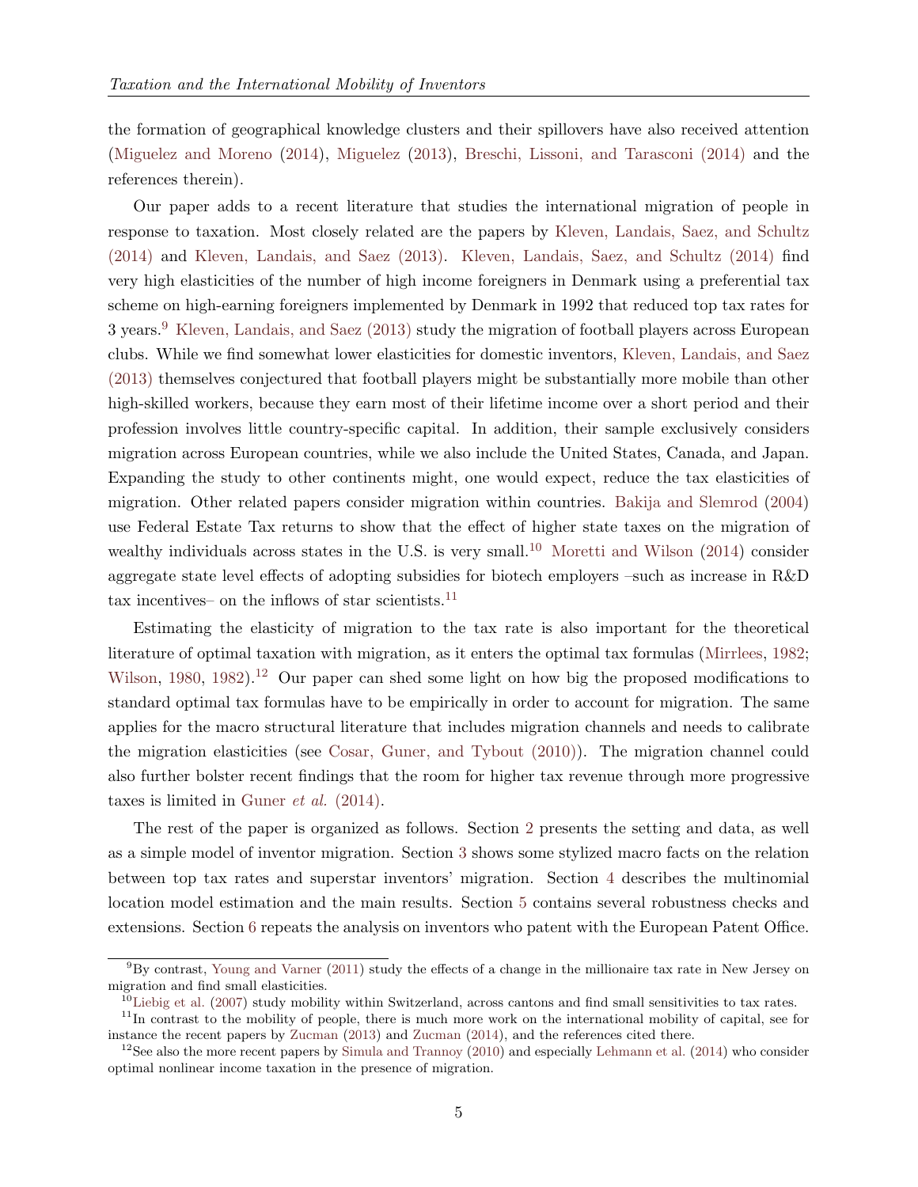the formation of geographical knowledge clusters and their spillovers have also received attention (Miguelez and Moreno (2014), Miguelez (2013), Breschi, Lissoni, and Tarasconi (2014) and the references therein).

Our paper adds to a recent literature that studies the international migration of people in response to taxation. Most closely related are the papers by Kleven, Landais, Saez, and Schultz (2014) and Kleven, Landais, and Saez (2013). Kleven, Landais, Saez, and Schultz (2014) find very high elasticities of the number of high income foreigners in Denmark using a preferential tax scheme on high-earning foreigners implemented by Denmark in 1992 that reduced top tax rates for 3 years.[9] Kleven, Landais, and Saez (2013) study the migration of football players across European clubs. While we find somewhat lower elasticities for domestic inventors, Kleven, Landais, and Saez (2013) themselves conjectured that football players might be substantially more mobile than other high-skilled workers, because they earn most of their lifetime income over a short period and their profession involves little country-specific capital. In addition, their sample exclusively considers migration across European countries, while we also include the United States, Canada, and Japan. Expanding the study to other continents might, one would expect, reduce the tax elasticities of migration. Other related papers consider migration within countries. Bakija and Slemrod (2004) use Federal Estate Tax returns to show that the effect of higher state taxes on the migration of wealthy individuals across states in the U.S. is very small.[10] Moretti and Wilson (2014) consider aggregate state level effects of adopting subsidies for biotech employers –such as increase in R&D tax incentives– on the inflows of star scientists.[11]

Estimating the elasticity of migration to the tax rate is also important for the theoretical literature of optimal taxation with migration, as it enters the optimal tax formulas (Mirrlees, 1982; Wilson, 1980, 1982).[12] Our paper can shed some light on how big the proposed modifications to standard optimal tax formulas have to be empirically in order to account for migration. The same applies for the macro structural literature that includes migration channels and needs to calibrate the migration elasticities (see Cosar, Guner, and Tybout (2010)). The migration channel could also further bolster recent findings that the room for higher tax revenue through more progressive taxes is limited in Guner *et al.* (2014).

The rest of the paper is organized as follows. Section 2 presents the setting and data, as well as a simple model of inventor migration. Section 3 shows some stylized macro facts on the relation between top tax rates and superstar inventors' migration. Section 4 describes the multinomial location model estimation and the main results. Section 5 contains several robustness checks and extensions. Section 6 repeats the analysis on inventors who patent with the European Patent Office.

---

[9] By contrast, Young and Varner (2011) study the effects of a change in the millionaire tax rate in New Jersey on migration and find small elasticities.

[10] Liebig et al. (2007) study mobility within Switzerland, across cantons and find small sensitivities to tax rates.

[11] In contrast to the mobility of people, there is much more work on the international mobility of capital, see for instance the recent papers by Zucman (2013) and Zucman (2014), and the references cited there.

[12] See also the more recent papers by Simula and Trannoy (2010) and especially Lehmann et al. (2014) who consider optimal nonlinear income taxation in the presence of migration.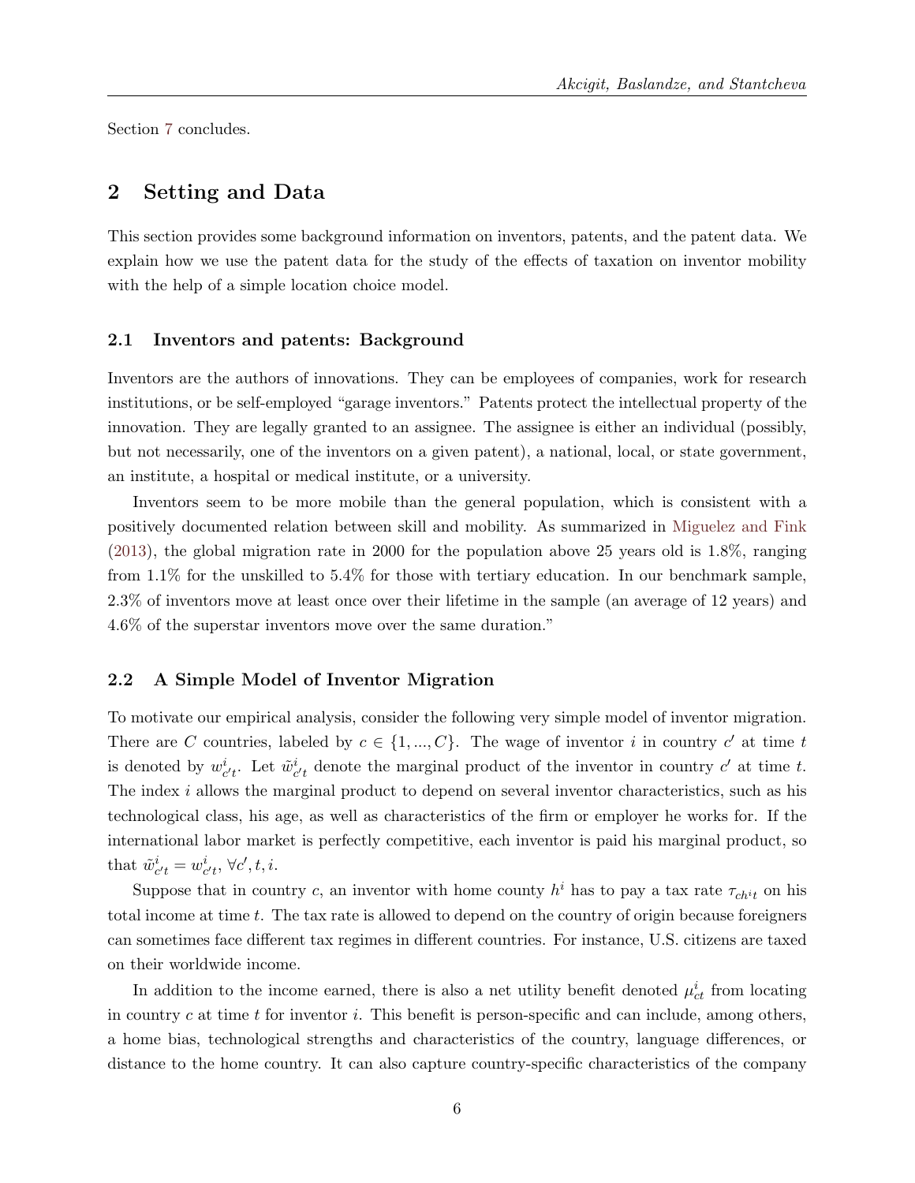Section 7 concludes.

## 2 Setting and Data

This section provides some background information on inventors, patents, and the patent data. We explain how we use the patent data for the study of the effects of taxation on inventor mobility with the help of a simple location choice model.

### 2.1 Inventors and patents: Background

Inventors are the authors of innovations. They can be employees of companies, work for research institutions, or be self-employed "garage inventors." Patents protect the intellectual property of the innovation. They are legally granted to an assignee. The assignee is either an individual (possibly, but not necessarily, one of the inventors on a given patent), a national, local, or state government, an institute, a hospital or medical institute, or a university.

Inventors seem to be more mobile than the general population, which is consistent with a positively documented relation between skill and mobility. As summarized in Miguelez and Fink (2013), the global migration rate in 2000 for the population above 25 years old is 1.8%, ranging from 1.1% for the unskilled to 5.4% for those with tertiary education. In our benchmark sample, 2.3% of inventors move at least once over their lifetime in the sample (an average of 12 years) and 4.6% of the superstar inventors move over the same duration."

### 2.2 A Simple Model of Inventor Migration

To motivate our empirical analysis, consider the following very simple model of inventor migration. There are $C$ countries, labeled by $c \in \{1, ..., C\}$. The wage of inventor $i$ in country $c'$ at time $t$ is denoted by $w^i_{c't}$. Let $\tilde{w}^i_{c't}$ denote the marginal product of the inventor in country $c'$ at time $t$. The index $i$ allows the marginal product to depend on several inventor characteristics, such as his technological class, his age, as well as characteristics of the firm or employer he works for. If the international labor market is perfectly competitive, each inventor is paid his marginal product, so that $\tilde{w}^i_{c't} = w^i_{c't}$, $\forall c', t, i$.

Suppose that in country $c$, an inventor with home county $h^i$ has to pay a tax rate $\tau_{ch^it}$ on his total income at time $t$. The tax rate is allowed to depend on the country of origin because foreigners can sometimes face different tax regimes in different countries. For instance, U.S. citizens are taxed on their worldwide income.

In addition to the income earned, there is also a net utility benefit denoted $\mu^i_{ct}$ from locating in country $c$ at time $t$ for inventor $i$. This benefit is person-specific and can include, among others, a home bias, technological strengths and characteristics of the country, language differences, or distance to the home country. It can also capture country-specific characteristics of the company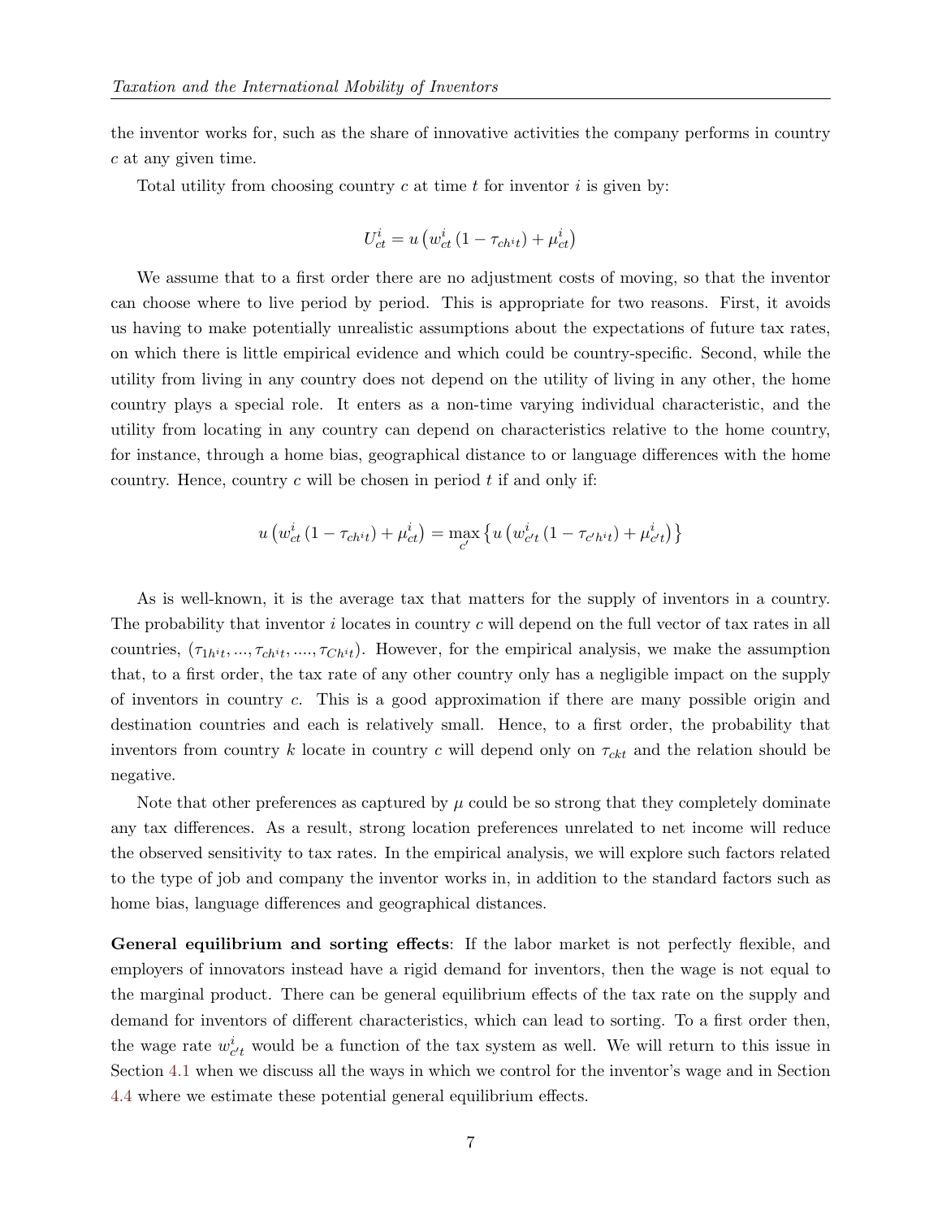the inventor works for, such as the share of innovative activities the company performs in country $c$ at any given time.

Total utility from choosing country $c$ at time $t$ for inventor $i$ is given by:

$$U_{ct}^{i} = u\left(w_{ct}^{i}\left(1 - \tau_{ch^{i}t}\right) + \mu_{ct}^{i}\right)$$

We assume that to a first order there are no adjustment costs of moving, so that the inventor can choose where to live period by period. This is appropriate for two reasons. First, it avoids us having to make potentially unrealistic assumptions about the expectations of future tax rates, on which there is little empirical evidence and which could be country-specific. Second, while the utility from living in any country does not depend on the utility of living in any other, the home country plays a special role. It enters as a non-time varying individual characteristic, and the utility from locating in any country can depend on characteristics relative to the home country, for instance, through a home bias, geographical distance to or language differences with the home country. Hence, country $c$ will be chosen in period $t$ if and only if:

$$u\left(w_{ct}^{i}\left(1 - \tau_{ch^{i}t}\right) + \mu_{ct}^{i}\right) = \max_{c'}\left\{u\left(w_{c't}^{i}\left(1 - \tau_{c'h^{i}t}\right) + \mu_{c't}^{i}\right)\right\}$$

As is well-known, it is the average tax that matters for the supply of inventors in a country. The probability that inventor $i$ locates in country $c$ will depend on the full vector of tax rates in all countries, $(\tau_{1h^{i}t}, ..., \tau_{ch^{i}t}, ...., \tau_{Ch^{i}t})$. However, for the empirical analysis, we make the assumption that, to a first order, the tax rate of any other country only has a negligible impact on the supply of inventors in country $c$. This is a good approximation if there are many possible origin and destination countries and each is relatively small. Hence, to a first order, the probability that inventors from country $k$ locate in country $c$ will depend only on $\tau_{ckt}$ and the relation should be negative.

Note that other preferences as captured by $\mu$ could be so strong that they completely dominate any tax differences. As a result, strong location preferences unrelated to net income will reduce the observed sensitivity to tax rates. In the empirical analysis, we will explore such factors related to the type of job and company the inventor works in, in addition to the standard factors such as home bias, language differences and geographical distances.

**General equilibrium and sorting effects**: If the labor market is not perfectly flexible, and employers of innovators instead have a rigid demand for inventors, then the wage is not equal to the marginal product. There can be general equilibrium effects of the tax rate on the supply and demand for inventors of different characteristics, which can lead to sorting. To a first order then, the wage rate $w_{c't}^{i}$ would be a function of the tax system as well. We will return to this issue in Section 4.1 when we discuss all the ways in which we control for the inventor's wage and in Section 4.4 where we estimate these potential general equilibrium effects.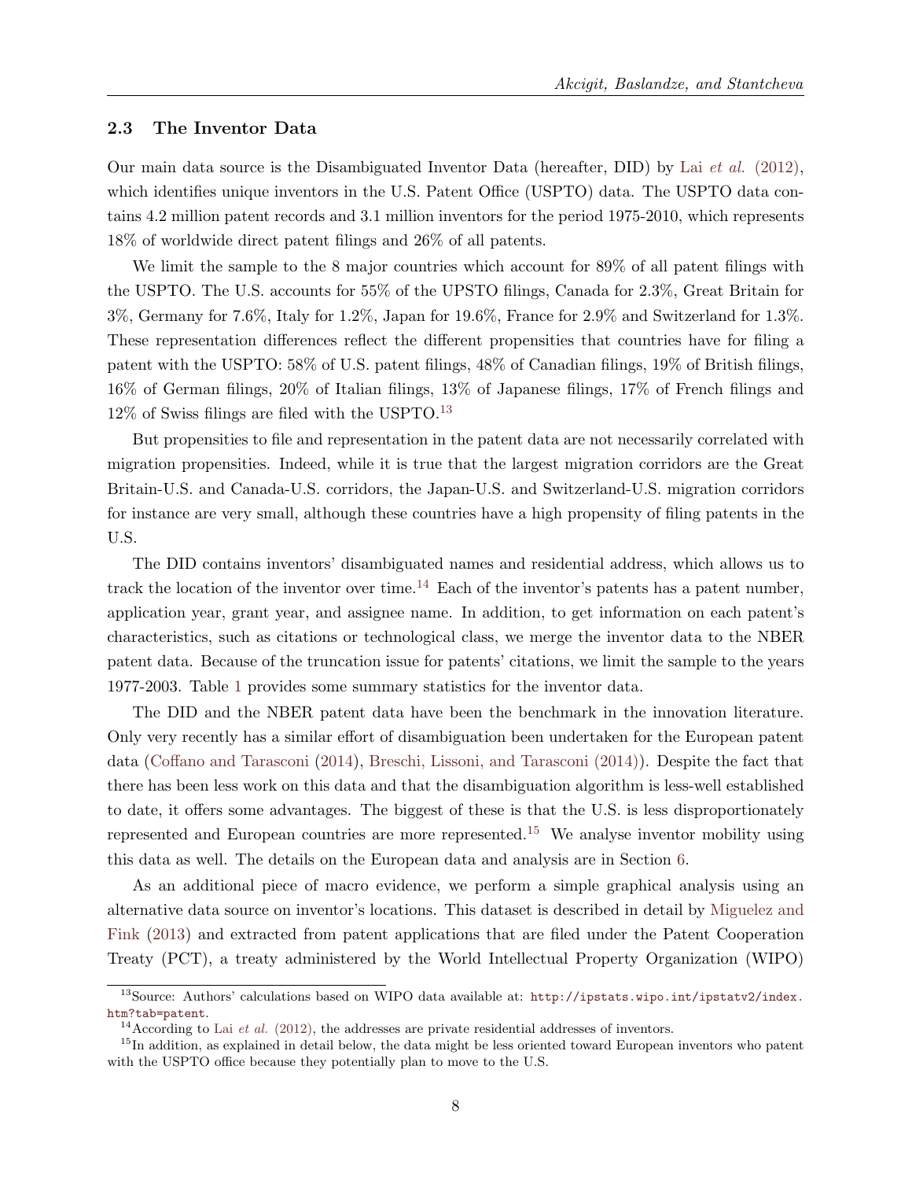### 2.3 The Inventor Data

Our main data source is the Disambiguated Inventor Data (hereafter, DID) by Lai *et al.* (2012), which identifies unique inventors in the U.S. Patent Office (USPTO) data. The USPTO data contains 4.2 million patent records and 3.1 million inventors for the period 1975-2010, which represents 18% of worldwide direct patent filings and 26% of all patents.

We limit the sample to the 8 major countries which account for 89% of all patent filings with the USPTO. The U.S. accounts for 55% of the UPSTO filings, Canada for 2.3%, Great Britain for 3%, Germany for 7.6%, Italy for 1.2%, Japan for 19.6%, France for 2.9% and Switzerland for 1.3%. These representation differences reflect the different propensities that countries have for filing a patent with the USPTO: 58% of U.S. patent filings, 48% of Canadian filings, 19% of British filings, 16% of German filings, 20% of Italian filings, 13% of Japanese filings, 17% of French filings and 12% of Swiss filings are filed with the USPTO.[13]

But propensities to file and representation in the patent data are not necessarily correlated with migration propensities. Indeed, while it is true that the largest migration corridors are the Great Britain-U.S. and Canada-U.S. corridors, the Japan-U.S. and Switzerland-U.S. migration corridors for instance are very small, although these countries have a high propensity of filing patents in the U.S.

The DID contains inventors' disambiguated names and residential address, which allows us to track the location of the inventor over time.[14] Each of the inventor's patents has a patent number, application year, grant year, and assignee name. In addition, to get information on each patent's characteristics, such as citations or technological class, we merge the inventor data to the NBER patent data. Because of the truncation issue for patents' citations, we limit the sample to the years 1977-2003. Table 1 provides some summary statistics for the inventor data.

The DID and the NBER patent data have been the benchmark in the innovation literature. Only very recently has a similar effort of disambiguation been undertaken for the European patent data (Coffano and Tarasconi (2014), Breschi, Lissoni, and Tarasconi (2014)). Despite the fact that there has been less work on this data and that the disambiguation algorithm is less-well established to date, it offers some advantages. The biggest of these is that the U.S. is less disproportionately represented and European countries are more represented.[15] We analyse inventor mobility using this data as well. The details on the European data and analysis are in Section 6.

As an additional piece of macro evidence, we perform a simple graphical analysis using an alternative data source on inventor's locations. This dataset is described in detail by Miguelez and Fink (2013) and extracted from patent applications that are filed under the Patent Cooperation Treaty (PCT), a treaty administered by the World Intellectual Property Organization (WIPO)

---

[13] Source: Authors' calculations based on WIPO data available at: http://ipstats.wipo.int/ipstatv2/index.htm?tab=patent.

[14] According to Lai *et al.* (2012), the addresses are private residential addresses of inventors.

[15] In addition, as explained in detail below, the data might be less oriented toward European inventors who patent with the USPTO office because they potentially plan to move to the U.S.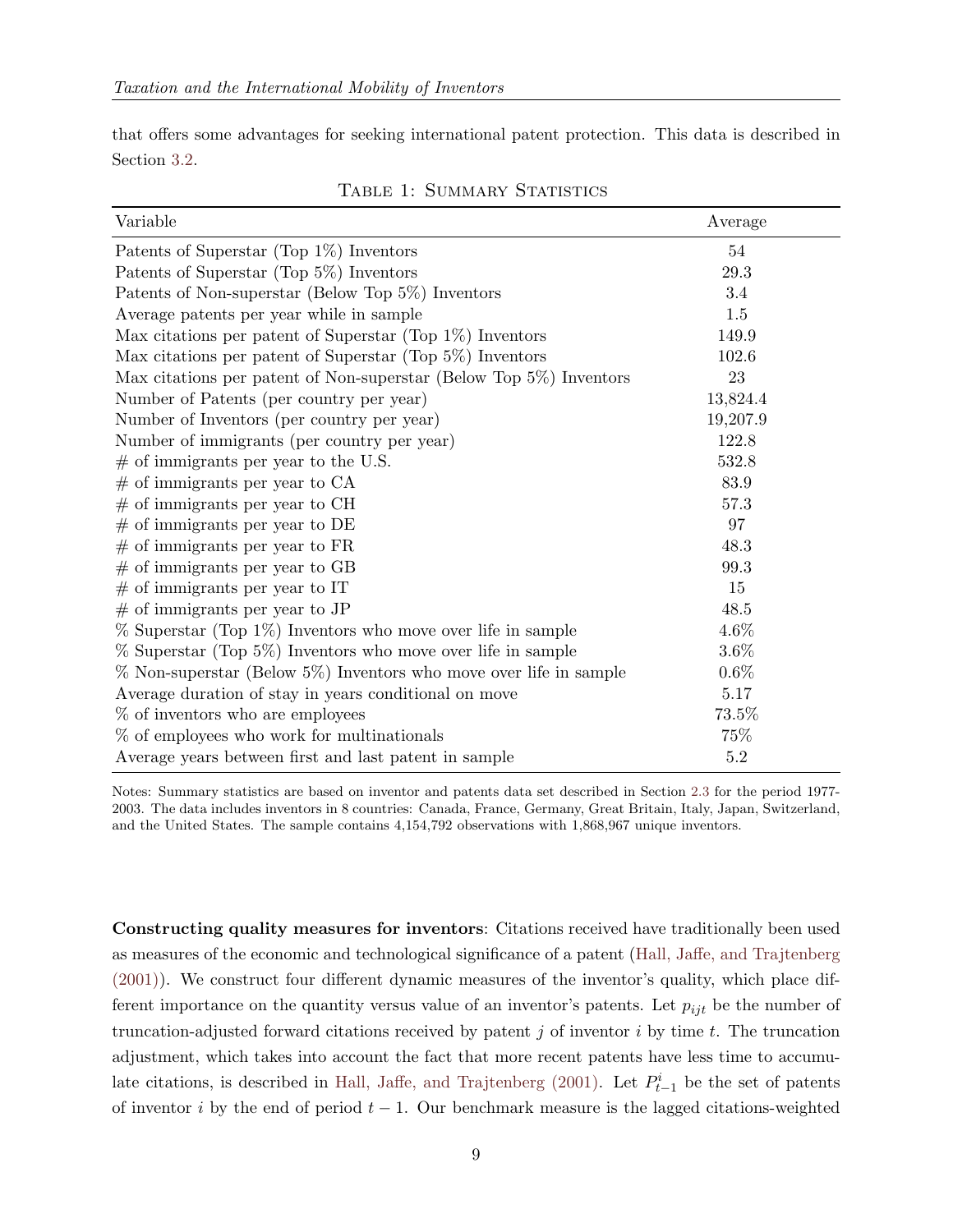that offers some advantages for seeking international patent protection. This data is described in Section 3.2.

Table 1: Summary Statistics

| Variable | Average |
|---|---|
| Patents of Superstar (Top 1%) Inventors | 54 |
| Patents of Superstar (Top 5%) Inventors | 29.3 |
| Patents of Non-superstar (Below Top 5%) Inventors | 3.4 |
| Average patents per year while in sample | 1.5 |
| Max citations per patent of Superstar (Top 1%) Inventors | 149.9 |
| Max citations per patent of Superstar (Top 5%) Inventors | 102.6 |
| Max citations per patent of Non-superstar (Below Top 5%) Inventors | 23 |
| Number of Patents (per country per year) | 13,824.4 |
| Number of Inventors (per country per year) | 19,207.9 |
| Number of immigrants (per country per year) | 122.8 |
| # of immigrants per year to the U.S. | 532.8 |
| # of immigrants per year to CA | 83.9 |
| # of immigrants per year to CH | 57.3 |
| # of immigrants per year to DE | 97 |
| # of immigrants per year to FR | 48.3 |
| # of immigrants per year to GB | 99.3 |
| # of immigrants per year to IT | 15 |
| # of immigrants per year to JP | 48.5 |
| % Superstar (Top 1%) Inventors who move over life in sample | 4.6% |
| % Superstar (Top 5%) Inventors who move over life in sample | 3.6% |
| % Non-superstar (Below 5%) Inventors who move over life in sample | 0.6% |
| Average duration of stay in years conditional on move | 5.17 |
| % of inventors who are employees | 73.5% |
| % of employees who work for multinationals | 75% |
| Average years between first and last patent in sample | 5.2 |

Notes: Summary statistics are based on inventor and patents data set described in Section 2.3 for the period 1977-2003. The data includes inventors in 8 countries: Canada, France, Germany, Great Britain, Italy, Japan, Switzerland, and the United States. The sample contains 4,154,792 observations with 1,868,967 unique inventors.

**Constructing quality measures for inventors**: Citations received have traditionally been used as measures of the economic and technological significance of a patent (Hall, Jaffe, and Trajtenberg (2001)). We construct four different dynamic measures of the inventor's quality, which place different importance on the quantity versus value of an inventor's patents. Let $p_{ijt}$ be the number of truncation-adjusted forward citations received by patent $j$ of inventor $i$ by time $t$. The truncation adjustment, which takes into account the fact that more recent patents have less time to accumulate citations, is described in Hall, Jaffe, and Trajtenberg (2001). Let $P^i_{t-1}$ be the set of patents of inventor $i$ by the end of period $t-1$. Our benchmark measure is the lagged citations-weighted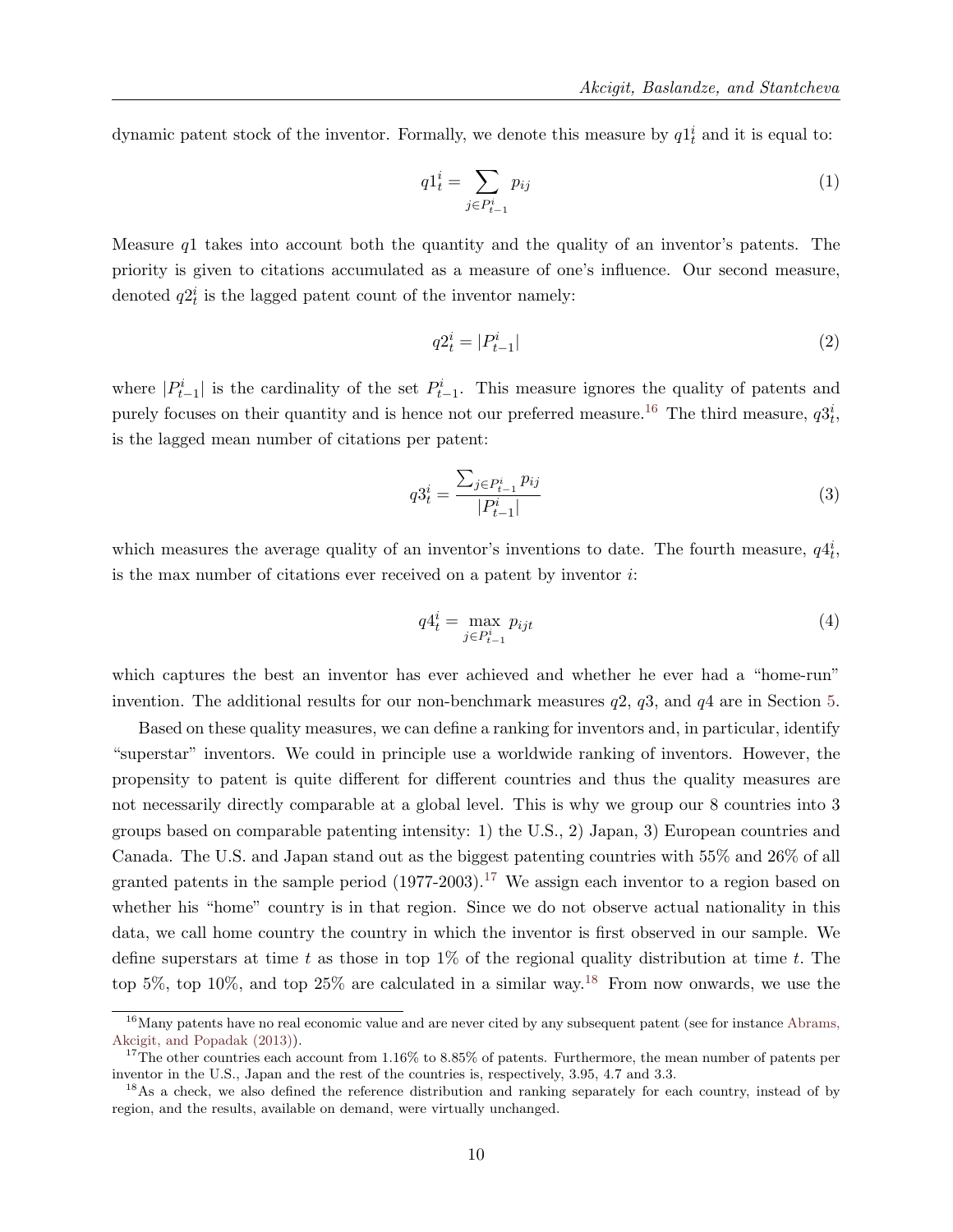dynamic patent stock of the inventor. Formally, we denote this measure by $q1_t^i$ and it is equal to:

$$q1_t^i = \sum_{j \in P_{t-1}^i} p_{ij} \tag{1}$$

Measure $q1$ takes into account both the quantity and the quality of an inventor's patents. The priority is given to citations accumulated as a measure of one's influence. Our second measure, denoted $q2_t^i$ is the lagged patent count of the inventor namely:

$$q2_t^i = |P_{t-1}^i| \tag{2}$$

where $|P_{t-1}^i|$ is the cardinality of the set $P_{t-1}^i$. This measure ignores the quality of patents and purely focuses on their quantity and is hence not our preferred measure.[16] The third measure, $q3_t^i$, is the lagged mean number of citations per patent:

$$q3_t^i = \frac{\sum_{j \in P_{t-1}^i} p_{ij}}{|P_{t-1}^i|} \tag{3}$$

which measures the average quality of an inventor's inventions to date. The fourth measure, $q4_t^i$, is the max number of citations ever received on a patent by inventor $i$:

$$q4_t^i = \max_{j \in P_{t-1}^i} p_{ijt} \tag{4}$$

which captures the best an inventor has ever achieved and whether he ever had a "home-run" invention. The additional results for our non-benchmark measures $q2$, $q3$, and $q4$ are in Section 5.

Based on these quality measures, we can define a ranking for inventors and, in particular, identify "superstar" inventors. We could in principle use a worldwide ranking of inventors. However, the propensity to patent is quite different for different countries and thus the quality measures are not necessarily directly comparable at a global level. This is why we group our 8 countries into 3 groups based on comparable patenting intensity: 1) the U.S., 2) Japan, 3) European countries and Canada. The U.S. and Japan stand out as the biggest patenting countries with 55% and 26% of all granted patents in the sample period (1977-2003).[17] We assign each inventor to a region based on whether his "home" country is in that region. Since we do not observe actual nationality in this data, we call home country the country in which the inventor is first observed in our sample. We define superstars at time $t$ as those in top 1% of the regional quality distribution at time $t$. The top 5%, top 10%, and top 25% are calculated in a similar way.[18] From now onwards, we use the

[16] Many patents have no real economic value and are never cited by any subsequent patent (see for instance Abrams, Akcigit, and Popadak (2013)).

[17] The other countries each account from 1.16% to 8.85% of patents. Furthermore, the mean number of patents per inventor in the U.S., Japan and the rest of the countries is, respectively, 3.95, 4.7 and 3.3.

[18] As a check, we also defined the reference distribution and ranking separately for each country, instead of by region, and the results, available on demand, were virtually unchanged.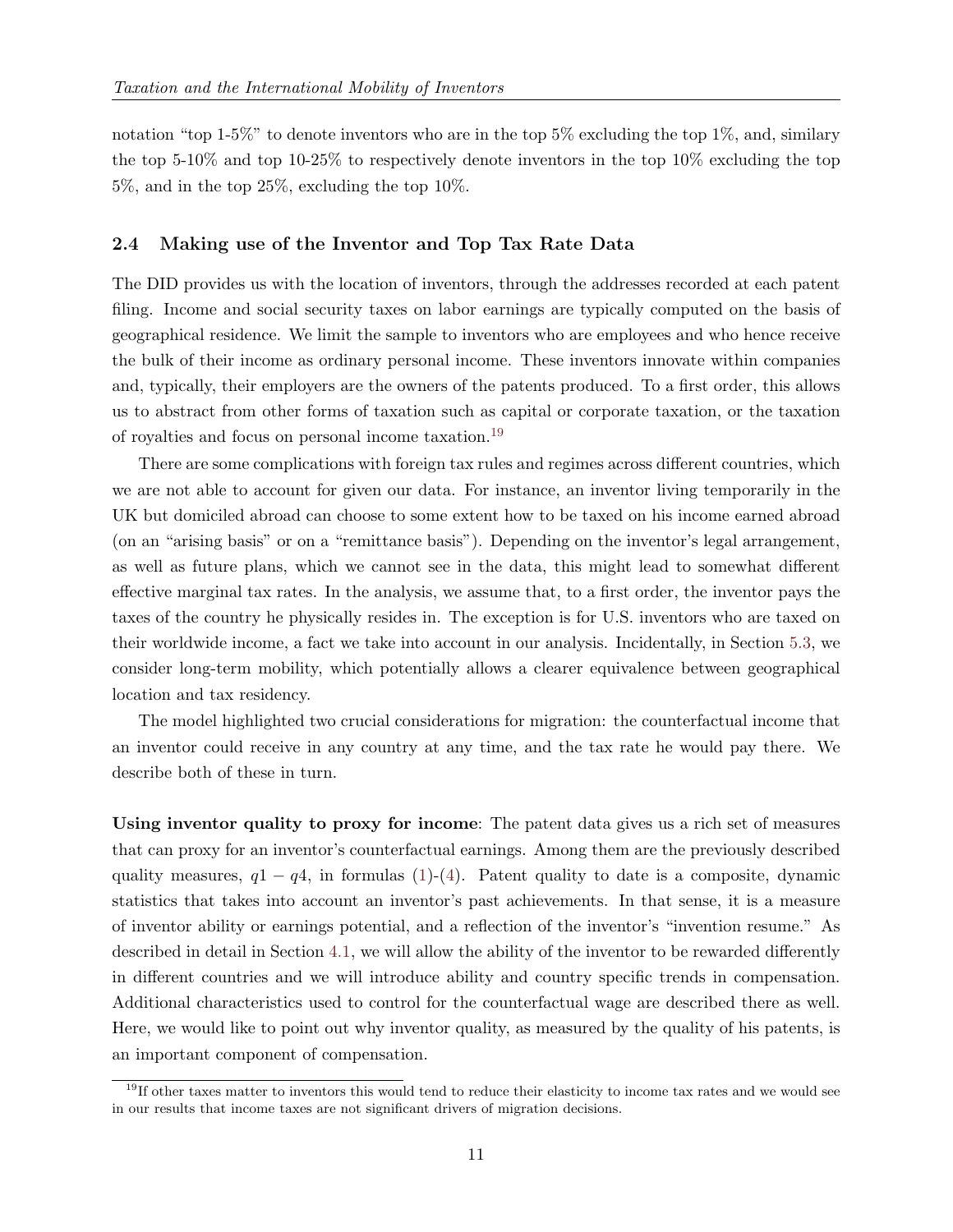notation "top 1-5%" to denote inventors who are in the top 5% excluding the top 1%, and, similary the top 5-10% and top 10-25% to respectively denote inventors in the top 10% excluding the top 5%, and in the top 25%, excluding the top 10%.

### 2.4 Making use of the Inventor and Top Tax Rate Data

The DID provides us with the location of inventors, through the addresses recorded at each patent filing. Income and social security taxes on labor earnings are typically computed on the basis of geographical residence. We limit the sample to inventors who are employees and who hence receive the bulk of their income as ordinary personal income. These inventors innovate within companies and, typically, their employers are the owners of the patents produced. To a first order, this allows us to abstract from other forms of taxation such as capital or corporate taxation, or the taxation of royalties and focus on personal income taxation.[19]

There are some complications with foreign tax rules and regimes across different countries, which we are not able to account for given our data. For instance, an inventor living temporarily in the UK but domiciled abroad can choose to some extent how to be taxed on his income earned abroad (on an "arising basis" or on a "remittance basis"). Depending on the inventor's legal arrangement, as well as future plans, which we cannot see in the data, this might lead to somewhat different effective marginal tax rates. In the analysis, we assume that, to a first order, the inventor pays the taxes of the country he physically resides in. The exception is for U.S. inventors who are taxed on their worldwide income, a fact we take into account in our analysis. Incidentally, in Section 5.3, we consider long-term mobility, which potentially allows a clearer equivalence between geographical location and tax residency.

The model highlighted two crucial considerations for migration: the counterfactual income that an inventor could receive in any country at any time, and the tax rate he would pay there. We describe both of these in turn.

**Using inventor quality to proxy for income**: The patent data gives us a rich set of measures that can proxy for an inventor's counterfactual earnings. Among them are the previously described quality measures, $q1 - q4$, in formulas (1)-(4). Patent quality to date is a composite, dynamic statistics that takes into account an inventor's past achievements. In that sense, it is a measure of inventor ability or earnings potential, and a reflection of the inventor's "invention resume." As described in detail in Section 4.1, we will allow the ability of the inventor to be rewarded differently in different countries and we will introduce ability and country specific trends in compensation. Additional characteristics used to control for the counterfactual wage are described there as well. Here, we would like to point out why inventor quality, as measured by the quality of his patents, is an important component of compensation.

[19] If other taxes matter to inventors this would tend to reduce their elasticity to income tax rates and we would see in our results that income taxes are not significant drivers of migration decisions.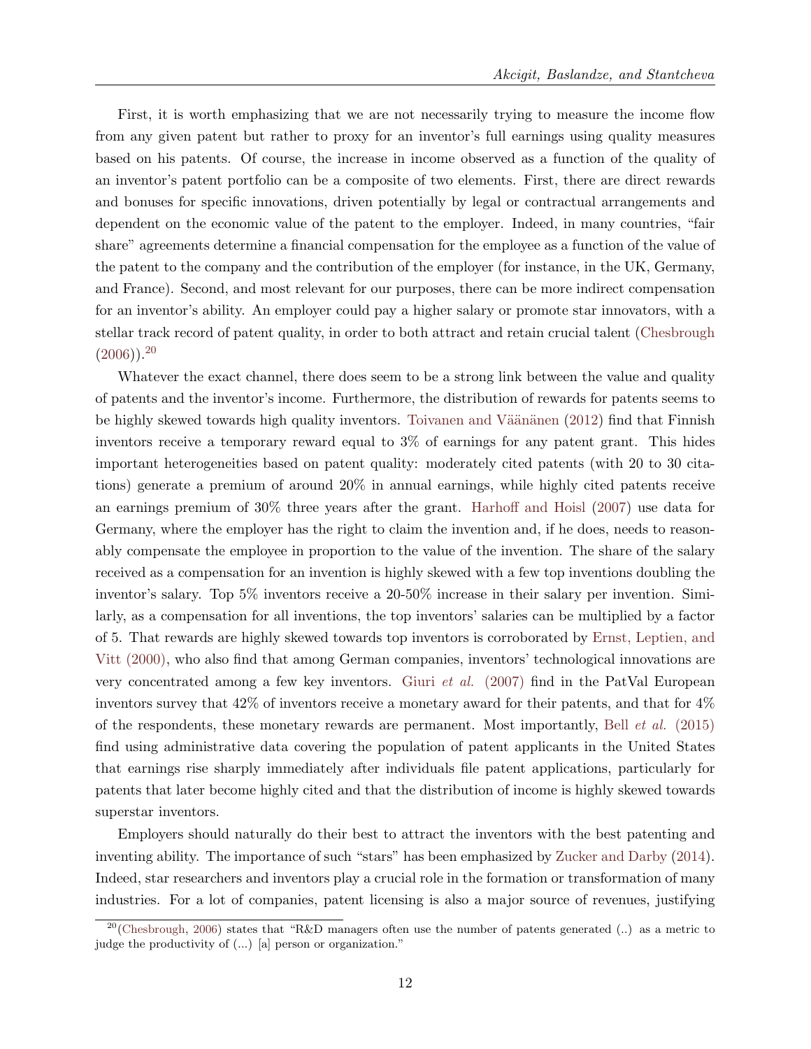First, it is worth emphasizing that we are not necessarily trying to measure the income flow from any given patent but rather to proxy for an inventor's full earnings using quality measures based on his patents. Of course, the increase in income observed as a function of the quality of an inventor's patent portfolio can be a composite of two elements. First, there are direct rewards and bonuses for specific innovations, driven potentially by legal or contractual arrangements and dependent on the economic value of the patent to the employer. Indeed, in many countries, "fair share" agreements determine a financial compensation for the employee as a function of the value of the patent to the company and the contribution of the employer (for instance, in the UK, Germany, and France). Second, and most relevant for our purposes, there can be more indirect compensation for an inventor's ability. An employer could pay a higher salary or promote star innovators, with a stellar track record of patent quality, in order to both attract and retain crucial talent (Chesbrough (2006)).[20]

Whatever the exact channel, there does seem to be a strong link between the value and quality of patents and the inventor's income. Furthermore, the distribution of rewards for patents seems to be highly skewed towards high quality inventors. Toivanen and Väänänen (2012) find that Finnish inventors receive a temporary reward equal to 3% of earnings for any patent grant. This hides important heterogeneities based on patent quality: moderately cited patents (with 20 to 30 citations) generate a premium of around 20% in annual earnings, while highly cited patents receive an earnings premium of 30% three years after the grant. Harhoff and Hoisl (2007) use data for Germany, where the employer has the right to claim the invention and, if he does, needs to reasonably compensate the employee in proportion to the value of the invention. The share of the salary received as a compensation for an invention is highly skewed with a few top inventions doubling the inventor's salary. Top 5% inventors receive a 20-50% increase in their salary per invention. Similarly, as a compensation for all inventions, the top inventors' salaries can be multiplied by a factor of 5. That rewards are highly skewed towards top inventors is corroborated by Ernst, Leptien, and Vitt (2000), who also find that among German companies, inventors' technological innovations are very concentrated among a few key inventors. Giuri *et al.* (2007) find in the PatVal European inventors survey that 42% of inventors receive a monetary award for their patents, and that for 4% of the respondents, these monetary rewards are permanent. Most importantly, Bell *et al.* (2015) find using administrative data covering the population of patent applicants in the United States that earnings rise sharply immediately after individuals file patent applications, particularly for patents that later become highly cited and that the distribution of income is highly skewed towards superstar inventors.

Employers should naturally do their best to attract the inventors with the best patenting and inventing ability. The importance of such "stars" has been emphasized by Zucker and Darby (2014). Indeed, star researchers and inventors play a crucial role in the formation or transformation of many industries. For a lot of companies, patent licensing is also a major source of revenues, justifying

---

[20](Chesbrough, 2006) states that "R&D managers often use the number of patents generated (..) as a metric to judge the productivity of (...) [a] person or organization."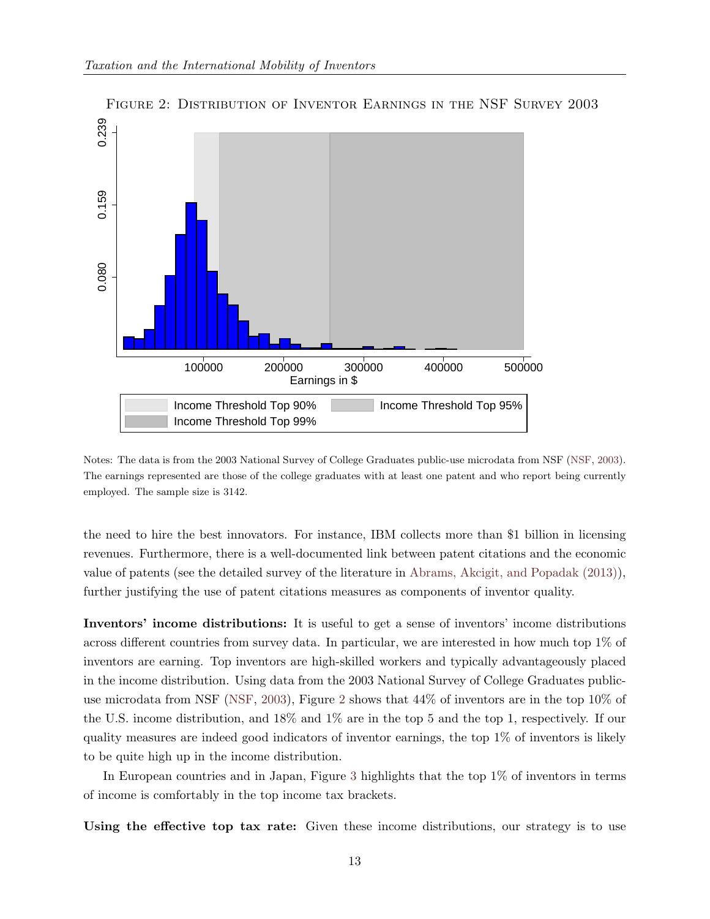FIGURE 2: DISTRIBUTION OF INVENTOR EARNINGS IN THE NSF SURVEY 2003

Notes: The data is from the 2003 National Survey of College Graduates public-use microdata from NSF (NSF, 2003). The earnings represented are those of the college graduates with at least one patent and who report being currently employed. The sample size is 3142.

the need to hire the best innovators. For instance, IBM collects more than $1 billion in licensing revenues. Furthermore, there is a well-documented link between patent citations and the economic value of patents (see the detailed survey of the literature in Abrams, Akcigit, and Popadak (2013)), further justifying the use of patent citations measures as components of inventor quality.

**Inventors' income distributions:** It is useful to get a sense of inventors' income distributions across different countries from survey data. In particular, we are interested in how much top 1% of inventors are earning. Top inventors are high-skilled workers and typically advantageously placed in the income distribution. Using data from the 2003 National Survey of College Graduates public-use microdata from NSF (NSF, 2003), Figure 2 shows that 44% of inventors are in the top 10% of the U.S. income distribution, and 18% and 1% are in the top 5 and the top 1, respectively. If our quality measures are indeed good indicators of inventor earnings, the top 1% of inventors is likely to be quite high up in the income distribution.

In European countries and in Japan, Figure 3 highlights that the top 1% of inventors in terms of income is comfortably in the top income tax brackets.

**Using the effective top tax rate:** Given these income distributions, our strategy is to use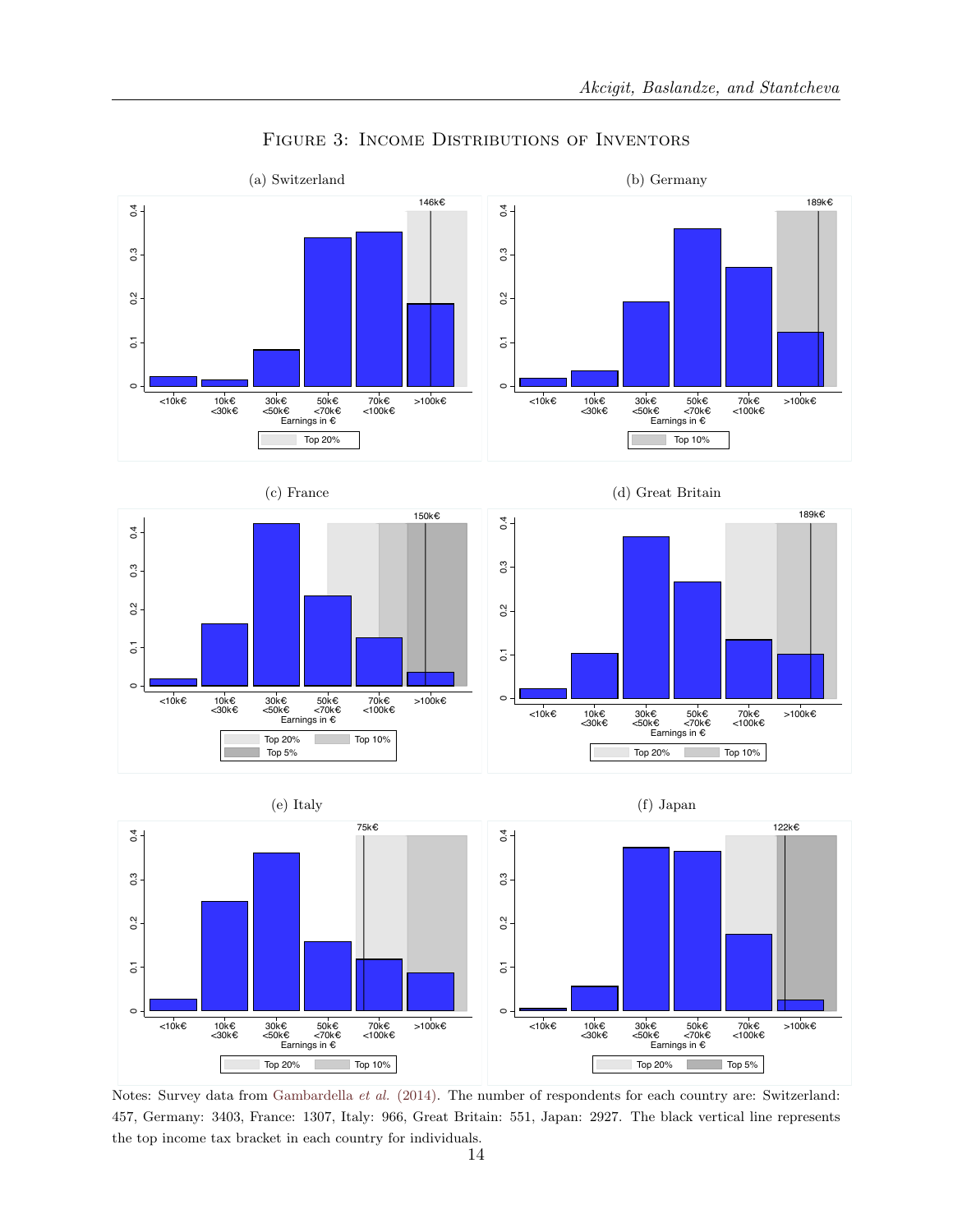# Figure 3: Income Distributions of Inventors

(a) Switzerland

(b) Germany

(c) France

(d) Great Britain

(e) Italy

(f) Japan

Notes: Survey data from Gambardella *et al.* (2014). The number of respondents for each country are: Switzerland: 457, Germany: 3403, France: 1307, Italy: 966, Great Britain: 551, Japan: 2927. The black vertical line represents the top income tax bracket in each country for individuals.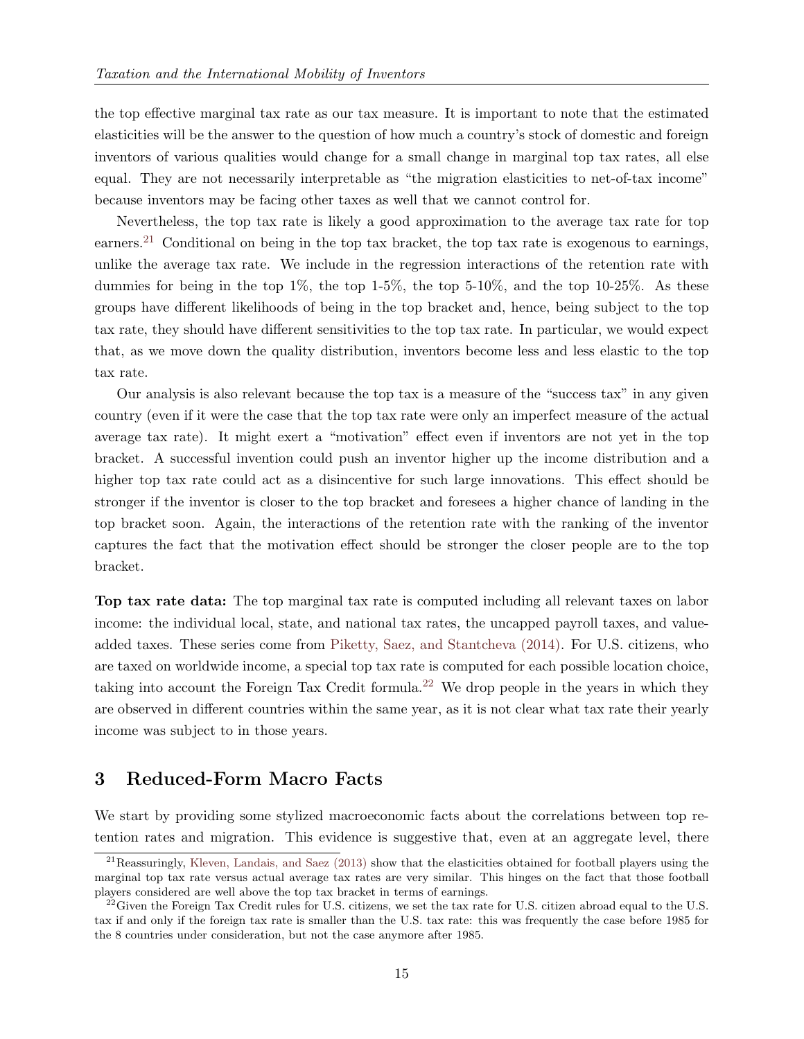the top effective marginal tax rate as our tax measure. It is important to note that the estimated elasticities will be the answer to the question of how much a country's stock of domestic and foreign inventors of various qualities would change for a small change in marginal top tax rates, all else equal. They are not necessarily interpretable as "the migration elasticities to net-of-tax income" because inventors may be facing other taxes as well that we cannot control for.

Nevertheless, the top tax rate is likely a good approximation to the average tax rate for top earners.[21] Conditional on being in the top tax bracket, the top tax rate is exogenous to earnings, unlike the average tax rate. We include in the regression interactions of the retention rate with dummies for being in the top 1%, the top 1-5%, the top 5-10%, and the top 10-25%. As these groups have different likelihoods of being in the top bracket and, hence, being subject to the top tax rate, they should have different sensitivities to the top tax rate. In particular, we would expect that, as we move down the quality distribution, inventors become less and less elastic to the top tax rate.

Our analysis is also relevant because the top tax is a measure of the "success tax" in any given country (even if it were the case that the top tax rate were only an imperfect measure of the actual average tax rate). It might exert a "motivation" effect even if inventors are not yet in the top bracket. A successful invention could push an inventor higher up the income distribution and a higher top tax rate could act as a disincentive for such large innovations. This effect should be stronger if the inventor is closer to the top bracket and foresees a higher chance of landing in the top bracket soon. Again, the interactions of the retention rate with the ranking of the inventor captures the fact that the motivation effect should be stronger the closer people are to the top bracket.

**Top tax rate data:** The top marginal tax rate is computed including all relevant taxes on labor income: the individual local, state, and national tax rates, the uncapped payroll taxes, and value-added taxes. These series come from Piketty, Saez, and Stantcheva (2014). For U.S. citizens, who are taxed on worldwide income, a special top tax rate is computed for each possible location choice, taking into account the Foreign Tax Credit formula.[22] We drop people in the years in which they are observed in different countries within the same year, as it is not clear what tax rate their yearly income was subject to in those years.

## 3 Reduced-Form Macro Facts

We start by providing some stylized macroeconomic facts about the correlations between top retention rates and migration. This evidence is suggestive that, even at an aggregate level, there

[21] Reassuringly, Kleven, Landais, and Saez (2013) show that the elasticities obtained for football players using the marginal top tax rate versus actual average tax rates are very similar. This hinges on the fact that those football players considered are well above the top tax bracket in terms of earnings.

[22] Given the Foreign Tax Credit rules for U.S. citizens, we set the tax rate for U.S. citizen abroad equal to the U.S. tax if and only if the foreign tax rate is smaller than the U.S. tax rate: this was frequently the case before 1985 for the 8 countries under consideration, but not the case anymore after 1985.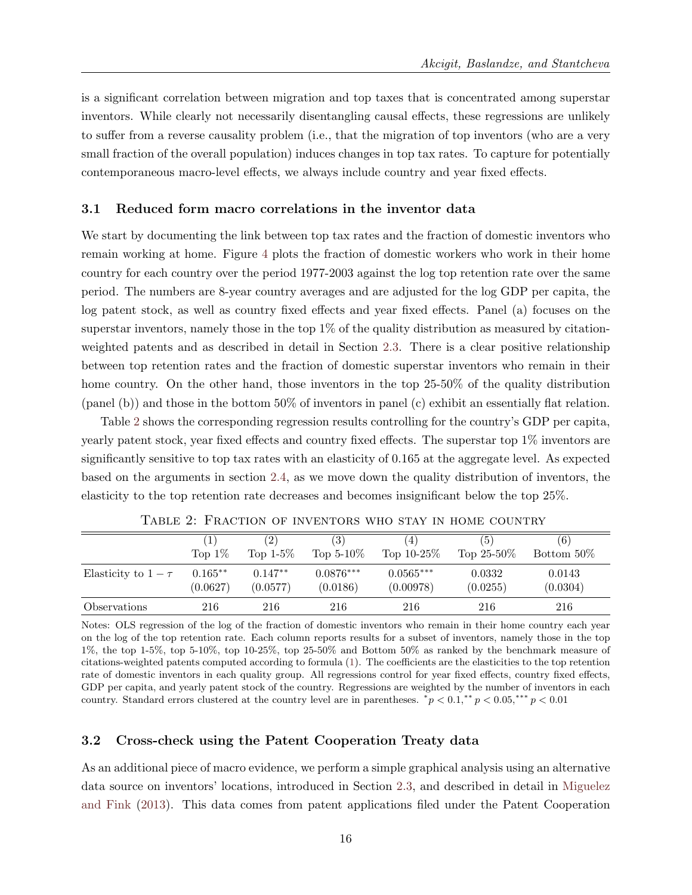is a significant correlation between migration and top taxes that is concentrated among superstar inventors. While clearly not necessarily disentangling causal effects, these regressions are unlikely to suffer from a reverse causality problem (i.e., that the migration of top inventors (who are a very small fraction of the overall population) induces changes in top tax rates. To capture for potentially contemporaneous macro-level effects, we always include country and year fixed effects.

### 3.1 Reduced form macro correlations in the inventor data

We start by documenting the link between top tax rates and the fraction of domestic inventors who remain working at home. Figure 4 plots the fraction of domestic workers who work in their home country for each country over the period 1977-2003 against the log top retention rate over the same period. The numbers are 8-year country averages and are adjusted for the log GDP per capita, the log patent stock, as well as country fixed effects and year fixed effects. Panel (a) focuses on the superstar inventors, namely those in the top 1% of the quality distribution as measured by citation-weighted patents and as described in detail in Section 2.3. There is a clear positive relationship between top retention rates and the fraction of domestic superstar inventors who remain in their home country. On the other hand, those inventors in the top 25-50% of the quality distribution (panel (b)) and those in the bottom 50% of inventors in panel (c) exhibit an essentially flat relation.

Table 2 shows the corresponding regression results controlling for the country's GDP per capita, yearly patent stock, year fixed effects and country fixed effects. The superstar top 1% inventors are significantly sensitive to top tax rates with an elasticity of 0.165 at the aggregate level. As expected based on the arguments in section 2.4, as we move down the quality distribution of inventors, the elasticity to the top retention rate decreases and becomes insignificant below the top 25%.

Table 2: Fraction of inventors who stay in home country

| | (1) Top 1% | (2) Top 1-5% | (3) Top 5-10% | (4) Top 10-25% | (5) Top 25-50% | (6) Bottom 50% |
|---|---|---|---|---|---|---|
| Elasticity to $1-\tau$ | $0.165^{**}$ | $0.147^{**}$ | $0.0876^{***}$ | $0.0565^{***}$ | 0.0332 | 0.0143 |
| | (0.0627) | (0.0577) | (0.0186) | (0.00978) | (0.0255) | (0.0304) |
| Observations | 216 | 216 | 216 | 216 | 216 | 216 |

Notes: OLS regression of the log of the fraction of domestic inventors who remain in their home country each year on the log of the top retention rate. Each column reports results for a subset of inventors, namely those in the top 1%, the top 1-5%, top 5-10%, top 10-25%, top 25-50% and Bottom 50% as ranked by the benchmark measure of citations-weighted patents computed according to formula (1). The coefficients are the elasticities to the top retention rate of domestic inventors in each quality group. All regressions control for year fixed effects, country fixed effects, GDP per capita, and yearly patent stock of the country. Regressions are weighted by the number of inventors in each country. Standard errors clustered at the country level are in parentheses. $^{*}p < 0.1, ^{**}p < 0.05, ^{***}p < 0.01$

### 3.2 Cross-check using the Patent Cooperation Treaty data

As an additional piece of macro evidence, we perform a simple graphical analysis using an alternative data source on inventors' locations, introduced in Section 2.3, and described in detail in Miguelez and Fink (2013). This data comes from patent applications filed under the Patent Cooperation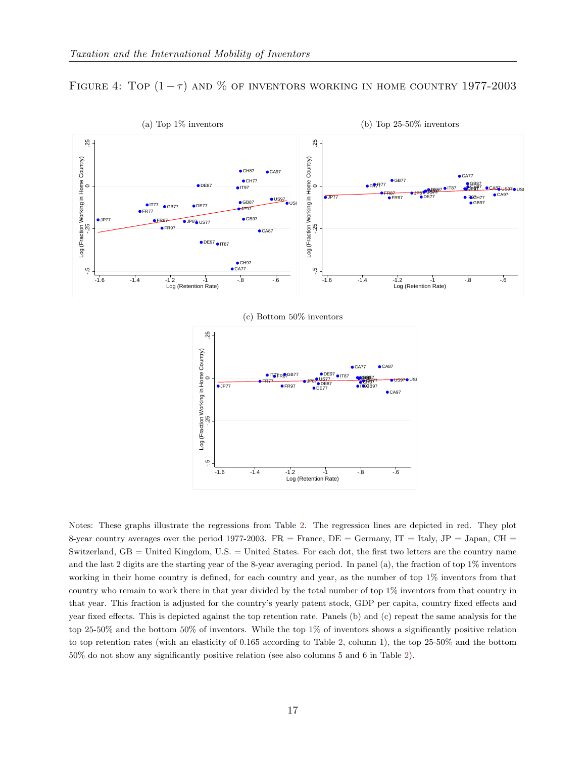Figure 4: Top $(1-\tau)$ and % of inventors working in home country 1977-2003

(a) Top 1% inventors

(b) Top 25-50% inventors

(c) Bottom 50% inventors

Notes: These graphs illustrate the regressions from Table 2. The regression lines are depicted in red. They plot 8-year country averages over the period 1977-2003. FR = France, DE = Germany, IT = Italy, JP = Japan, CH = Switzerland, GB = United Kingdom, U.S. = United States. For each dot, the first two letters are the country name and the last 2 digits are the starting year of the 8-year averaging period. In panel (a), the fraction of top 1% inventors working in their home country is defined, for each country and year, as the number of top 1% inventors from that country who remain to work there in that year divided by the total number of top 1% inventors from that country in that year. This fraction is adjusted for the country's yearly patent stock, GDP per capita, country fixed effects and year fixed effects. This is depicted against the top retention rate. Panels (b) and (c) repeat the same analysis for the top 25-50% and the bottom 50% of inventors. While the top 1% of inventors shows a significantly positive relation to top retention rates (with an elasticity of 0.165 according to Table 2, column 1), the top 25-50% and the bottom 50% do not show any significantly positive relation (see also columns 5 and 6 in Table 2).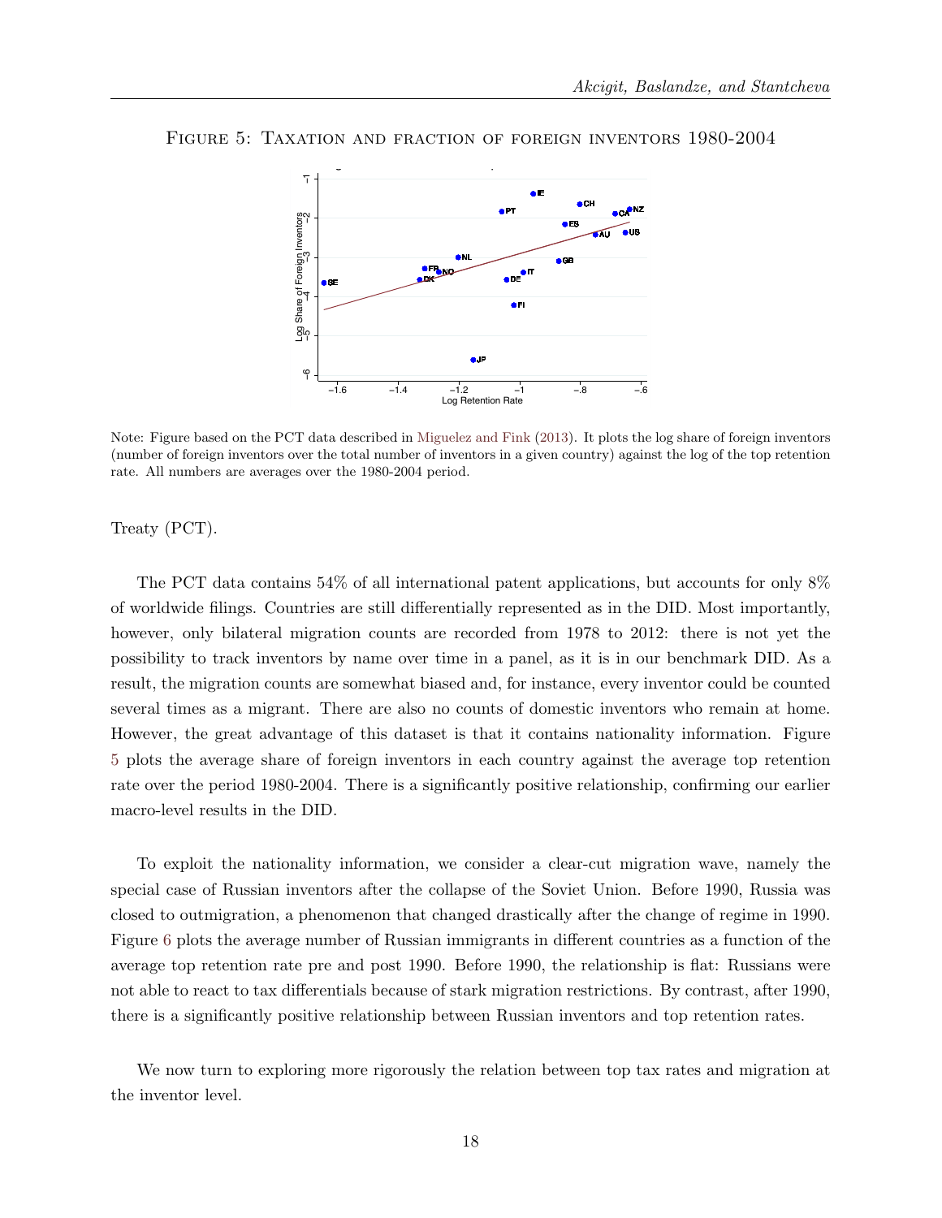Figure 5: Taxation and fraction of foreign inventors 1980-2004

Note: Figure based on the PCT data described in Miguelez and Fink (2013). It plots the log share of foreign inventors (number of foreign inventors over the total number of inventors in a given country) against the log of the top retention rate. All numbers are averages over the 1980-2004 period.

Treaty (PCT).

The PCT data contains 54% of all international patent applications, but accounts for only 8% of worldwide filings. Countries are still differentially represented as in the DID. Most importantly, however, only bilateral migration counts are recorded from 1978 to 2012: there is not yet the possibility to track inventors by name over time in a panel, as it is in our benchmark DID. As a result, the migration counts are somewhat biased and, for instance, every inventor could be counted several times as a migrant. There are also no counts of domestic inventors who remain at home. However, the great advantage of this dataset is that it contains nationality information. Figure 5 plots the average share of foreign inventors in each country against the average top retention rate over the period 1980-2004. There is a significantly positive relationship, confirming our earlier macro-level results in the DID.

To exploit the nationality information, we consider a clear-cut migration wave, namely the special case of Russian inventors after the collapse of the Soviet Union. Before 1990, Russia was closed to outmigration, a phenomenon that changed drastically after the change of regime in 1990. Figure 6 plots the average number of Russian immigrants in different countries as a function of the average top retention rate pre and post 1990. Before 1990, the relationship is flat: Russians were not able to react to tax differentials because of stark migration restrictions. By contrast, after 1990, there is a significantly positive relationship between Russian inventors and top retention rates.

We now turn to exploring more rigorously the relation between top tax rates and migration at the inventor level.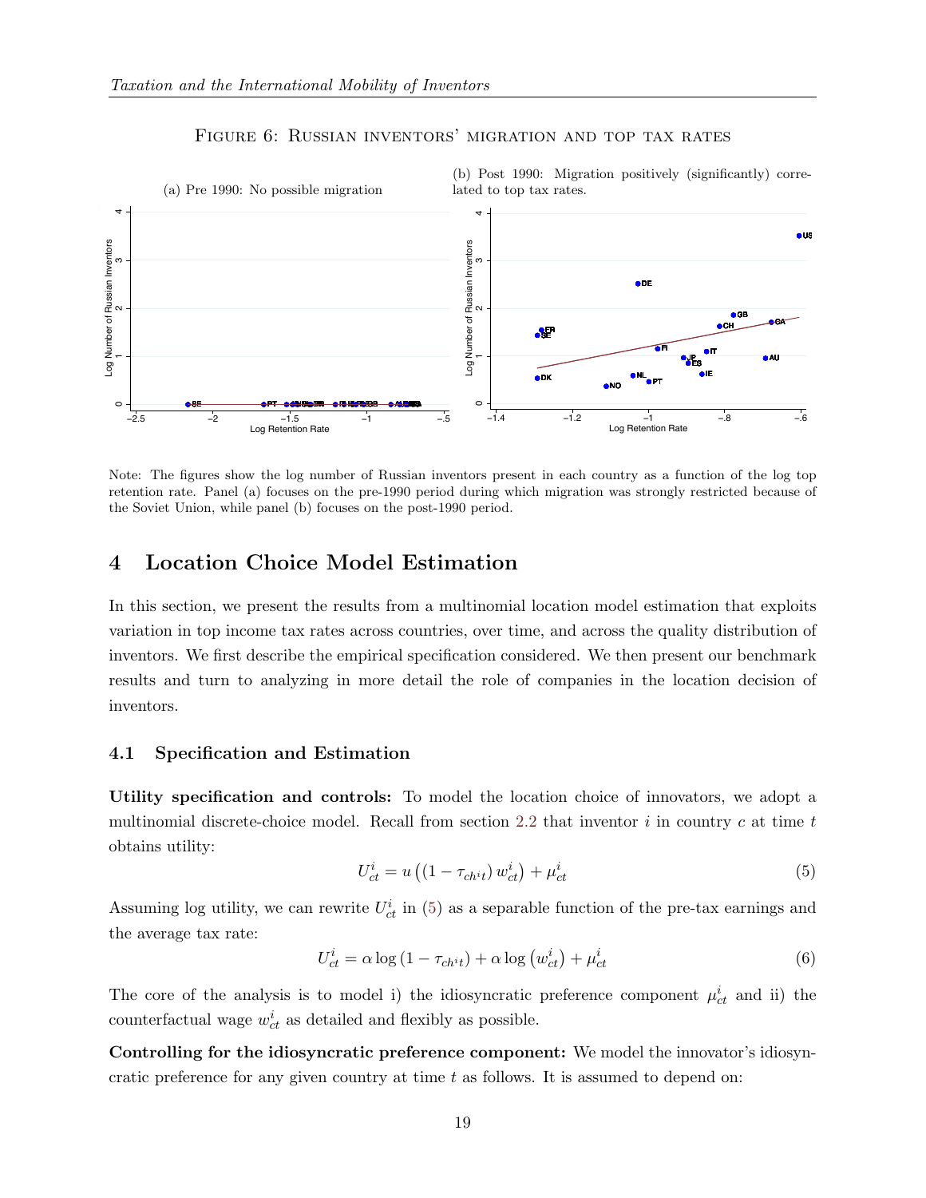Figure 6: Russian inventors' migration and top tax rates

(a) Pre 1990: No possible migration

(b) Post 1990: Migration positively (significantly) correlated to top tax rates.

Note: The figures show the log number of Russian inventors present in each country as a function of the log top retention rate. Panel (a) focuses on the pre-1990 period during which migration was strongly restricted because of the Soviet Union, while panel (b) focuses on the post-1990 period.

## 4 Location Choice Model Estimation

In this section, we present the results from a multinomial location model estimation that exploits variation in top income tax rates across countries, over time, and across the quality distribution of inventors. We first describe the empirical specification considered. We then present our benchmark results and turn to analyzing in more detail the role of companies in the location decision of inventors.

### 4.1 Specification and Estimation

**Utility specification and controls:** To model the location choice of innovators, we adopt a multinomial discrete-choice model. Recall from section 2.2 that inventor $i$ in country $c$ at time $t$ obtains utility:

$$U_{ct}^{i} = u\left(\left(1 - \tau_{ch^{i}t}\right) w_{ct}^{i}\right) + \mu_{ct}^{i} \tag{5}$$

Assuming log utility, we can rewrite $U_{ct}^{i}$ in (5) as a separable function of the pre-tax earnings and the average tax rate:

$$U_{ct}^{i} = \alpha \log\left(1 - \tau_{ch^{i}t}\right) + \alpha \log\left(w_{ct}^{i}\right) + \mu_{ct}^{i} \tag{6}$$

The core of the analysis is to model i) the idiosyncratic preference component $\mu_{ct}^{i}$ and ii) the counterfactual wage $w_{ct}^{i}$ as detailed and flexibly as possible.

**Controlling for the idiosyncratic preference component:** We model the innovator's idiosyncratic preference for any given country at time $t$ as follows. It is assumed to depend on: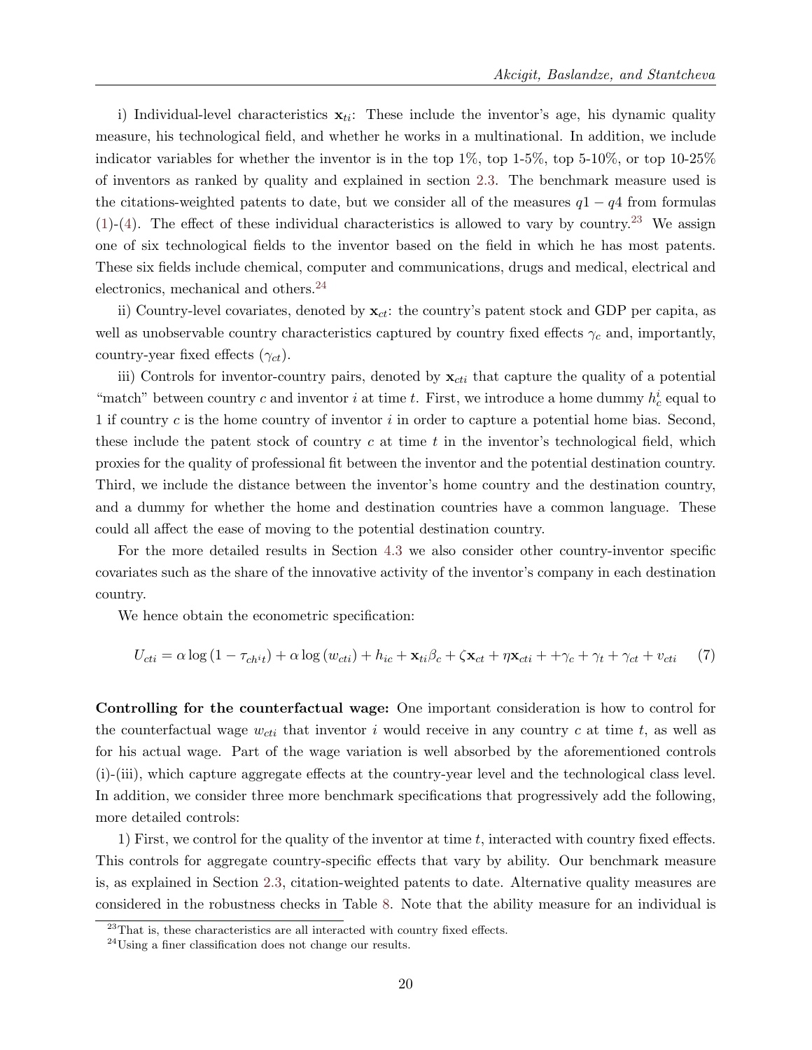i) Individual-level characteristics $\mathbf{x}_{ti}$: These include the inventor's age, his dynamic quality measure, his technological field, and whether he works in a multinational. In addition, we include indicator variables for whether the inventor is in the top 1%, top 1-5%, top 5-10%, or top 10-25% of inventors as ranked by quality and explained in section 2.3. The benchmark measure used is the citations-weighted patents to date, but we consider all of the measures $q1 - q4$ from formulas (1)-(4). The effect of these individual characteristics is allowed to vary by country.[23] We assign one of six technological fields to the inventor based on the field in which he has most patents. These six fields include chemical, computer and communications, drugs and medical, electrical and electronics, mechanical and others.[24]

ii) Country-level covariates, denoted by $\mathbf{x}_{ct}$: the country's patent stock and GDP per capita, as well as unobservable country characteristics captured by country fixed effects $\gamma_c$ and, importantly, country-year fixed effects ($\gamma_{ct}$).

iii) Controls for inventor-country pairs, denoted by $\mathbf{x}_{cti}$ that capture the quality of a potential "match" between country $c$ and inventor $i$ at time $t$. First, we introduce a home dummy $h_c^i$ equal to 1 if country $c$ is the home country of inventor $i$ in order to capture a potential home bias. Second, these include the patent stock of country $c$ at time $t$ in the inventor's technological field, which proxies for the quality of professional fit between the inventor and the potential destination country. Third, we include the distance between the inventor's home country and the destination country, and a dummy for whether the home and destination countries have a common language. These could all affect the ease of moving to the potential destination country.

For the more detailed results in Section 4.3 we also consider other country-inventor specific covariates such as the share of the innovative activity of the inventor's company in each destination country.

We hence obtain the econometric specification:

$$U_{cti} = \alpha \log\left(1 - \tau_{ch^it}\right) + \alpha \log\left(w_{cti}\right) + h_{ic} + \mathbf{x}_{ti}\beta_c + \zeta \mathbf{x}_{ct} + \eta \mathbf{x}_{cti} + +\gamma_c + \gamma_t + \gamma_{ct} + v_{cti} \quad (7)$$

**Controlling for the counterfactual wage:** One important consideration is how to control for the counterfactual wage $w_{cti}$ that inventor $i$ would receive in any country $c$ at time $t$, as well as for his actual wage. Part of the wage variation is well absorbed by the aforementioned controls (i)-(iii), which capture aggregate effects at the country-year level and the technological class level. In addition, we consider three more benchmark specifications that progressively add the following, more detailed controls:

1) First, we control for the quality of the inventor at time $t$, interacted with country fixed effects. This controls for aggregate country-specific effects that vary by ability. Our benchmark measure is, as explained in Section 2.3, citation-weighted patents to date. Alternative quality measures are considered in the robustness checks in Table 8. Note that the ability measure for an individual is

[23] That is, these characteristics are all interacted with country fixed effects.

[24] Using a finer classification does not change our results.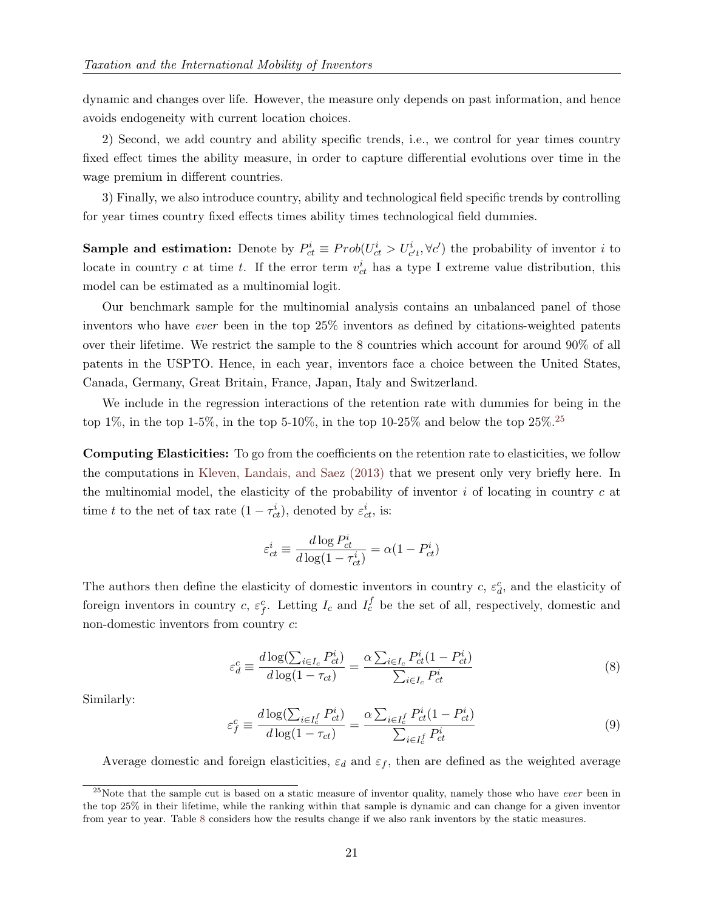dynamic and changes over life. However, the measure only depends on past information, and hence avoids endogeneity with current location choices.

2) Second, we add country and ability specific trends, i.e., we control for year times country fixed effect times the ability measure, in order to capture differential evolutions over time in the wage premium in different countries.

3) Finally, we also introduce country, ability and technological field specific trends by controlling for year times country fixed effects times ability times technological field dummies.

**Sample and estimation:** Denote by $P^i_{ct} \equiv Prob(U^i_{ct} > U^i_{c't}, \forall c')$ the probability of inventor $i$ to locate in country $c$ at time $t$. If the error term $v^i_{ct}$ has a type I extreme value distribution, this model can be estimated as a multinomial logit.

Our benchmark sample for the multinomial analysis contains an unbalanced panel of those inventors who have *ever* been in the top 25% inventors as defined by citations-weighted patents over their lifetime. We restrict the sample to the 8 countries which account for around 90% of all patents in the USPTO. Hence, in each year, inventors face a choice between the United States, Canada, Germany, Great Britain, France, Japan, Italy and Switzerland.

We include in the regression interactions of the retention rate with dummies for being in the top 1%, in the top 1-5%, in the top 5-10%, in the top 10-25% and below the top 25%.[25]

**Computing Elasticities:** To go from the coefficients on the retention rate to elasticities, we follow the computations in Kleven, Landais, and Saez (2013) that we present only very briefly here. In the multinomial model, the elasticity of the probability of inventor $i$ of locating in country $c$ at time $t$ to the net of tax rate $(1 - \tau^i_{ct})$, denoted by $\varepsilon^i_{ct}$, is:

$$\varepsilon^i_{ct} \equiv \frac{d \log P^i_{ct}}{d \log(1 - \tau^i_{ct})} = \alpha(1 - P^i_{ct})$$

The authors then define the elasticity of domestic inventors in country $c$, $\varepsilon^c_d$, and the elasticity of foreign inventors in country $c$, $\varepsilon^c_f$. Letting $I_c$ and $I^f_c$ be the set of all, respectively, domestic and non-domestic inventors from country $c$:

$$\varepsilon^c_d \equiv \frac{d \log(\sum_{i \in I_c} P^i_{ct})}{d \log(1 - \tau_{ct})} = \frac{\alpha \sum_{i \in I_c} P^i_{ct}(1 - P^i_{ct})}{\sum_{i \in I_c} P^i_{ct}} \tag{8}$$

Similarly:

$$\varepsilon^c_f \equiv \frac{d \log(\sum_{i \in I^f_c} P^i_{ct})}{d \log(1 - \tau_{ct})} = \frac{\alpha \sum_{i \in I^f_c} P^i_{ct}(1 - P^i_{ct})}{\sum_{i \in I^f_c} P^i_{ct}} \tag{9}$$

Average domestic and foreign elasticities, $\varepsilon_d$ and $\varepsilon_f$, then are defined as the weighted average

[25] Note that the sample cut is based on a static measure of inventor quality, namely those who have *ever* been in the top 25% in their lifetime, while the ranking within that sample is dynamic and can change for a given inventor from year to year. Table 8 considers how the results change if we also rank inventors by the static measures.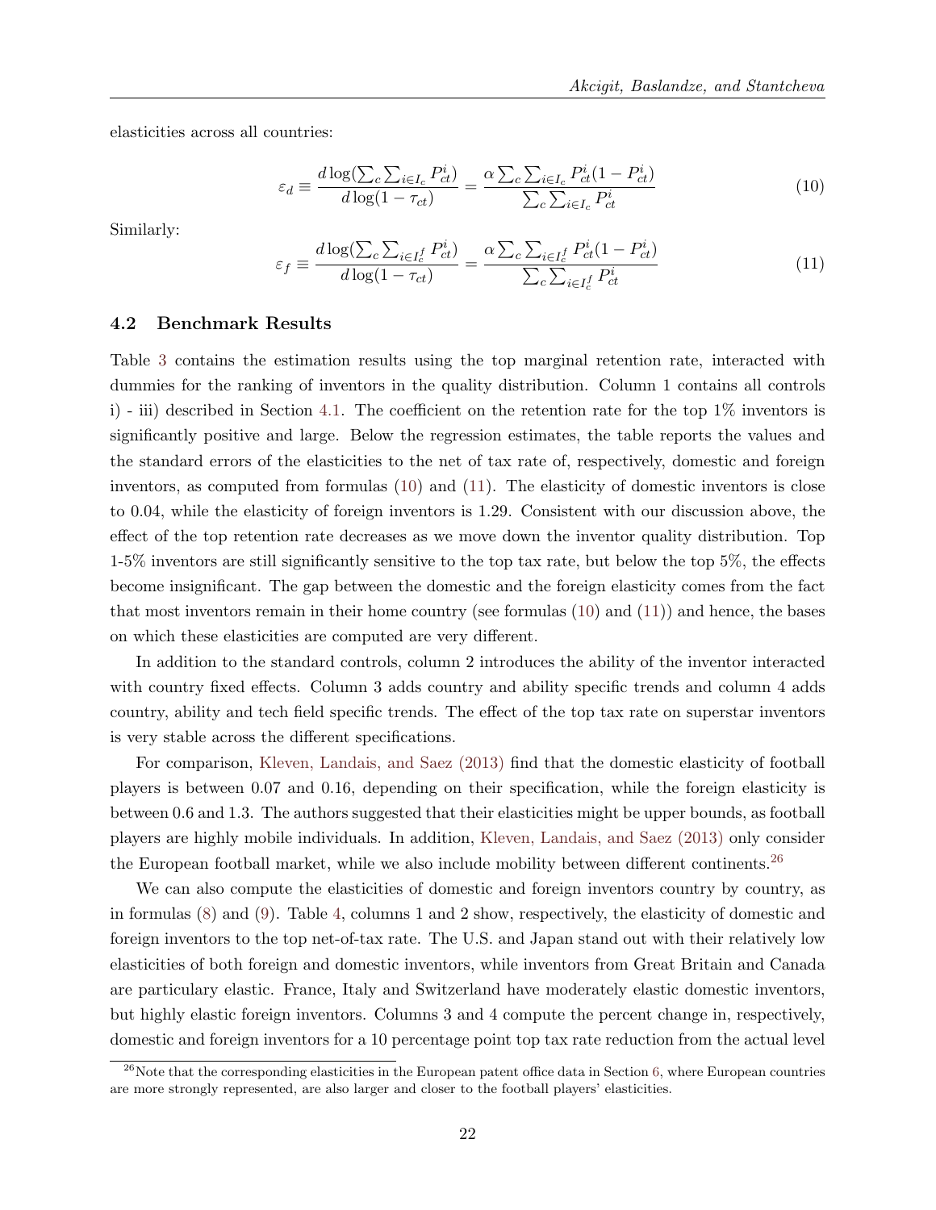elasticities across all countries:

$$\varepsilon_d \equiv \frac{d\log(\sum_c \sum_{i\in I_c} P^i_{ct})}{d\log(1-\tau_{ct})} = \frac{\alpha \sum_c \sum_{i\in I_c} P^i_{ct}(1-P^i_{ct})}{\sum_c \sum_{i\in I_c} P^i_{ct}} \tag{10}$$

Similarly:

$$\varepsilon_f \equiv \frac{d\log(\sum_c \sum_{i\in I^f_c} P^i_{ct})}{d\log(1-\tau_{ct})} = \frac{\alpha \sum_c \sum_{i\in I^f_c} P^i_{ct}(1-P^i_{ct})}{\sum_c \sum_{i\in I^f_c} P^i_{ct}} \tag{11}$$

### 4.2 Benchmark Results

Table 3 contains the estimation results using the top marginal retention rate, interacted with dummies for the ranking of inventors in the quality distribution. Column 1 contains all controls i) - iii) described in Section 4.1. The coefficient on the retention rate for the top 1% inventors is significantly positive and large. Below the regression estimates, the table reports the values and the standard errors of the elasticities to the net of tax rate of, respectively, domestic and foreign inventors, as computed from formulas (10) and (11). The elasticity of domestic inventors is close to 0.04, while the elasticity of foreign inventors is 1.29. Consistent with our discussion above, the effect of the top retention rate decreases as we move down the inventor quality distribution. Top 1-5% inventors are still significantly sensitive to the top tax rate, but below the top 5%, the effects become insignificant. The gap between the domestic and the foreign elasticity comes from the fact that most inventors remain in their home country (see formulas (10) and (11)) and hence, the bases on which these elasticities are computed are very different.

In addition to the standard controls, column 2 introduces the ability of the inventor interacted with country fixed effects. Column 3 adds country and ability specific trends and column 4 adds country, ability and tech field specific trends. The effect of the top tax rate on superstar inventors is very stable across the different specifications.

For comparison, Kleven, Landais, and Saez (2013) find that the domestic elasticity of football players is between 0.07 and 0.16, depending on their specification, while the foreign elasticity is between 0.6 and 1.3. The authors suggested that their elasticities might be upper bounds, as football players are highly mobile individuals. In addition, Kleven, Landais, and Saez (2013) only consider the European football market, while we also include mobility between different continents.[26]

We can also compute the elasticities of domestic and foreign inventors country by country, as in formulas (8) and (9). Table 4, columns 1 and 2 show, respectively, the elasticity of domestic and foreign inventors to the top net-of-tax rate. The U.S. and Japan stand out with their relatively low elasticities of both foreign and domestic inventors, while inventors from Great Britain and Canada are particulary elastic. France, Italy and Switzerland have moderately elastic domestic inventors, but highly elastic foreign inventors. Columns 3 and 4 compute the percent change in, respectively, domestic and foreign inventors for a 10 percentage point top tax rate reduction from the actual level

[26] Note that the corresponding elasticities in the European patent office data in Section 6, where European countries are more strongly represented, are also larger and closer to the football players' elasticities.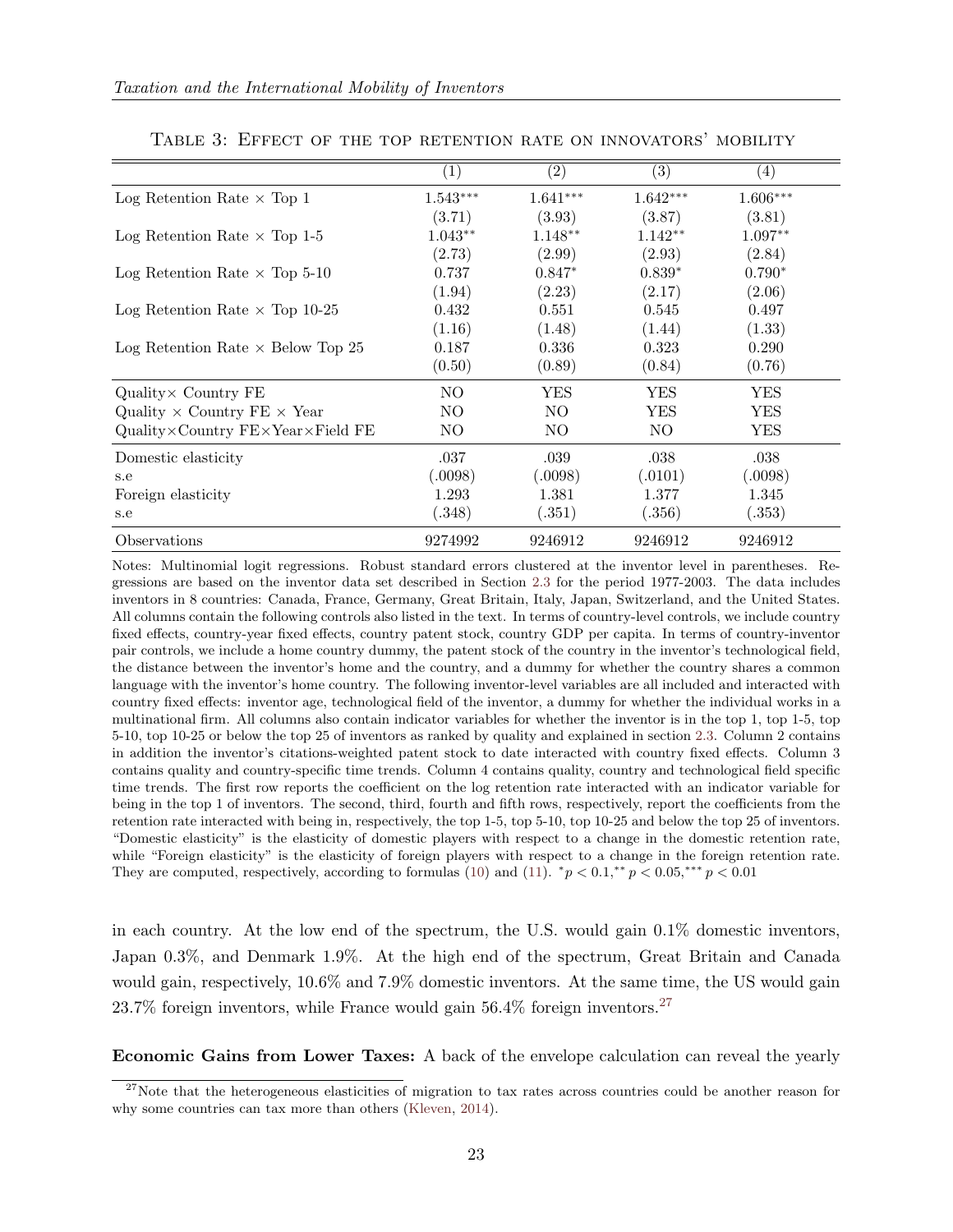Table 3: Effect of the top retention rate on innovators' mobility

| | (1) | (2) | (3) | (4) |
|---|---|---|---|---|
| Log Retention Rate × Top 1 | 1.543*** | 1.641*** | 1.642*** | 1.606*** |
| | (3.71) | (3.93) | (3.87) | (3.81) |
| Log Retention Rate × Top 1-5 | 1.043** | 1.148** | 1.142** | 1.097** |
| | (2.73) | (2.99) | (2.93) | (2.84) |
| Log Retention Rate × Top 5-10 | 0.737 | 0.847* | 0.839* | 0.790* |
| | (1.94) | (2.23) | (2.17) | (2.06) |
| Log Retention Rate × Top 10-25 | 0.432 | 0.551 | 0.545 | 0.497 |
| | (1.16) | (1.48) | (1.44) | (1.33) |
| Log Retention Rate × Below Top 25 | 0.187 | 0.336 | 0.323 | 0.290 |
| | (0.50) | (0.89) | (0.84) | (0.76) |
| Quality× Country FE | NO | YES | YES | YES |
| Quality × Country FE × Year | NO | NO | YES | YES |
| Quality×Country FE×Year×Field FE | NO | NO | NO | YES |
| Domestic elasticity | .037 | .039 | .038 | .038 |
| s.e | (.0098) | (.0098) | (.0101) | (.0098) |
| Foreign elasticity | 1.293 | 1.381 | 1.377 | 1.345 |
| s.e | (.348) | (.351) | (.356) | (.353) |
| Observations | 9274992 | 9246912 | 9246912 | 9246912 |

Notes: Multinomial logit regressions. Robust standard errors clustered at the inventor level in parentheses. Regressions are based on the inventor data set described in Section 2.3 for the period 1977-2003. The data includes inventors in 8 countries: Canada, France, Germany, Great Britain, Italy, Japan, Switzerland, and the United States. All columns contain the following controls also listed in the text. In terms of country-level controls, we include country fixed effects, country-year fixed effects, country patent stock, country GDP per capita. In terms of country-inventor pair controls, we include a home country dummy, the patent stock of the country in the inventor's technological field, the distance between the inventor's home and the country, and a dummy for whether the country shares a common language with the inventor's home country. The following inventor-level variables are all included and interacted with country fixed effects: inventor age, technological field of the inventor, a dummy for whether the individual works in a multinational firm. All columns also contain indicator variables for whether the inventor is in the top 1, top 1-5, top 5-10, top 10-25 or below the top 25 of inventors as ranked by quality and explained in section 2.3. Column 2 contains in addition the inventor's citations-weighted patent stock to date interacted with country fixed effects. Column 3 contains quality and country-specific time trends. Column 4 contains quality, country and technological field specific time trends. The first row reports the coefficient on the log retention rate interacted with an indicator variable for being in the top 1 of inventors. The second, third, fourth and fifth rows, respectively, report the coefficients from the retention rate interacted with being in, respectively, the top 1-5, top 5-10, top 10-25 and below the top 25 of inventors. "Domestic elasticity" is the elasticity of domestic players with respect to a change in the domestic retention rate, while "Foreign elasticity" is the elasticity of foreign players with respect to a change in the foreign retention rate. They are computed, respectively, according to formulas (10) and (11). $^{*}p < 0.1$, $^{**}p < 0.05$, $^{***}p < 0.01$

in each country. At the low end of the spectrum, the U.S. would gain 0.1% domestic inventors, Japan 0.3%, and Denmark 1.9%. At the high end of the spectrum, Great Britain and Canada would gain, respectively, 10.6% and 7.9% domestic inventors. At the same time, the US would gain 23.7% foreign inventors, while France would gain 56.4% foreign inventors.[27]

**Economic Gains from Lower Taxes:** A back of the envelope calculation can reveal the yearly

[27] Note that the heterogeneous elasticities of migration to tax rates across countries could be another reason for why some countries can tax more than others (Kleven, 2014).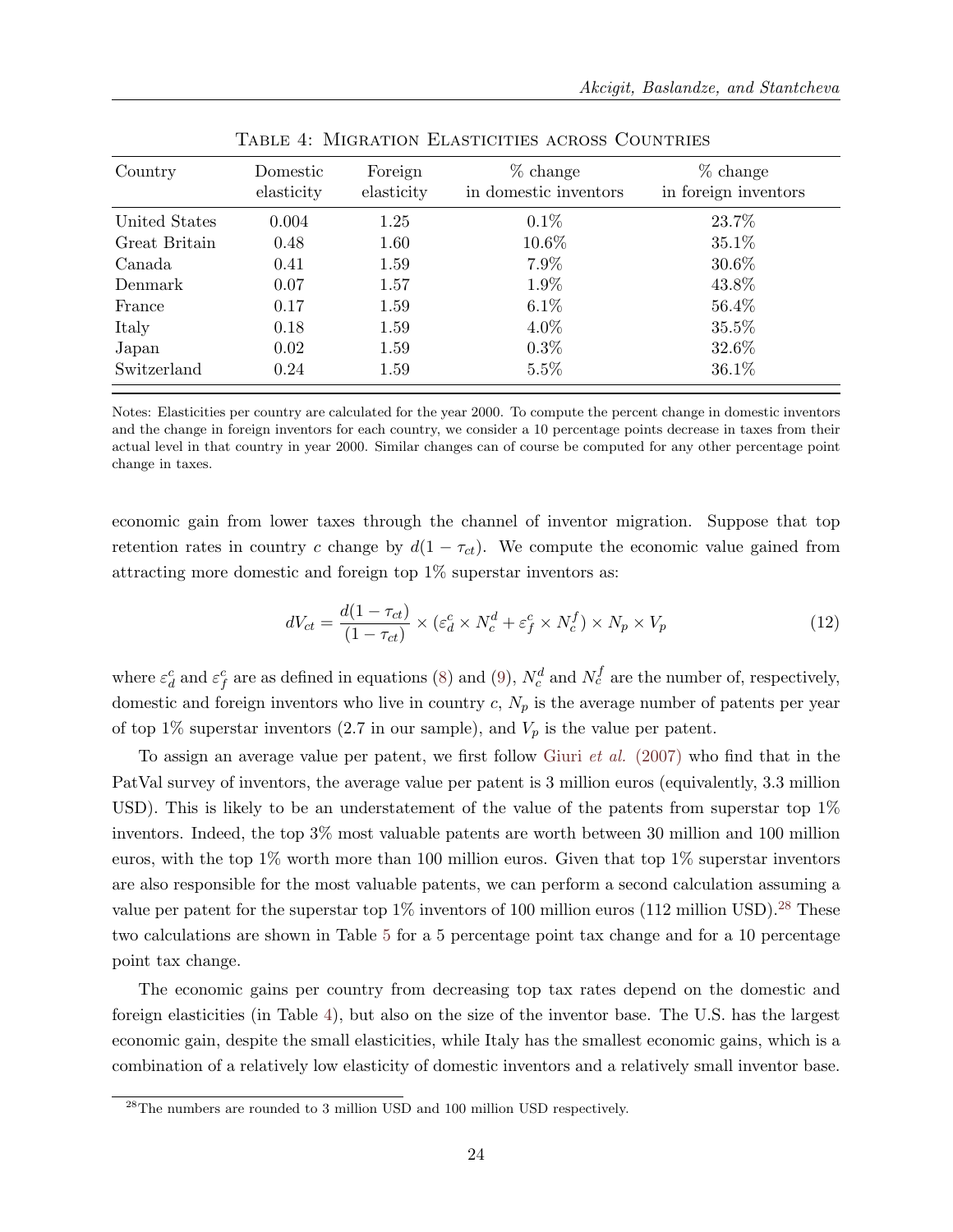Table 4: Migration Elasticities across Countries

| Country | Domestic elasticity | Foreign elasticity | % change in domestic inventors | % change in foreign inventors |
|---|---|---|---|---|
| United States | 0.004 | 1.25 | 0.1% | 23.7% |
| Great Britain | 0.48 | 1.60 | 10.6% | 35.1% |
| Canada | 0.41 | 1.59 | 7.9% | 30.6% |
| Denmark | 0.07 | 1.57 | 1.9% | 43.8% |
| France | 0.17 | 1.59 | 6.1% | 56.4% |
| Italy | 0.18 | 1.59 | 4.0% | 35.5% |
| Japan | 0.02 | 1.59 | 0.3% | 32.6% |
| Switzerland | 0.24 | 1.59 | 5.5% | 36.1% |

Notes: Elasticities per country are calculated for the year 2000. To compute the percent change in domestic inventors and the change in foreign inventors for each country, we consider a 10 percentage points decrease in taxes from their actual level in that country in year 2000. Similar changes can of course be computed for any other percentage point change in taxes.

economic gain from lower taxes through the channel of inventor migration. Suppose that top retention rates in country $c$ change by $d(1 - \tau_{ct})$. We compute the economic value gained from attracting more domestic and foreign top 1% superstar inventors as:

$$dV_{ct} = \frac{d(1 - \tau_{ct})}{(1 - \tau_{ct})} \times (\varepsilon_d^c \times N_c^d + \varepsilon_f^c \times N_c^f) \times N_p \times V_p \tag{12}$$

where $\varepsilon_d^c$ and $\varepsilon_f^c$ are as defined in equations (8) and (9), $N_c^d$ and $N_c^f$ are the number of, respectively, domestic and foreign inventors who live in country $c$, $N_p$ is the average number of patents per year of top 1% superstar inventors (2.7 in our sample), and $V_p$ is the value per patent.

To assign an average value per patent, we first follow Giuri *et al.* (2007) who find that in the PatVal survey of inventors, the average value per patent is 3 million euros (equivalently, 3.3 million USD). This is likely to be an understatement of the value of the patents from superstar top 1% inventors. Indeed, the top 3% most valuable patents are worth between 30 million and 100 million euros, with the top 1% worth more than 100 million euros. Given that top 1% superstar inventors are also responsible for the most valuable patents, we can perform a second calculation assuming a value per patent for the superstar top 1% inventors of 100 million euros (112 million USD).[28] These two calculations are shown in Table 5 for a 5 percentage point tax change and for a 10 percentage point tax change.

The economic gains per country from decreasing top tax rates depend on the domestic and foreign elasticities (in Table 4), but also on the size of the inventor base. The U.S. has the largest economic gain, despite the small elasticities, while Italy has the smallest economic gains, which is a combination of a relatively low elasticity of domestic inventors and a relatively small inventor base.

[28] The numbers are rounded to 3 million USD and 100 million USD respectively.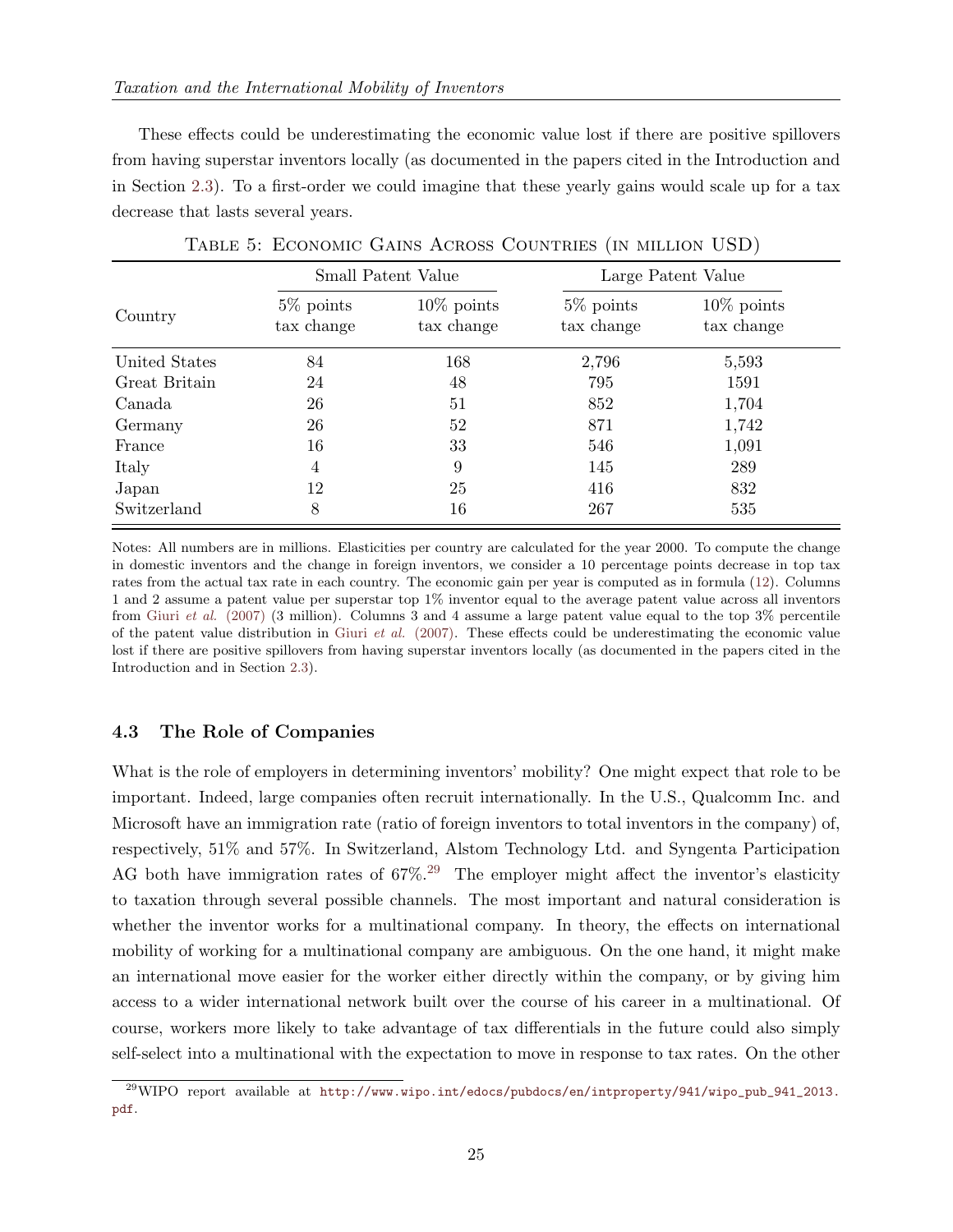These effects could be underestimating the economic value lost if there are positive spillovers from having superstar inventors locally (as documented in the papers cited in the Introduction and in Section 2.3). To a first-order we could imagine that these yearly gains would scale up for a tax decrease that lasts several years.

Table 5: Economic Gains Across Countries (in million USD)

| Country | Small Patent Value | | Large Patent Value | |
|---|---|---|---|---|
| | 5% points tax change | 10% points tax change | 5% points tax change | 10% points tax change |
| United States | 84 | 168 | 2,796 | 5,593 |
| Great Britain | 24 | 48 | 795 | 1591 |
| Canada | 26 | 51 | 852 | 1,704 |
| Germany | 26 | 52 | 871 | 1,742 |
| France | 16 | 33 | 546 | 1,091 |
| Italy | 4 | 9 | 145 | 289 |
| Japan | 12 | 25 | 416 | 832 |
| Switzerland | 8 | 16 | 267 | 535 |

Notes: All numbers are in millions. Elasticities per country are calculated for the year 2000. To compute the change in domestic inventors and the change in foreign inventors, we consider a 10 percentage points decrease in top tax rates from the actual tax rate in each country. The economic gain per year is computed as in formula (12). Columns 1 and 2 assume a patent value per superstar top 1% inventor equal to the average patent value across all inventors from Giuri *et al.* (2007) (3 million). Columns 3 and 4 assume a large patent value equal to the top 3% percentile of the patent value distribution in Giuri *et al.* (2007). These effects could be underestimating the economic value lost if there are positive spillovers from having superstar inventors locally (as documented in the papers cited in the Introduction and in Section 2.3).

### 4.3 The Role of Companies

What is the role of employers in determining inventors' mobility? One might expect that role to be important. Indeed, large companies often recruit internationally. In the U.S., Qualcomm Inc. and Microsoft have an immigration rate (ratio of foreign inventors to total inventors in the company) of, respectively, 51% and 57%. In Switzerland, Alstom Technology Ltd. and Syngenta Participation AG both have immigration rates of 67%.[29] The employer might affect the inventor's elasticity to taxation through several possible channels. The most important and natural consideration is whether the inventor works for a multinational company. In theory, the effects on international mobility of working for a multinational company are ambiguous. On the one hand, it might make an international move easier for the worker either directly within the company, or by giving him access to a wider international network built over the course of his career in a multinational. Of course, workers more likely to take advantage of tax differentials in the future could also simply self-select into a multinational with the expectation to move in response to tax rates. On the other

[29] WIPO report available at http://www.wipo.int/edocs/pubdocs/en/intproperty/941/wipo_pub_941_2013.pdf.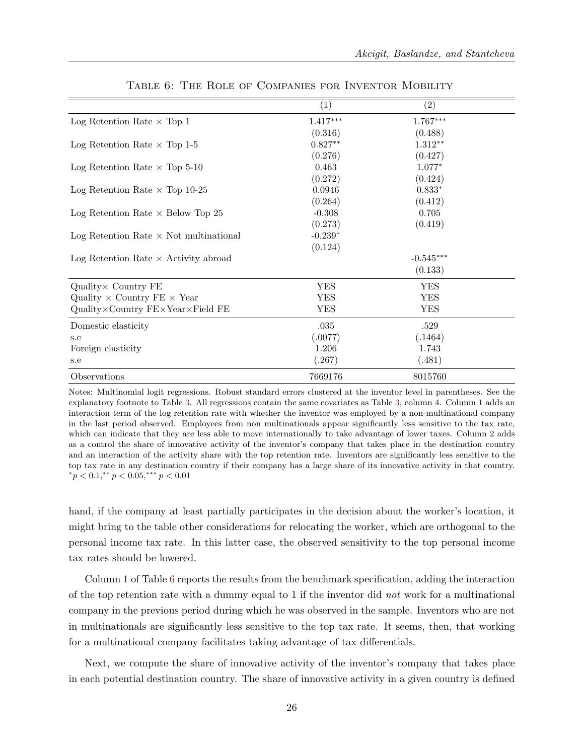Table 6: The Role of Companies for Inventor Mobility

| | (1) | (2) |
|---|---|---|
| Log Retention Rate × Top 1 | 1.417*** | 1.767*** |
| | (0.316) | (0.488) |
| Log Retention Rate × Top 1-5 | 0.827** | 1.312** |
| | (0.276) | (0.427) |
| Log Retention Rate × Top 5-10 | 0.463 | 1.077* |
| | (0.272) | (0.424) |
| Log Retention Rate × Top 10-25 | 0.0946 | 0.833* |
| | (0.264) | (0.412) |
| Log Retention Rate × Below Top 25 | -0.308 | 0.705 |
| | (0.273) | (0.419) |
| Log Retention Rate × Not multinational | -0.239* | |
| | (0.124) | |
| Log Retention Rate × Activity abroad | | -0.545*** |
| | | (0.133) |
| Quality× Country FE | YES | YES |
| Quality × Country FE × Year | YES | YES |
| Quality×Country FE×Year×Field FE | YES | YES |
| Domestic elasticity | .035 | .529 |
| s.e | (.0077) | (.1464) |
| Foreign elasticity | 1.206 | 1.743 |
| s.e | (.267) | (.481) |
| Observations | 7669176 | 8015760 |

Notes: Multinomial logit regressions. Robust standard errors clustered at the inventor level in parentheses. See the explanatory footnote to Table 3. All regressions contain the same covariates as Table 3, column 4. Column 1 adds an interaction term of the log retention rate with whether the inventor was employed by a non-multinational company in the last period observed. Employees from non multinationals appear significantly less sensitive to the tax rate, which can indicate that they are less able to move internationally to take advantage of lower taxes. Column 2 adds as a control the share of innovative activity of the inventor's company that takes place in the destination country and an interaction of the activity share with the top retention rate. Inventors are significantly less sensitive to the top tax rate in any destination country if their company has a large share of its innovative activity in that country. $^{*}p < 0.1, ^{**}p < 0.05, ^{***}p < 0.01$

hand, if the company at least partially participates in the decision about the worker's location, it might bring to the table other considerations for relocating the worker, which are orthogonal to the personal income tax rate. In this latter case, the observed sensitivity to the top personal income tax rates should be lowered.

Column 1 of Table 6 reports the results from the benchmark specification, adding the interaction of the top retention rate with a dummy equal to 1 if the inventor did *not* work for a multinational company in the previous period during which he was observed in the sample. Inventors who are not in multinationals are significantly less sensitive to the top tax rate. It seems, then, that working for a multinational company facilitates taking advantage of tax differentials.

Next, we compute the share of innovative activity of the inventor's company that takes place in each potential destination country. The share of innovative activity in a given country is defined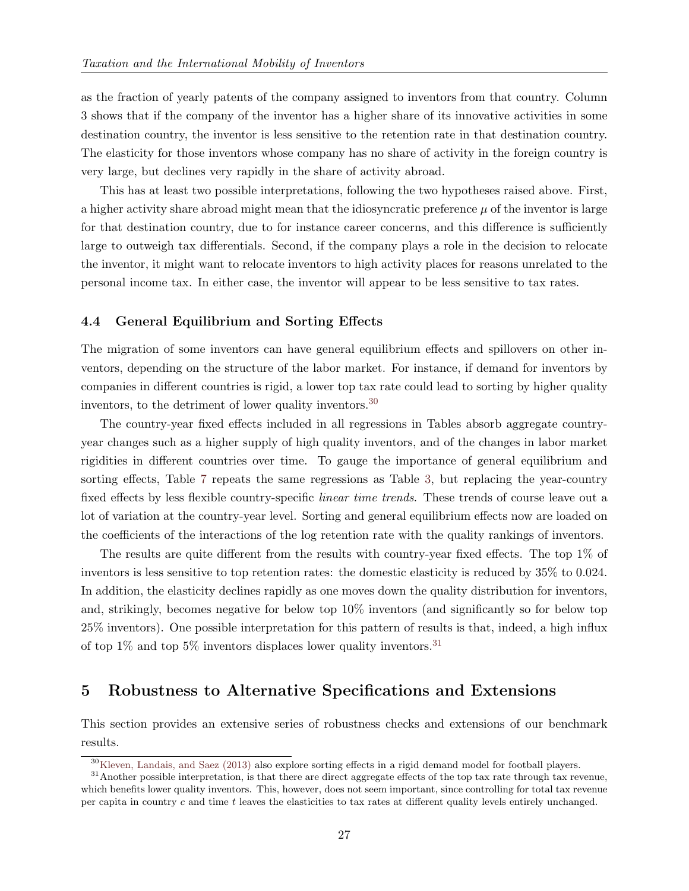as the fraction of yearly patents of the company assigned to inventors from that country. Column 3 shows that if the company of the inventor has a higher share of its innovative activities in some destination country, the inventor is less sensitive to the retention rate in that destination country. The elasticity for those inventors whose company has no share of activity in the foreign country is very large, but declines very rapidly in the share of activity abroad.

This has at least two possible interpretations, following the two hypotheses raised above. First, a higher activity share abroad might mean that the idiosyncratic preference $\mu$ of the inventor is large for that destination country, due to for instance career concerns, and this difference is sufficiently large to outweigh tax differentials. Second, if the company plays a role in the decision to relocate the inventor, it might want to relocate inventors to high activity places for reasons unrelated to the personal income tax. In either case, the inventor will appear to be less sensitive to tax rates.

### 4.4 General Equilibrium and Sorting Effects

The migration of some inventors can have general equilibrium effects and spillovers on other inventors, depending on the structure of the labor market. For instance, if demand for inventors by companies in different countries is rigid, a lower top tax rate could lead to sorting by higher quality inventors, to the detriment of lower quality inventors.[30]

The country-year fixed effects included in all regressions in Tables absorb aggregate country-year changes such as a higher supply of high quality inventors, and of the changes in labor market rigidities in different countries over time. To gauge the importance of general equilibrium and sorting effects, Table 7 repeats the same regressions as Table 3, but replacing the year-country fixed effects by less flexible country-specific *linear time trends*. These trends of course leave out a lot of variation at the country-year level. Sorting and general equilibrium effects now are loaded on the coefficients of the interactions of the log retention rate with the quality rankings of inventors.

The results are quite different from the results with country-year fixed effects. The top 1% of inventors is less sensitive to top retention rates: the domestic elasticity is reduced by 35% to 0.024. In addition, the elasticity declines rapidly as one moves down the quality distribution for inventors, and, strikingly, becomes negative for below top 10% inventors (and significantly so for below top 25% inventors). One possible interpretation for this pattern of results is that, indeed, a high influx of top 1% and top 5% inventors displaces lower quality inventors.[31]

## 5 Robustness to Alternative Specifications and Extensions

This section provides an extensive series of robustness checks and extensions of our benchmark results.

[30] Kleven, Landais, and Saez (2013) also explore sorting effects in a rigid demand model for football players.

[31] Another possible interpretation, is that there are direct aggregate effects of the top tax rate through tax revenue, which benefits lower quality inventors. This, however, does not seem important, since controlling for total tax revenue per capita in country $c$ and time $t$ leaves the elasticities to tax rates at different quality levels entirely unchanged.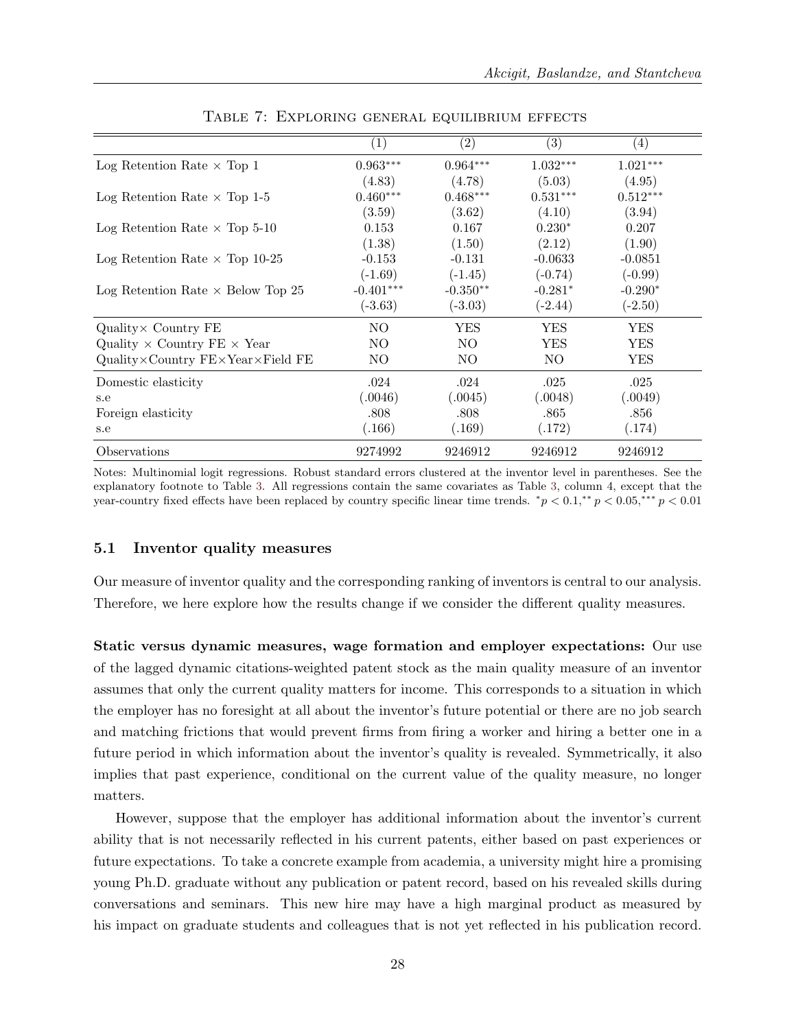Table 7: Exploring general equilibrium effects

| | (1) | (2) | (3) | (4) |
|---|---|---|---|---|
| Log Retention Rate × Top 1 | $0.963^{***}$ | $0.964^{***}$ | $1.032^{***}$ | $1.021^{***}$ |
| | (4.83) | (4.78) | (5.03) | (4.95) |
| Log Retention Rate × Top 1-5 | $0.460^{***}$ | $0.468^{***}$ | $0.531^{***}$ | $0.512^{***}$ |
| | (3.59) | (3.62) | (4.10) | (3.94) |
| Log Retention Rate × Top 5-10 | 0.153 | 0.167 | $0.230^{*}$ | 0.207 |
| | (1.38) | (1.50) | (2.12) | (1.90) |
| Log Retention Rate × Top 10-25 | -0.153 | -0.131 | -0.0633 | -0.0851 |
| | (-1.69) | (-1.45) | (-0.74) | (-0.99) |
| Log Retention Rate × Below Top 25 | $-0.401^{***}$ | $-0.350^{**}$ | $-0.281^{*}$ | $-0.290^{*}$ |
| | (-3.63) | (-3.03) | (-2.44) | (-2.50) |
| Quality× Country FE | NO | YES | YES | YES |
| Quality × Country FE × Year | NO | NO | YES | YES |
| Quality×Country FE×Year×Field FE | NO | NO | NO | YES |
| Domestic elasticity | .024 | .024 | .025 | .025 |
| s.e | (.0046) | (.0045) | (.0048) | (.0049) |
| Foreign elasticity | .808 | .808 | .865 | .856 |
| s.e | (.166) | (.169) | (.172) | (.174) |
| Observations | 9274992 | 9246912 | 9246912 | 9246912 |

Notes: Multinomial logit regressions. Robust standard errors clustered at the inventor level in parentheses. See the explanatory footnote to Table 3. All regressions contain the same covariates as Table 3, column 4, except that the year-country fixed effects have been replaced by country specific linear time trends. $^{*}p < 0.1,^{**} p < 0.05,^{***} p < 0.01$

## 5.1 Inventor quality measures

Our measure of inventor quality and the corresponding ranking of inventors is central to our analysis. Therefore, we here explore how the results change if we consider the different quality measures.

**Static versus dynamic measures, wage formation and employer expectations:** Our use of the lagged dynamic citations-weighted patent stock as the main quality measure of an inventor assumes that only the current quality matters for income. This corresponds to a situation in which the employer has no foresight at all about the inventor's future potential or there are no job search and matching frictions that would prevent firms from firing a worker and hiring a better one in a future period in which information about the inventor's quality is revealed. Symmetrically, it also implies that past experience, conditional on the current value of the quality measure, no longer matters.

However, suppose that the employer has additional information about the inventor's current ability that is not necessarily reflected in his current patents, either based on past experiences or future expectations. To take a concrete example from academia, a university might hire a promising young Ph.D. graduate without any publication or patent record, based on his revealed skills during conversations and seminars. This new hire may have a high marginal product as measured by his impact on graduate students and colleagues that is not yet reflected in his publication record.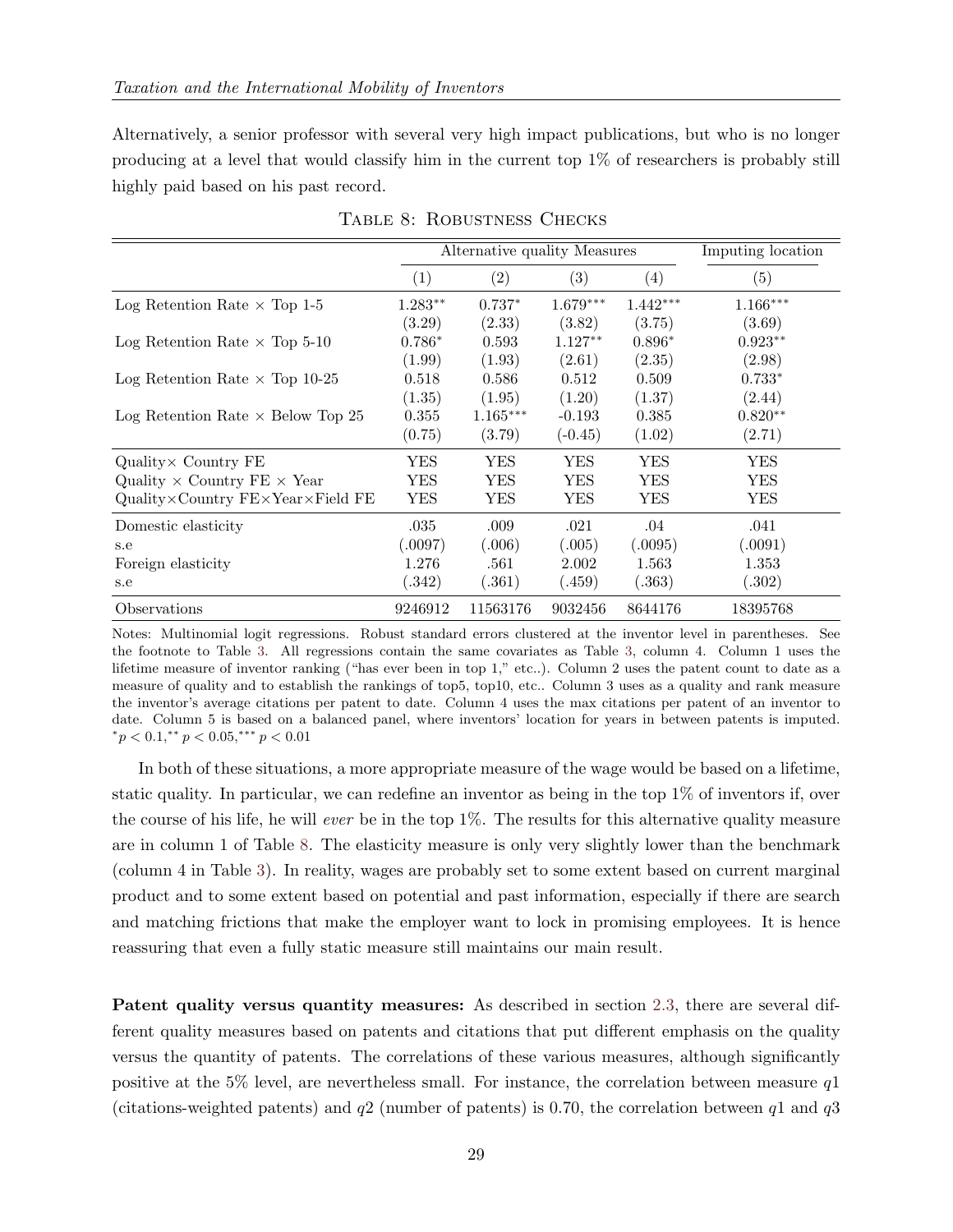Alternatively, a senior professor with several very high impact publications, but who is no longer producing at a level that would classify him in the current top 1% of researchers is probably still highly paid based on his past record.

Table 8: Robustness Checks

| | Alternative quality Measures | | | | Imputing location |
|---|---|---|---|---|---|
| | (1) | (2) | (3) | (4) | (5) |
| Log Retention Rate × Top 1-5 | 1.283** | 0.737* | 1.679*** | 1.442*** | 1.166*** |
| | (3.29) | (2.33) | (3.82) | (3.75) | (3.69) |
| Log Retention Rate × Top 5-10 | 0.786* | 0.593 | 1.127** | 0.896* | 0.923** |
| | (1.99) | (1.93) | (2.61) | (2.35) | (2.98) |
| Log Retention Rate × Top 10-25 | 0.518 | 0.586 | 0.512 | 0.509 | 0.733* |
| | (1.35) | (1.95) | (1.20) | (1.37) | (2.44) |
| Log Retention Rate × Below Top 25 | 0.355 | 1.165*** | -0.193 | 0.385 | 0.820** |
| | (0.75) | (3.79) | (-0.45) | (1.02) | (2.71) |
| Quality× Country FE | YES | YES | YES | YES | YES |
| Quality × Country FE × Year | YES | YES | YES | YES | YES |
| Quality×Country FE×Year×Field FE | YES | YES | YES | YES | YES |
| Domestic elasticity | .035 | .009 | .021 | .04 | .041 |
| s.e | (.0097) | (.006) | (.005) | (.0095) | (.0091) |
| Foreign elasticity | 1.276 | .561 | 2.002 | 1.563 | 1.353 |
| s.e | (.342) | (.361) | (.459) | (.363) | (.302) |
| Observations | 9246912 | 11563176 | 9032456 | 8644176 | 18395768 |

Notes: Multinomial logit regressions. Robust standard errors clustered at the inventor level in parentheses. See the footnote to Table 3. All regressions contain the same covariates as Table 3, column 4. Column 1 uses the lifetime measure of inventor ranking ("has ever been in top 1," etc..). Column 2 uses the patent count to date as a measure of quality and to establish the rankings of top5, top10, etc.. Column 3 uses as a quality and rank measure the inventor's average citations per patent to date. Column 4 uses the max citations per patent of an inventor to date. Column 5 is based on a balanced panel, where inventors' location for years in between patents is imputed. $^{*}p < 0.1$, $^{**}p < 0.05$, $^{***}p < 0.01$

In both of these situations, a more appropriate measure of the wage would be based on a lifetime, static quality. In particular, we can redefine an inventor as being in the top 1% of inventors if, over the course of his life, he will *ever* be in the top 1%. The results for this alternative quality measure are in column 1 of Table 8. The elasticity measure is only very slightly lower than the benchmark (column 4 in Table 3). In reality, wages are probably set to some extent based on current marginal product and to some extent based on potential and past information, especially if there are search and matching frictions that make the employer want to lock in promising employees. It is hence reassuring that even a fully static measure still maintains our main result.

**Patent quality versus quantity measures:** As described in section 2.3, there are several different quality measures based on patents and citations that put different emphasis on the quality versus the quantity of patents. The correlations of these various measures, although significantly positive at the 5% level, are nevertheless small. For instance, the correlation between measure $q1$ (citations-weighted patents) and $q2$ (number of patents) is 0.70, the correlation between $q1$ and $q3$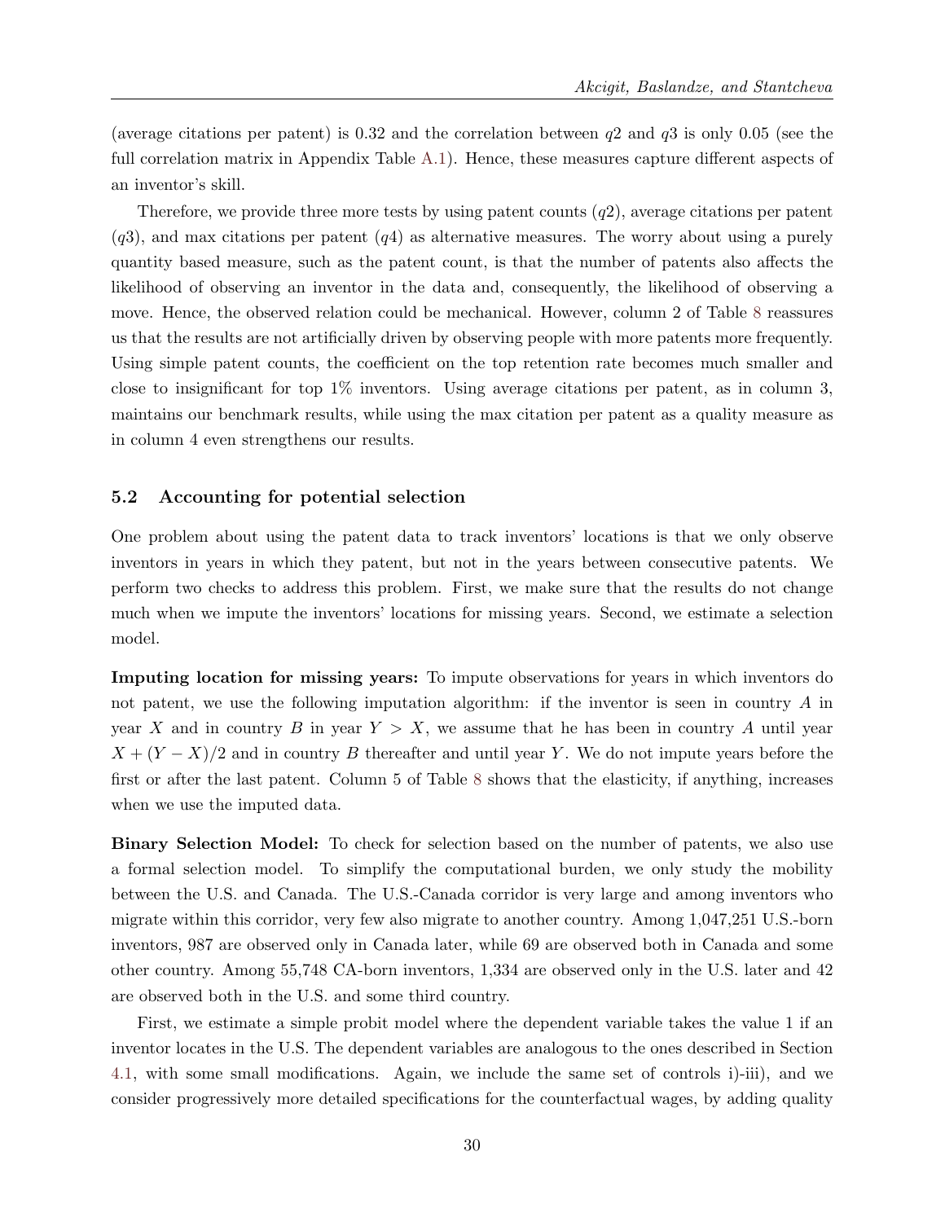(average citations per patent) is 0.32 and the correlation between $q2$ and $q3$ is only 0.05 (see the full correlation matrix in Appendix Table A.1). Hence, these measures capture different aspects of an inventor's skill.

Therefore, we provide three more tests by using patent counts ($q2$), average citations per patent ($q3$), and max citations per patent ($q4$) as alternative measures. The worry about using a purely quantity based measure, such as the patent count, is that the number of patents also affects the likelihood of observing an inventor in the data and, consequently, the likelihood of observing a move. Hence, the observed relation could be mechanical. However, column 2 of Table 8 reassures us that the results are not artificially driven by observing people with more patents more frequently. Using simple patent counts, the coefficient on the top retention rate becomes much smaller and close to insignificant for top 1% inventors. Using average citations per patent, as in column 3, maintains our benchmark results, while using the max citation per patent as a quality measure as in column 4 even strengthens our results.

## 5.2 Accounting for potential selection

One problem about using the patent data to track inventors' locations is that we only observe inventors in years in which they patent, but not in the years between consecutive patents. We perform two checks to address this problem. First, we make sure that the results do not change much when we impute the inventors' locations for missing years. Second, we estimate a selection model.

**Imputing location for missing years:** To impute observations for years in which inventors do not patent, we use the following imputation algorithm: if the inventor is seen in country $A$ in year $X$ and in country $B$ in year $Y > X$, we assume that he has been in country $A$ until year $X + (Y - X)/2$ and in country $B$ thereafter and until year $Y$. We do not impute years before the first or after the last patent. Column 5 of Table 8 shows that the elasticity, if anything, increases when we use the imputed data.

**Binary Selection Model:** To check for selection based on the number of patents, we also use a formal selection model. To simplify the computational burden, we only study the mobility between the U.S. and Canada. The U.S.-Canada corridor is very large and among inventors who migrate within this corridor, very few also migrate to another country. Among 1,047,251 U.S.-born inventors, 987 are observed only in Canada later, while 69 are observed both in Canada and some other country. Among 55,748 CA-born inventors, 1,334 are observed only in the U.S. later and 42 are observed both in the U.S. and some third country.

First, we estimate a simple probit model where the dependent variable takes the value 1 if an inventor locates in the U.S. The dependent variables are analogous to the ones described in Section 4.1, with some small modifications. Again, we include the same set of controls i)-iii), and we consider progressively more detailed specifications for the counterfactual wages, by adding quality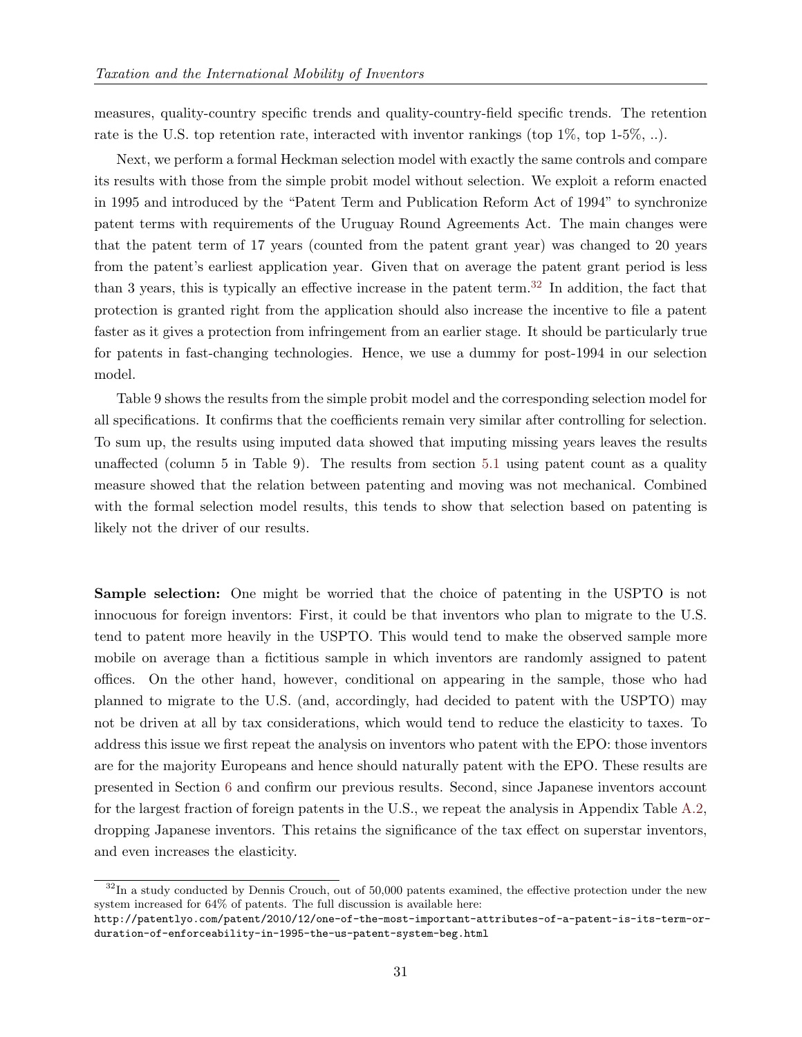measures, quality-country specific trends and quality-country-field specific trends. The retention rate is the U.S. top retention rate, interacted with inventor rankings (top 1%, top 1-5%, ..).

Next, we perform a formal Heckman selection model with exactly the same controls and compare its results with those from the simple probit model without selection. We exploit a reform enacted in 1995 and introduced by the "Patent Term and Publication Reform Act of 1994" to synchronize patent terms with requirements of the Uruguay Round Agreements Act. The main changes were that the patent term of 17 years (counted from the patent grant year) was changed to 20 years from the patent's earliest application year. Given that on average the patent grant period is less than 3 years, this is typically an effective increase in the patent term.[32] In addition, the fact that protection is granted right from the application should also increase the incentive to file a patent faster as it gives a protection from infringement from an earlier stage. It should be particularly true for patents in fast-changing technologies. Hence, we use a dummy for post-1994 in our selection model.

Table 9 shows the results from the simple probit model and the corresponding selection model for all specifications. It confirms that the coefficients remain very similar after controlling for selection. To sum up, the results using imputed data showed that imputing missing years leaves the results unaffected (column 5 in Table 9). The results from section 5.1 using patent count as a quality measure showed that the relation between patenting and moving was not mechanical. Combined with the formal selection model results, this tends to show that selection based on patenting is likely not the driver of our results.

**Sample selection:** One might be worried that the choice of patenting in the USPTO is not innocuous for foreign inventors: First, it could be that inventors who plan to migrate to the U.S. tend to patent more heavily in the USPTO. This would tend to make the observed sample more mobile on average than a fictitious sample in which inventors are randomly assigned to patent offices. On the other hand, however, conditional on appearing in the sample, those who had planned to migrate to the U.S. (and, accordingly, had decided to patent with the USPTO) may not be driven at all by tax considerations, which would tend to reduce the elasticity to taxes. To address this issue we first repeat the analysis on inventors who patent with the EPO: those inventors are for the majority Europeans and hence should naturally patent with the EPO. These results are presented in Section 6 and confirm our previous results. Second, since Japanese inventors account for the largest fraction of foreign patents in the U.S., we repeat the analysis in Appendix Table A.2, dropping Japanese inventors. This retains the significance of the tax effect on superstar inventors, and even increases the elasticity.

[32] In a study conducted by Dennis Crouch, out of 50,000 patents examined, the effective protection under the new system increased for 64% of patents. The full discussion is available here: http://patentlyo.com/patent/2010/12/one-of-the-most-important-attributes-of-a-patent-is-its-term-or-duration-of-enforceability-in-1995-the-us-patent-system-beg.html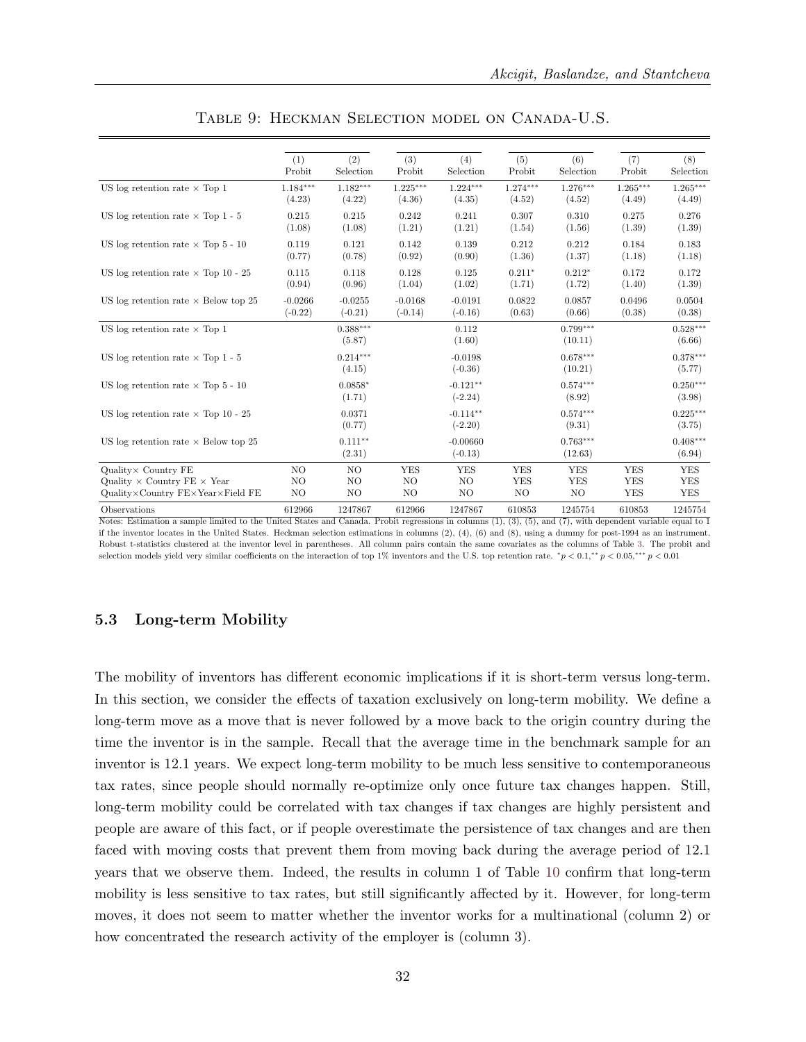Table 9: Heckman Selection model on Canada-U.S.

| | (1) Probit | (2) Selection | (3) Probit | (4) Selection | (5) Probit | (6) Selection | (7) Probit | (8) Selection |
|---|---|---|---|---|---|---|---|---|
| US log retention rate × Top 1 | 1.184*** | 1.182*** | 1.225*** | 1.224*** | 1.274*** | 1.276*** | 1.265*** | 1.265*** |
| | (4.23) | (4.22) | (4.36) | (4.35) | (4.52) | (4.52) | (4.49) | (4.49) |
| US log retention rate × Top 1 - 5 | 0.215 | 0.215 | 0.242 | 0.241 | 0.307 | 0.310 | 0.275 | 0.276 |
| | (1.08) | (1.08) | (1.21) | (1.21) | (1.54) | (1.56) | (1.39) | (1.39) |
| US log retention rate × Top 5 - 10 | 0.119 | 0.121 | 0.142 | 0.139 | 0.212 | 0.212 | 0.184 | 0.183 |
| | (0.77) | (0.78) | (0.92) | (0.90) | (1.36) | (1.37) | (1.18) | (1.18) |
| US log retention rate × Top 10 - 25 | 0.115 | 0.118 | 0.128 | 0.125 | 0.211* | 0.212* | 0.172 | 0.172 |
| | (0.94) | (0.96) | (1.04) | (1.02) | (1.71) | (1.72) | (1.40) | (1.39) |
| US log retention rate × Below top 25 | -0.0266 | -0.0255 | -0.0168 | -0.0191 | 0.0822 | 0.0857 | 0.0496 | 0.0504 |
| | (-0.22) | (-0.21) | (-0.14) | (-0.16) | (0.63) | (0.66) | (0.38) | (0.38) |
| US log retention rate × Top 1 | | 0.388*** | | 0.112 | | 0.799*** | | 0.528*** |
| | | (5.87) | | (1.60) | | (10.11) | | (6.66) |
| US log retention rate × Top 1 - 5 | | 0.214*** | | -0.0198 | | 0.678*** | | 0.378*** |
| | | (4.15) | | (-0.36) | | (10.21) | | (5.77) |
| US log retention rate × Top 5 - 10 | | 0.0858* | | -0.121** | | 0.574*** | | 0.250*** |
| | | (1.71) | | (-2.24) | | (8.92) | | (3.98) |
| US log retention rate × Top 10 - 25 | | 0.0371 | | -0.114** | | 0.574*** | | 0.225*** |
| | | (0.77) | | (-2.20) | | (9.31) | | (3.75) |
| US log retention rate × Below top 25 | | 0.111** | | -0.00660 | | 0.763*** | | 0.408*** |
| | | (2.31) | | (-0.13) | | (12.63) | | (6.94) |
| Quality× Country FE | NO | NO | YES | YES | YES | YES | YES | YES |
| Quality × Country FE × Year | NO | NO | NO | NO | YES | YES | YES | YES |
| Quality×Country FE×Year×Field FE | NO | NO | NO | NO | NO | NO | YES | YES |
| Observations | 612966 | 1247867 | 612966 | 1247867 | 610853 | 1245754 | 610853 | 1245754 |

Notes: Estimation a sample limited to the United States and Canada. Probit regressions in columns (1), (3), (5), and (7), with dependent variable equal to 1 if the inventor locates in the United States. Heckman selection estimations in columns (2), (4), (6) and (8), using a dummy for post-1994 as an instrument. Robust t-statistics clustered at the inventor level in parentheses. All column pairs contain the same covariates as the columns of Table 3. The probit and selection models yield very similar coefficients on the interaction of top 1% inventors and the U.S. top retention rate. $^{*}p < 0.1,^{**} p < 0.05,^{***} p < 0.01$

### 5.3 Long-term Mobility

The mobility of inventors has different economic implications if it is short-term versus long-term. In this section, we consider the effects of taxation exclusively on long-term mobility. We define a long-term move as a move that is never followed by a move back to the origin country during the time the inventor is in the sample. Recall that the average time in the benchmark sample for an inventor is 12.1 years. We expect long-term mobility to be much less sensitive to contemporaneous tax rates, since people should normally re-optimize only once future tax changes happen. Still, long-term mobility could be correlated with tax changes if tax changes are highly persistent and people are aware of this fact, or if people overestimate the persistence of tax changes and are then faced with moving costs that prevent them from moving back during the average period of 12.1 years that we observe them. Indeed, the results in column 1 of Table 10 confirm that long-term mobility is less sensitive to tax rates, but still significantly affected by it. However, for long-term moves, it does not seem to matter whether the inventor works for a multinational (column 2) or how concentrated the research activity of the employer is (column 3).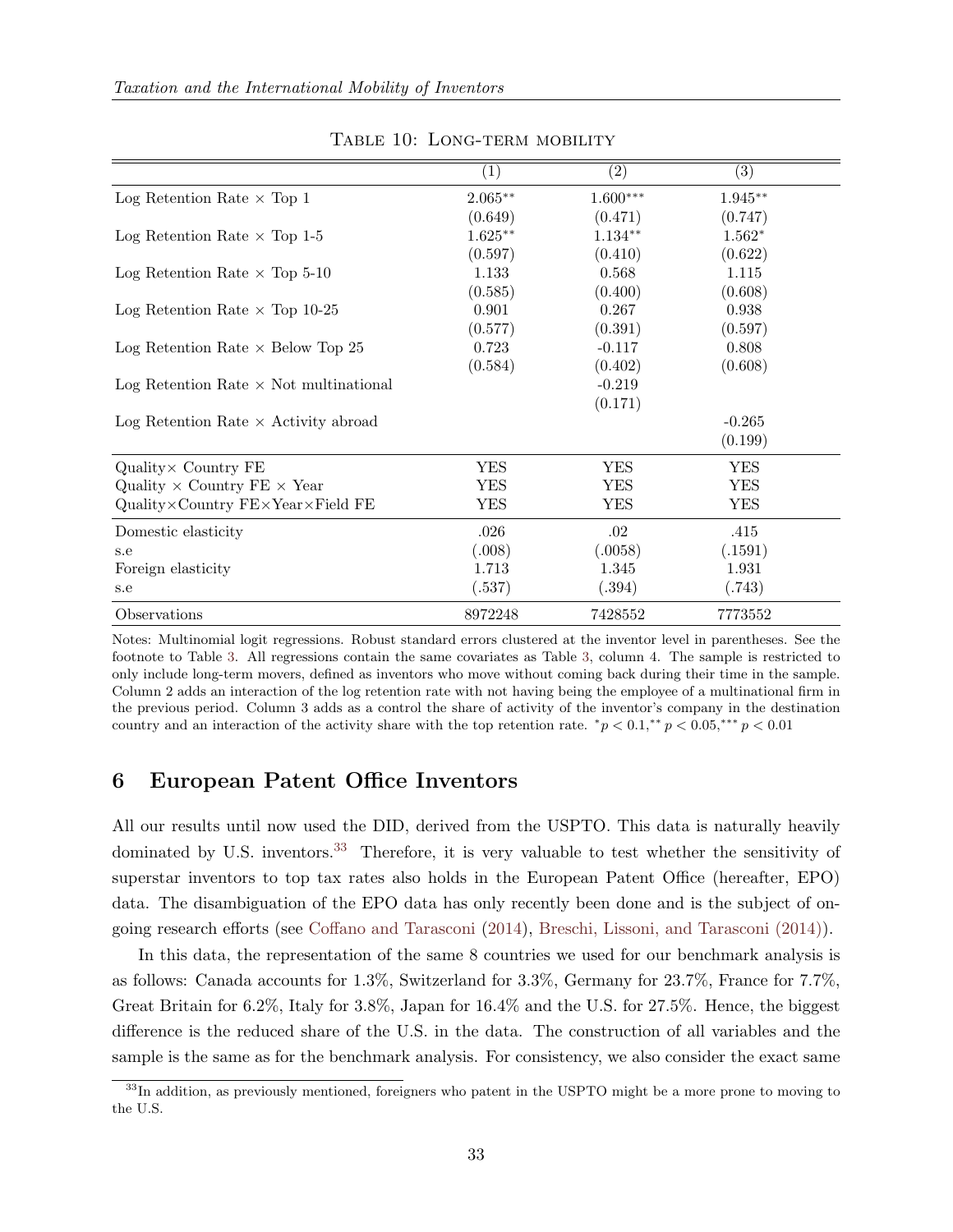Table 10: Long-term mobility

| | (1) | (2) | (3) |
|---|---|---|---|
| Log Retention Rate × Top 1 | 2.065** | 1.600*** | 1.945** |
| | (0.649) | (0.471) | (0.747) |
| Log Retention Rate × Top 1-5 | 1.625** | 1.134** | 1.562* |
| | (0.597) | (0.410) | (0.622) |
| Log Retention Rate × Top 5-10 | 1.133 | 0.568 | 1.115 |
| | (0.585) | (0.400) | (0.608) |
| Log Retention Rate × Top 10-25 | 0.901 | 0.267 | 0.938 |
| | (0.577) | (0.391) | (0.597) |
| Log Retention Rate × Below Top 25 | 0.723 | -0.117 | 0.808 |
| | (0.584) | (0.402) | (0.608) |
| Log Retention Rate × Not multinational | | -0.219 | |
| | | (0.171) | |
| Log Retention Rate × Activity abroad | | | -0.265 |
| | | | (0.199) |
| Quality× Country FE | YES | YES | YES |
| Quality × Country FE × Year | YES | YES | YES |
| Quality×Country FE×Year×Field FE | YES | YES | YES |
| Domestic elasticity | .026 | .02 | .415 |
| s.e | (.008) | (.0058) | (.1591) |
| Foreign elasticity | 1.713 | 1.345 | 1.931 |
| s.e | (.537) | (.394) | (.743) |
| Observations | 8972248 | 7428552 | 7773552 |

Notes: Multinomial logit regressions. Robust standard errors clustered at the inventor level in parentheses. See the footnote to Table 3. All regressions contain the same covariates as Table 3, column 4. The sample is restricted to only include long-term movers, defined as inventors who move without coming back during their time in the sample. Column 2 adds an interaction of the log retention rate with not having being the employee of a multinational firm in the previous period. Column 3 adds as a control the share of activity of the inventor's company in the destination country and an interaction of the activity share with the top retention rate. $^{*}p < 0.1$, $^{**}p < 0.05$, $^{***}p < 0.01$

## 6 European Patent Office Inventors

All our results until now used the DID, derived from the USPTO. This data is naturally heavily dominated by U.S. inventors.[33] Therefore, it is very valuable to test whether the sensitivity of superstar inventors to top tax rates also holds in the European Patent Office (hereafter, EPO) data. The disambiguation of the EPO data has only recently been done and is the subject of ongoing research efforts (see Coffano and Tarasconi (2014), Breschi, Lissoni, and Tarasconi (2014)).

In this data, the representation of the same 8 countries we used for our benchmark analysis is as follows: Canada accounts for 1.3%, Switzerland for 3.3%, Germany for 23.7%, France for 7.7%, Great Britain for 6.2%, Italy for 3.8%, Japan for 16.4% and the U.S. for 27.5%. Hence, the biggest difference is the reduced share of the U.S. in the data. The construction of all variables and the sample is the same as for the benchmark analysis. For consistency, we also consider the exact same

[33] In addition, as previously mentioned, foreigners who patent in the USPTO might be a more prone to moving to the U.S.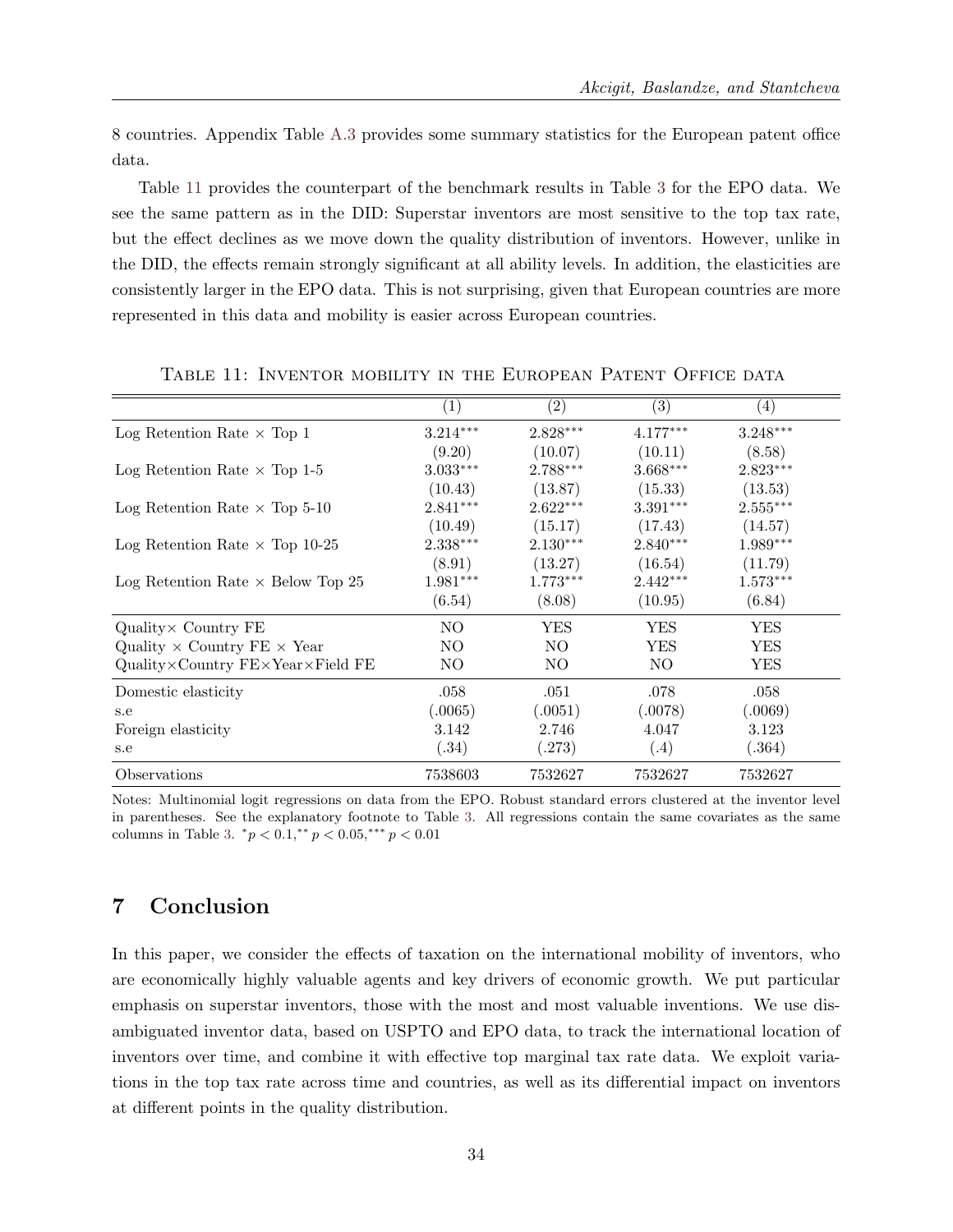8 countries. Appendix Table A.3 provides some summary statistics for the European patent office data.

Table 11 provides the counterpart of the benchmark results in Table 3 for the EPO data. We see the same pattern as in the DID: Superstar inventors are most sensitive to the top tax rate, but the effect declines as we move down the quality distribution of inventors. However, unlike in the DID, the effects remain strongly significant at all ability levels. In addition, the elasticities are consistently larger in the EPO data. This is not surprising, given that European countries are more represented in this data and mobility is easier across European countries.

Table 11: Inventor mobility in the European Patent Office data

| | (1) | (2) | (3) | (4) |
|---|---|---|---|---|
| Log Retention Rate × Top 1 | 3.214*** | 2.828*** | 4.177*** | 3.248*** |
| | (9.20) | (10.07) | (10.11) | (8.58) |
| Log Retention Rate × Top 1-5 | 3.033*** | 2.788*** | 3.668*** | 2.823*** |
| | (10.43) | (13.87) | (15.33) | (13.53) |
| Log Retention Rate × Top 5-10 | 2.841*** | 2.622*** | 3.391*** | 2.555*** |
| | (10.49) | (15.17) | (17.43) | (14.57) |
| Log Retention Rate × Top 10-25 | 2.338*** | 2.130*** | 2.840*** | 1.989*** |
| | (8.91) | (13.27) | (16.54) | (11.79) |
| Log Retention Rate × Below Top 25 | 1.981*** | 1.773*** | 2.442*** | 1.573*** |
| | (6.54) | (8.08) | (10.95) | (6.84) |
| Quality× Country FE | NO | YES | YES | YES |
| Quality × Country FE × Year | NO | NO | YES | YES |
| Quality×Country FE×Year×Field FE | NO | NO | NO | YES |
| Domestic elasticity | .058 | .051 | .078 | .058 |
| s.e | (.0065) | (.0051) | (.0078) | (.0069) |
| Foreign elasticity | 3.142 | 2.746 | 4.047 | 3.123 |
| s.e | (.34) | (.273) | (.4) | (.364) |
| Observations | 7538603 | 7532627 | 7532627 | 7532627 |

Notes: Multinomial logit regressions on data from the EPO. Robust standard errors clustered at the inventor level in parentheses. See the explanatory footnote to Table 3. All regressions contain the same covariates as the same columns in Table 3. $^{*}p < 0.1, ^{**}p < 0.05, ^{***}p < 0.01$

## 7 Conclusion

In this paper, we consider the effects of taxation on the international mobility of inventors, who are economically highly valuable agents and key drivers of economic growth. We put particular emphasis on superstar inventors, those with the most and most valuable inventions. We use disambiguated inventor data, based on USPTO and EPO data, to track the international location of inventors over time, and combine it with effective top marginal tax rate data. We exploit variations in the top tax rate across time and countries, as well as its differential impact on inventors at different points in the quality distribution.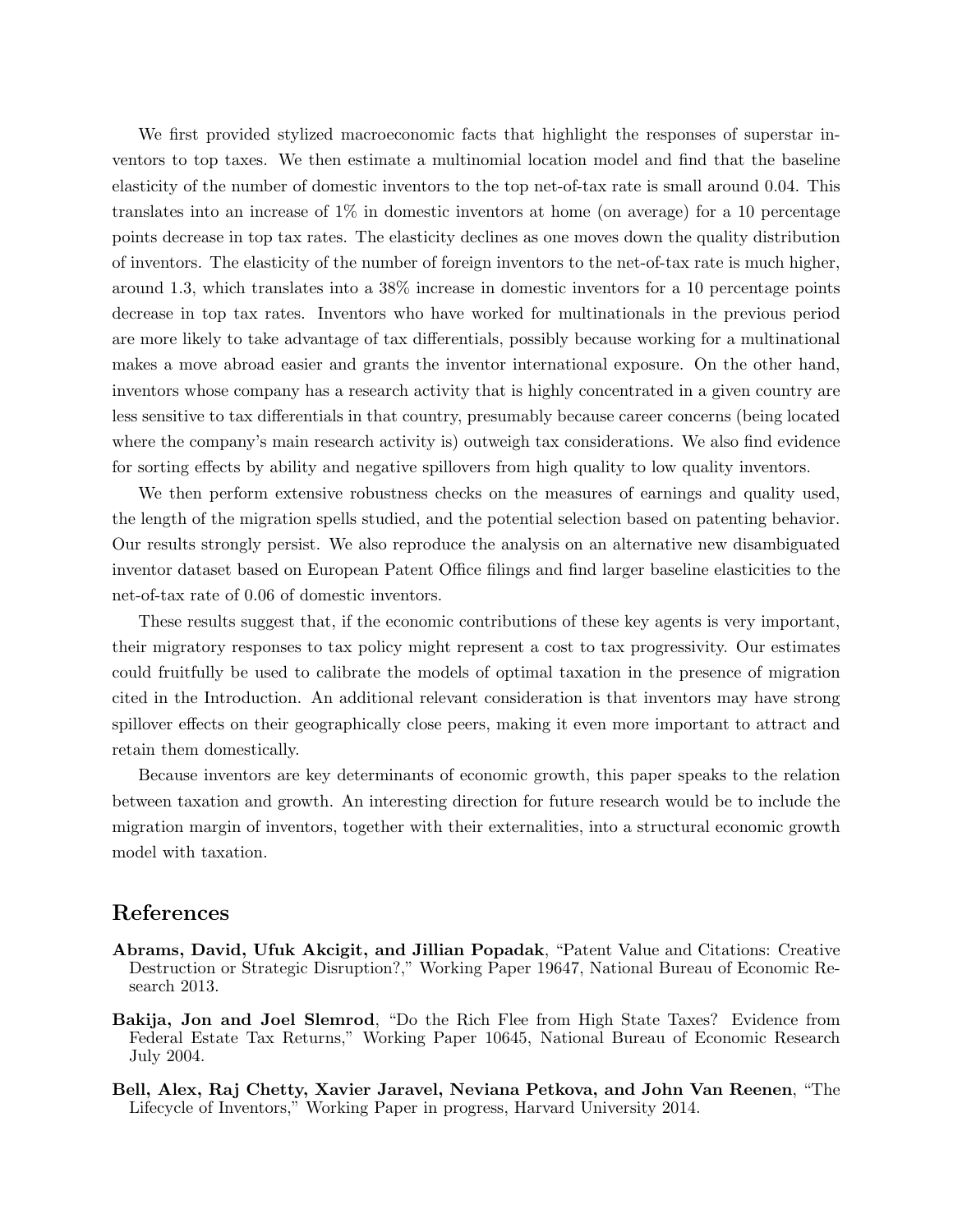We first provided stylized macroeconomic facts that highlight the responses of superstar inventors to top taxes. We then estimate a multinomial location model and find that the baseline elasticity of the number of domestic inventors to the top net-of-tax rate is small around 0.04. This translates into an increase of 1% in domestic inventors at home (on average) for a 10 percentage points decrease in top tax rates. The elasticity declines as one moves down the quality distribution of inventors. The elasticity of the number of foreign inventors to the net-of-tax rate is much higher, around 1.3, which translates into a 38% increase in domestic inventors for a 10 percentage points decrease in top tax rates. Inventors who have worked for multinationals in the previous period are more likely to take advantage of tax differentials, possibly because working for a multinational makes a move abroad easier and grants the inventor international exposure. On the other hand, inventors whose company has a research activity that is highly concentrated in a given country are less sensitive to tax differentials in that country, presumably because career concerns (being located where the company's main research activity is) outweigh tax considerations. We also find evidence for sorting effects by ability and negative spillovers from high quality to low quality inventors.

We then perform extensive robustness checks on the measures of earnings and quality used, the length of the migration spells studied, and the potential selection based on patenting behavior. Our results strongly persist. We also reproduce the analysis on an alternative new disambiguated inventor dataset based on European Patent Office filings and find larger baseline elasticities to the net-of-tax rate of 0.06 of domestic inventors.

These results suggest that, if the economic contributions of these key agents is very important, their migratory responses to tax policy might represent a cost to tax progressivity. Our estimates could fruitfully be used to calibrate the models of optimal taxation in the presence of migration cited in the Introduction. An additional relevant consideration is that inventors may have strong spillover effects on their geographically close peers, making it even more important to attract and retain them domestically.

Because inventors are key determinants of economic growth, this paper speaks to the relation between taxation and growth. An interesting direction for future research would be to include the migration margin of inventors, together with their externalities, into a structural economic growth model with taxation.

# References

**Abrams, David, Ufuk Akcigit, and Jillian Popadak**, "Patent Value and Citations: Creative Destruction or Strategic Disruption?," Working Paper 19647, National Bureau of Economic Research 2013.

**Bakija, Jon and Joel Slemrod**, "Do the Rich Flee from High State Taxes? Evidence from Federal Estate Tax Returns," Working Paper 10645, National Bureau of Economic Research July 2004.

**Bell, Alex, Raj Chetty, Xavier Jaravel, Neviana Petkova, and John Van Reenen**, "The Lifecycle of Inventors," Working Paper in progress, Harvard University 2014.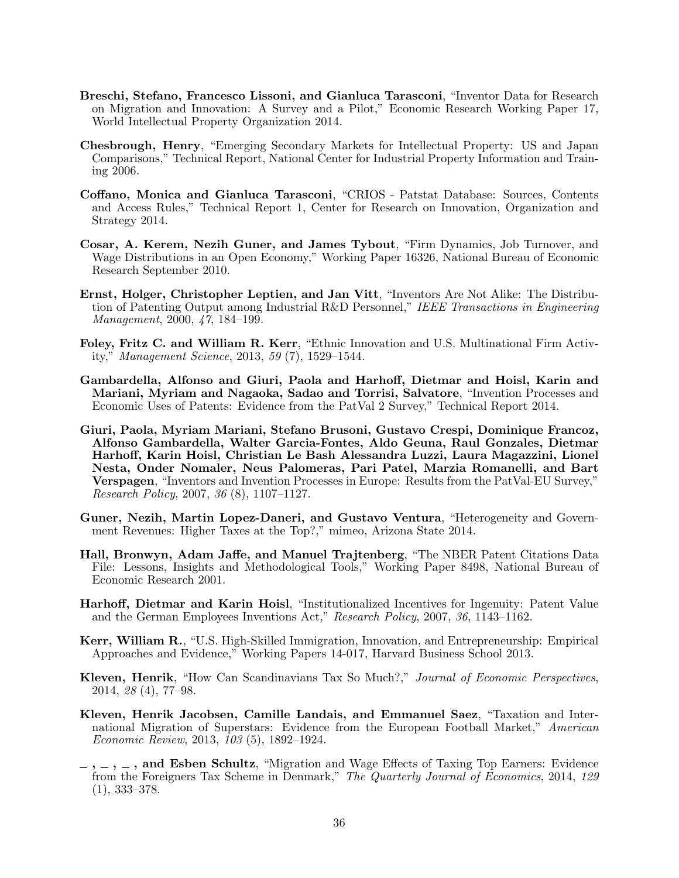**Breschi, Stefano, Francesco Lissoni, and Gianluca Tarasconi**, "Inventor Data for Research on Migration and Innovation: A Survey and a Pilot," Economic Research Working Paper 17, World Intellectual Property Organization 2014.

**Chesbrough, Henry**, "Emerging Secondary Markets for Intellectual Property: US and Japan Comparisons," Technical Report, National Center for Industrial Property Information and Training 2006.

**Coffano, Monica and Gianluca Tarasconi**, "CRIOS - Patstat Database: Sources, Contents and Access Rules," Technical Report 1, Center for Research on Innovation, Organization and Strategy 2014.

**Cosar, A. Kerem, Nezih Guner, and James Tybout**, "Firm Dynamics, Job Turnover, and Wage Distributions in an Open Economy," Working Paper 16326, National Bureau of Economic Research September 2010.

**Ernst, Holger, Christopher Leptien, and Jan Vitt**, "Inventors Are Not Alike: The Distribution of Patenting Output among Industrial R&D Personnel," *IEEE Transactions in Engineering Management*, 2000, *47*, 184–199.

**Foley, Fritz C. and William R. Kerr**, "Ethnic Innovation and U.S. Multinational Firm Activity," *Management Science*, 2013, *59* (7), 1529–1544.

**Gambardella, Alfonso and Giuri, Paola and Harhoff, Dietmar and Hoisl, Karin and Mariani, Myriam and Nagaoka, Sadao and Torrisi, Salvatore**, "Invention Processes and Economic Uses of Patents: Evidence from the PatVal 2 Survey," Technical Report 2014.

**Giuri, Paola, Myriam Mariani, Stefano Brusoni, Gustavo Crespi, Dominique Francoz, Alfonso Gambardella, Walter Garcia-Fontes, Aldo Geuna, Raul Gonzales, Dietmar Harhoff, Karin Hoisl, Christian Le Bash Alessandra Luzzi, Laura Magazzini, Lionel Nesta, Onder Nomaler, Neus Palomeras, Pari Patel, Marzia Romanelli, and Bart Verspagen**, "Inventors and Invention Processes in Europe: Results from the PatVal-EU Survey," *Research Policy*, 2007, *36* (8), 1107–1127.

**Guner, Nezih, Martin Lopez-Daneri, and Gustavo Ventura**, "Heterogeneity and Government Revenues: Higher Taxes at the Top?," mimeo, Arizona State 2014.

**Hall, Bronwyn, Adam Jaffe, and Manuel Trajtenberg**, "The NBER Patent Citations Data File: Lessons, Insights and Methodological Tools," Working Paper 8498, National Bureau of Economic Research 2001.

**Harhoff, Dietmar and Karin Hoisl**, "Institutionalized Incentives for Ingenuity: Patent Value and the German Employees Inventions Act," *Research Policy*, 2007, *36*, 1143–1162.

**Kerr, William R.**, "U.S. High-Skilled Immigration, Innovation, and Entrepreneurship: Empirical Approaches and Evidence," Working Papers 14-017, Harvard Business School 2013.

**Kleven, Henrik**, "How Can Scandinavians Tax So Much?," *Journal of Economic Perspectives*, 2014, *28* (4), 77–98.

**Kleven, Henrik Jacobsen, Camille Landais, and Emmanuel Saez**, "Taxation and International Migration of Superstars: Evidence from the European Football Market," *American Economic Review*, 2013, *103* (5), 1892–1924.

**_ , _ , _ , and Esben Schultz**, "Migration and Wage Effects of Taxing Top Earners: Evidence from the Foreigners Tax Scheme in Denmark," *The Quarterly Journal of Economics*, 2014, *129* (1), 333–378.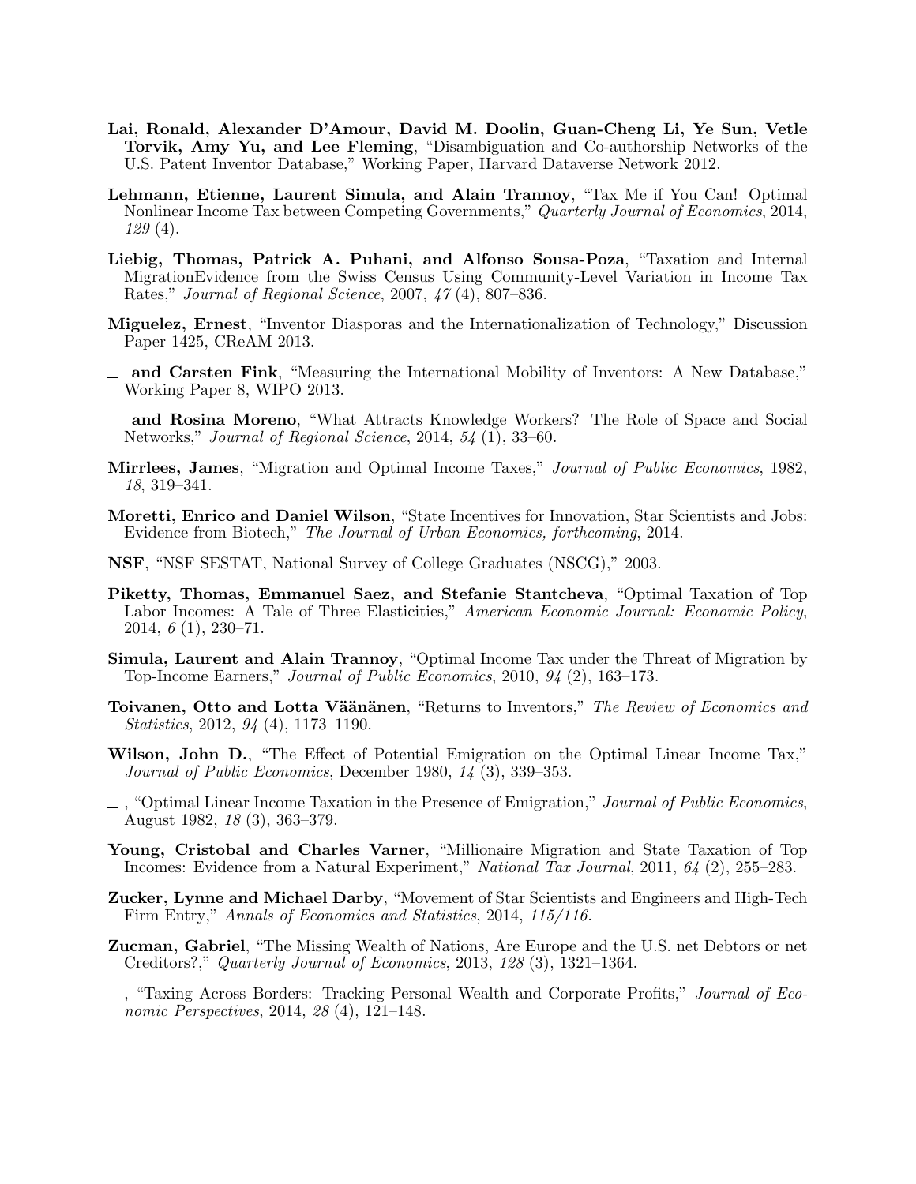**Lai, Ronald, Alexander D'Amour, David M. Doolin, Guan-Cheng Li, Ye Sun, Vetle Torvik, Amy Yu, and Lee Fleming**, "Disambiguation and Co-authorship Networks of the U.S. Patent Inventor Database," Working Paper, Harvard Dataverse Network 2012.

**Lehmann, Etienne, Laurent Simula, and Alain Trannoy**, "Tax Me if You Can! Optimal Nonlinear Income Tax between Competing Governments," *Quarterly Journal of Economics*, 2014, *129* (4).

**Liebig, Thomas, Patrick A. Puhani, and Alfonso Sousa-Poza**, "Taxation and Internal MigrationEvidence from the Swiss Census Using Community-Level Variation in Income Tax Rates," *Journal of Regional Science*, 2007, *47* (4), 807–836.

**Miguelez, Ernest**, "Inventor Diasporas and the Internationalization of Technology," Discussion Paper 1425, CReAM 2013.

_ **and Carsten Fink**, "Measuring the International Mobility of Inventors: A New Database," Working Paper 8, WIPO 2013.

_ **and Rosina Moreno**, "What Attracts Knowledge Workers? The Role of Space and Social Networks," *Journal of Regional Science*, 2014, *54* (1), 33–60.

**Mirrlees, James**, "Migration and Optimal Income Taxes," *Journal of Public Economics*, 1982, *18*, 319–341.

**Moretti, Enrico and Daniel Wilson**, "State Incentives for Innovation, Star Scientists and Jobs: Evidence from Biotech," *The Journal of Urban Economics, forthcoming*, 2014.

**NSF**, "NSF SESTAT, National Survey of College Graduates (NSCG)," 2003.

**Piketty, Thomas, Emmanuel Saez, and Stefanie Stantcheva**, "Optimal Taxation of Top Labor Incomes: A Tale of Three Elasticities," *American Economic Journal: Economic Policy*, 2014, *6* (1), 230–71.

**Simula, Laurent and Alain Trannoy**, "Optimal Income Tax under the Threat of Migration by Top-Income Earners," *Journal of Public Economics*, 2010, *94* (2), 163–173.

**Toivanen, Otto and Lotta Väänänen**, "Returns to Inventors," *The Review of Economics and Statistics*, 2012, *94* (4), 1173–1190.

**Wilson, John D.**, "The Effect of Potential Emigration on the Optimal Linear Income Tax," *Journal of Public Economics*, December 1980, *14* (3), 339–353.

_ , "Optimal Linear Income Taxation in the Presence of Emigration," *Journal of Public Economics*, August 1982, *18* (3), 363–379.

**Young, Cristobal and Charles Varner**, "Millionaire Migration and State Taxation of Top Incomes: Evidence from a Natural Experiment," *National Tax Journal*, 2011, *64* (2), 255–283.

**Zucker, Lynne and Michael Darby**, "Movement of Star Scientists and Engineers and High-Tech Firm Entry," *Annals of Economics and Statistics*, 2014, *115/116.*

**Zucman, Gabriel**, "The Missing Wealth of Nations, Are Europe and the U.S. net Debtors or net Creditors?," *Quarterly Journal of Economics*, 2013, *128* (3), 1321–1364.

_ , "Taxing Across Borders: Tracking Personal Wealth and Corporate Profits," *Journal of Economic Perspectives*, 2014, *28* (4), 121–148.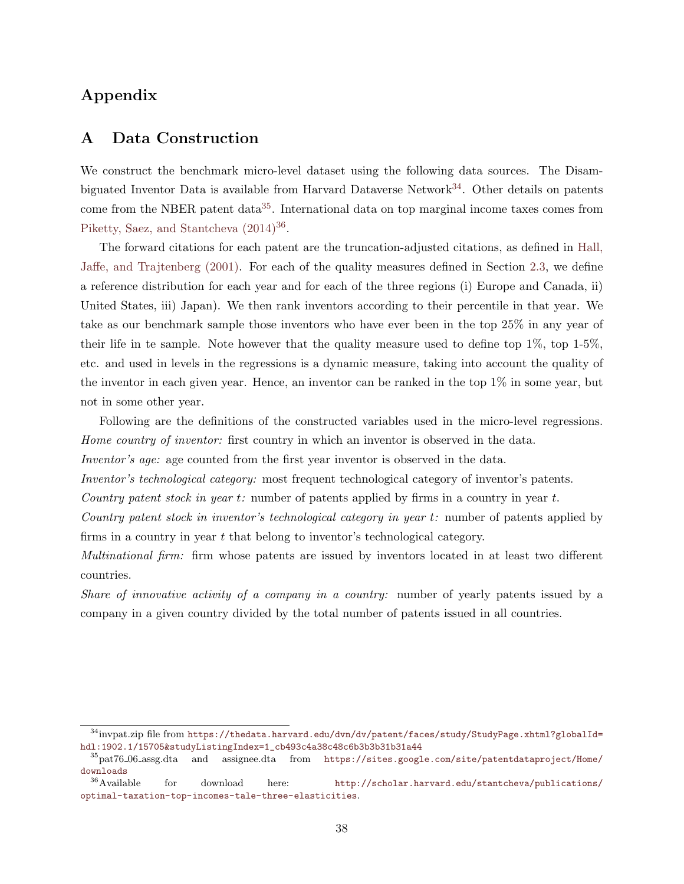# Appendix

## A Data Construction

We construct the benchmark micro-level dataset using the following data sources. The Disambiguated Inventor Data is available from Harvard Dataverse Network[34]. Other details on patents come from the NBER patent data[35]. International data on top marginal income taxes comes from Piketty, Saez, and Stantcheva (2014)[36].

The forward citations for each patent are the truncation-adjusted citations, as defined in Hall, Jaffe, and Trajtenberg (2001). For each of the quality measures defined in Section 2.3, we define a reference distribution for each year and for each of the three regions (i) Europe and Canada, ii) United States, iii) Japan). We then rank inventors according to their percentile in that year. We take as our benchmark sample those inventors who have ever been in the top 25% in any year of their life in te sample. Note however that the quality measure used to define top 1%, top 1-5%, etc. and used in levels in the regressions is a dynamic measure, taking into account the quality of the inventor in each given year. Hence, an inventor can be ranked in the top 1% in some year, but not in some other year.

Following are the definitions of the constructed variables used in the micro-level regressions.
*Home country of inventor:* first country in which an inventor is observed in the data.
*Inventor's age:* age counted from the first year inventor is observed in the data.
*Inventor's technological category:* most frequent technological category of inventor's patents.
*Country patent stock in year $t$:* number of patents applied by firms in a country in year $t$.
*Country patent stock in inventor's technological category in year $t$:* number of patents applied by firms in a country in year $t$ that belong to inventor's technological category.
*Multinational firm:* firm whose patents are issued by inventors located in at least two different countries.
*Share of innovative activity of a company in a country:* number of yearly patents issued by a company in a given country divided by the total number of patents issued in all countries.

---

[34] invpat.zip file from https://thedata.harvard.edu/dvn/dv/patent/faces/study/StudyPage.xhtml?globalId=hdl:1902.1/15705&studyListingIndex=1_cb493c4a38c48c6b3b3b31b31a44

[35] pat76_06_assg.dta and assignee.dta from https://sites.google.com/site/patentdataproject/Home/downloads

[36] Available for download here: http://scholar.harvard.edu/stantcheva/publications/optimal-taxation-top-incomes-tale-three-elasticities.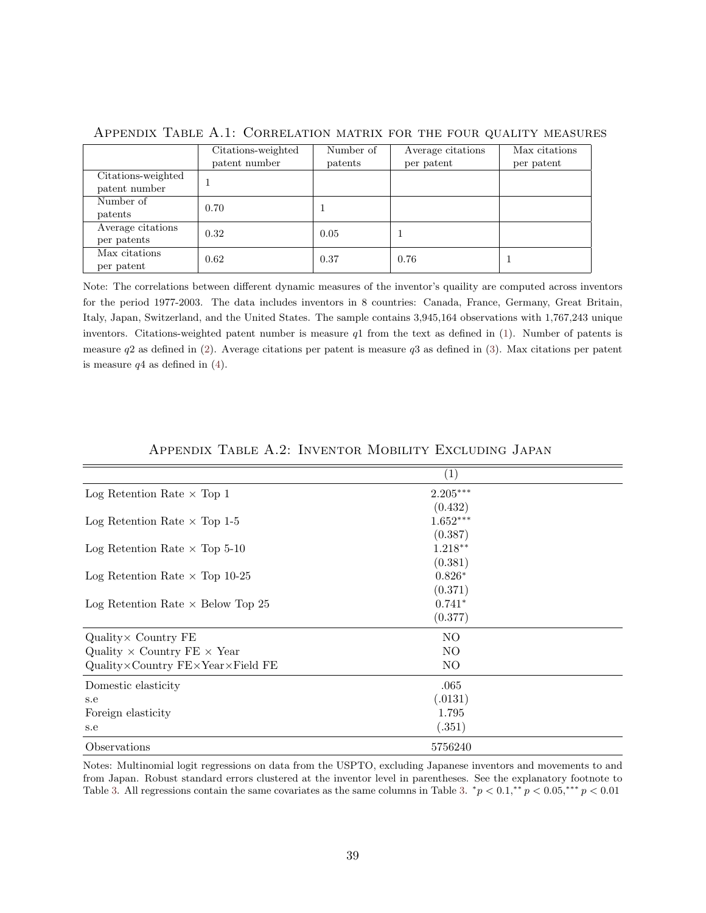Appendix Table A.1: Correlation matrix for the four quality measures

| | Citations-weighted patent number | Number of patents | Average citations per patent | Max citations per patent |
|---|---|---|---|---|
| Citations-weighted patent number | 1 | | | |
| Number of patents | 0.70 | 1 | | |
| Average citations per patents | 0.32 | 0.05 | 1 | |
| Max citations per patent | 0.62 | 0.37 | 0.76 | 1 |

Note: The correlations between different dynamic measures of the inventor's quaility are computed across inventors for the period 1977-2003. The data includes inventors in 8 countries: Canada, France, Germany, Great Britain, Italy, Japan, Switzerland, and the United States. The sample contains 3,945,164 observations with 1,767,243 unique inventors. Citations-weighted patent number is measure $q1$ from the text as defined in (1). Number of patents is measure $q2$ as defined in (2). Average citations per patent is measure $q3$ as defined in (3). Max citations per patent is measure $q4$ as defined in (4).

Appendix Table A.2: Inventor Mobility Excluding Japan

| | (1) |
|---|---|
| Log Retention Rate × Top 1 | $2.205^{***}$ |
| | (0.432) |
| Log Retention Rate × Top 1-5 | $1.652^{***}$ |
| | (0.387) |
| Log Retention Rate × Top 5-10 | $1.218^{**}$ |
| | (0.381) |
| Log Retention Rate × Top 10-25 | $0.826^{*}$ |
| | (0.371) |
| Log Retention Rate × Below Top 25 | $0.741^{*}$ |
| | (0.377) |
| Quality× Country FE | NO |
| Quality × Country FE × Year | NO |
| Quality×Country FE×Year×Field FE | NO |
| Domestic elasticity | .065 |
| s.e | (.0131) |
| Foreign elasticity | 1.795 |
| s.e | (.351) |
| Observations | 5756240 |

Notes: Multinomial logit regressions on data from the USPTO, excluding Japanese inventors and movements to and from Japan. Robust standard errors clustered at the inventor level in parentheses. See the explanatory footnote to Table 3. All regressions contain the same covariates as the same columns in Table 3. $^{*}p < 0.1$, $^{**}p < 0.05$, $^{***}p < 0.01$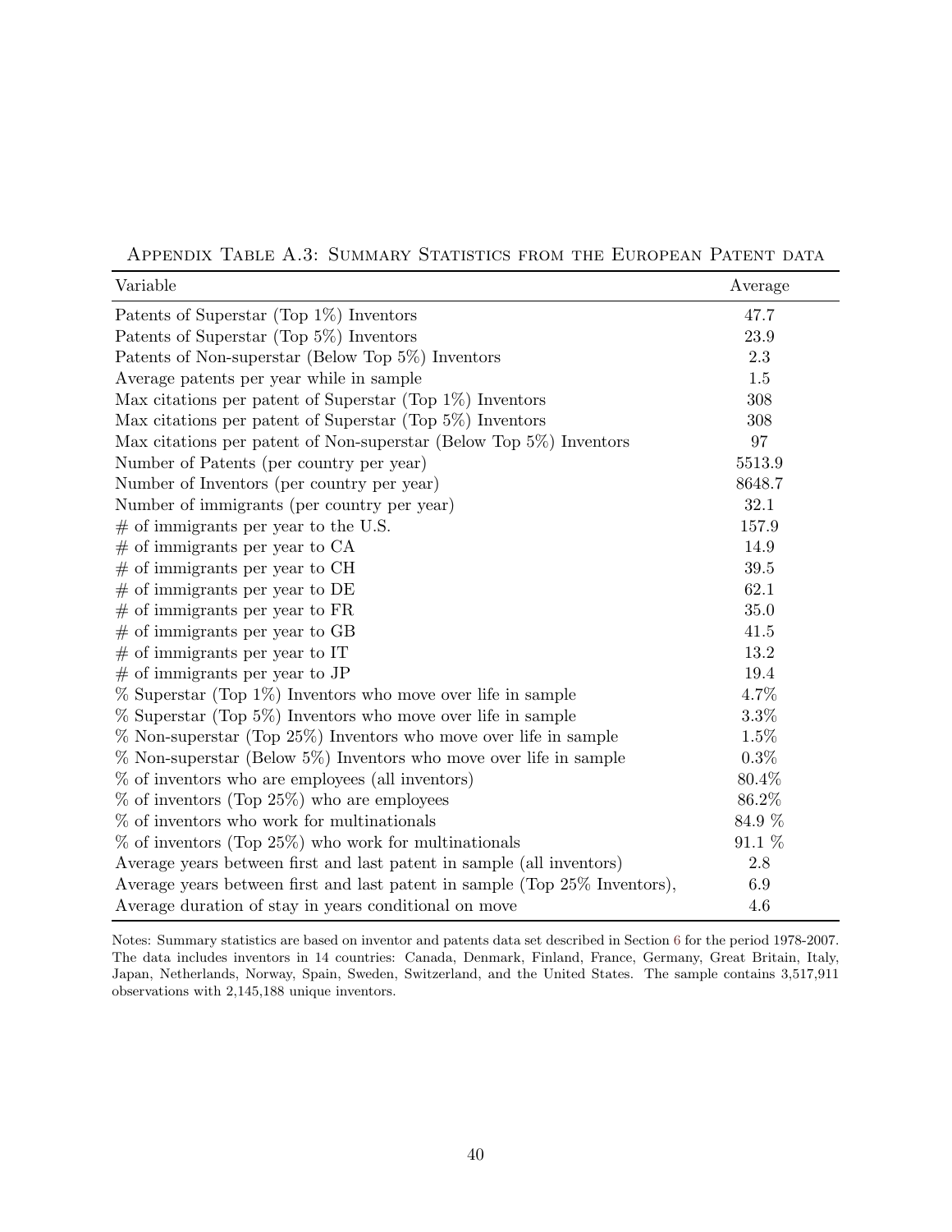Appendix Table A.3: Summary Statistics from the European Patent data

| Variable | Average |
|---|---|
| Patents of Superstar (Top 1%) Inventors | 47.7 |
| Patents of Superstar (Top 5%) Inventors | 23.9 |
| Patents of Non-superstar (Below Top 5%) Inventors | 2.3 |
| Average patents per year while in sample | 1.5 |
| Max citations per patent of Superstar (Top 1%) Inventors | 308 |
| Max citations per patent of Superstar (Top 5%) Inventors | 308 |
| Max citations per patent of Non-superstar (Below Top 5%) Inventors | 97 |
| Number of Patents (per country per year) | 5513.9 |
| Number of Inventors (per country per year) | 8648.7 |
| Number of immigrants (per country per year) | 32.1 |
| # of immigrants per year to the U.S. | 157.9 |
| # of immigrants per year to CA | 14.9 |
| # of immigrants per year to CH | 39.5 |
| # of immigrants per year to DE | 62.1 |
| # of immigrants per year to FR | 35.0 |
| # of immigrants per year to GB | 41.5 |
| # of immigrants per year to IT | 13.2 |
| # of immigrants per year to JP | 19.4 |
| % Superstar (Top 1%) Inventors who move over life in sample | 4.7% |
| % Superstar (Top 5%) Inventors who move over life in sample | 3.3% |
| % Non-superstar (Top 25%) Inventors who move over life in sample | 1.5% |
| % Non-superstar (Below 5%) Inventors who move over life in sample | 0.3% |
| % of inventors who are employees (all inventors) | 80.4% |
| % of inventors (Top 25%) who are employees | 86.2% |
| % of inventors who work for multinationals | 84.9 % |
| % of inventors (Top 25%) who work for multinationals | 91.1 % |
| Average years between first and last patent in sample (all inventors) | 2.8 |
| Average years between first and last patent in sample (Top 25% Inventors), | 6.9 |
| Average duration of stay in years conditional on move | 4.6 |

Notes: Summary statistics are based on inventor and patents data set described in Section 6 for the period 1978-2007. The data includes inventors in 14 countries: Canada, Denmark, Finland, France, Germany, Great Britain, Italy, Japan, Netherlands, Norway, Spain, Sweden, Switzerland, and the United States. The sample contains 3,517,911 observations with 2,145,188 unique inventors.